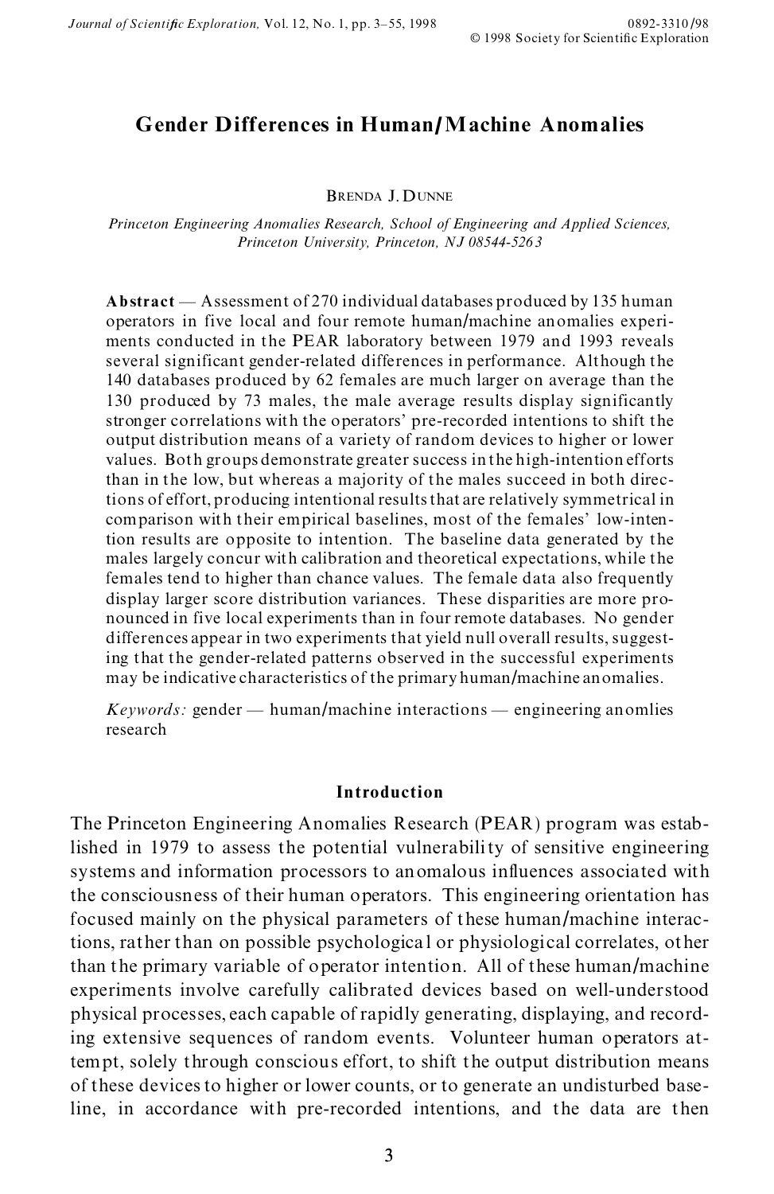# Gender Differences in Human/Machine Anomalies

BRENDA J. DUNNE

*Princeton Engineering Anomalies Research, School of Engineering and Applied Sciences, Princeton University, Princeton, NJ 08544-5263*

**Abstract** — Assessment of 270 individual databases produced by 135 human operators in five local and four remote human/machine anomalies experiments conducted in the PEAR laboratory between 1979 and 1993 reveals several significant gender-related differences in performance. Although the 140 databases produced by 62 females are much larger on average than the 130 produced by 73 males, the male average results display significantly stronger correlations with the operators' pre-recorded intentions to shift the output distribution means of a variety of random devices to higher or lower values. Both groups demonstrate greater success in the high-intention efforts than in the low, but whereas a majority of the males succeed in both directions of effort, producing intentional results that are relatively symmetrical in comparison with their empirical baselines, most of the females' low-intention results are opposite to intention. The baseline data generated by the males largely concur with calibration and theoretical expectations, while the females tend to higher than chance values. The female data also frequently display larger score distribution variances. These disparities are more pronounced in five local experiments than in four remote databases. No gender differences appear in two experiments that yield null overall results, suggesting that the gender-related patterns observed in the successful experiments may be indicative characteristics of the primary human/machine anomalies.

*Keywords:* gender — human/machine interactions — engineering anomlies research

## Introduction

The Princeton Engineering Anomalies Research (PEAR) program was established in 1979 to assess the potential vulnerability of sensitive engineering systems and information processors to anomalous influences associated with the consciousness of their human operators. This engineering orientation has focused mainly on the physical parameters of these human/machine interactions, rather than on possible psychological or physiological correlates, other than the primary variable of operator intention. All of these human/machine experiments involve carefully calibrated devices based on well-understood physical processes, each capable of rapidly generating, displaying, and recording extensive sequences of random events. Volunteer human operators attempt, solely through conscious effort, to shift the output distribution means of these devices to higher or lower counts, or to generate an undisturbed baseline, in accordance with pre-recorded intentions, and the data are then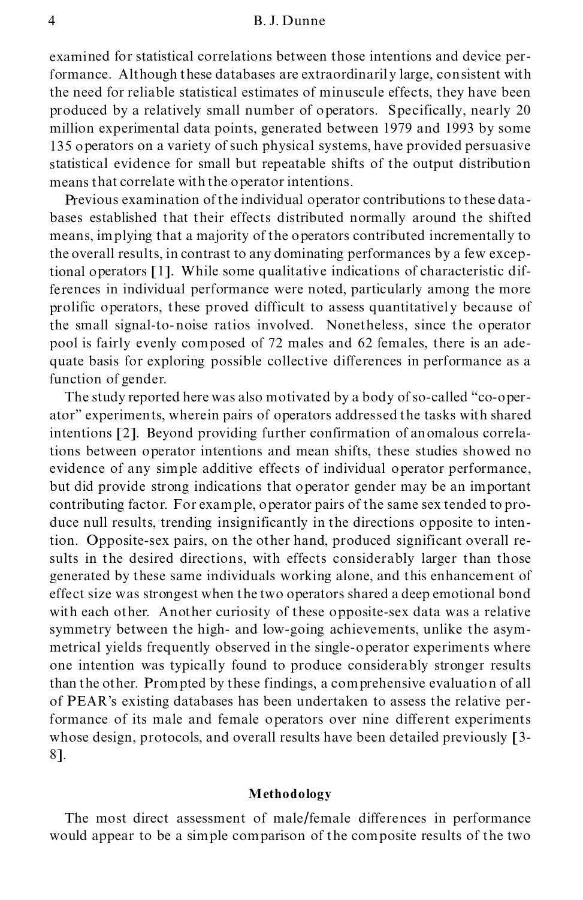examined for statistical correlations between those intentions and device performance. Although these databases are extraordinarily large, consistent with the need for reliable statistical estimates of minuscule effects, they have been produced by a relatively small number of operators. Specifically, nearly 20 million experimental data points, generated between 1979 and 1993 by some 135 operators on a variety of such physical systems, have provided persuasive statistical evidence for small but repeatable shifts of the output distribution means that correlate with the operator intentions.

Previous examination of the individual operator contributions to these databases established that their effects distributed normally around the shifted means, implying that a majority of the operators contributed incrementally to the overall results, in contrast to any dominating performances by a few exceptional operators [1]. While some qualitative indications of characteristic differences in individual performance were noted, particularly among the more prolific operators, these proved difficult to assess quantitatively because of the small signal-to-noise ratios involved. Nonetheless, since the operator pool is fairly evenly composed of 72 males and 62 females, there is an adequate basis for exploring possible collective differences in performance as a function of gender.

The study reported here was also motivated by a body of so-called "co-operator" experiments, wherein pairs of operators addressed the tasks with shared intentions [2]. Beyond providing further confirmation of anomalous correlations between operator intentions and mean shifts, these studies showed no evidence of any simple additive effects of individual operator performance, but did provide strong indications that operator gender may be an important contributing factor. For example, operator pairs of the same sex tended to produce null results, trending insignificantly in the directions opposite to intention. Opposite-sex pairs, on the other hand, produced significant overall results in the desired directions, with effects considerably larger than those generated by these same individuals working alone, and this enhancement of effect size was strongest when the two operators shared a deep emotional bond with each other. Another curiosity of these opposite-sex data was a relative symmetry between the high- and low-going achievements, unlike the asymmetrical yields frequently observed in the single-operator experiments where one intention was typically found to produce considerably stronger results than the other. Prompted by these findings, a comprehensive evaluation of all of PEAR's existing databases has been undertaken to assess the relative performance of its male and female operators over nine different experiments whose design, protocols, and overall results have been detailed previously [3-8].

## Methodology

The most direct assessment of male/female differences in performance would appear to be a simple comparison of the composite results of the two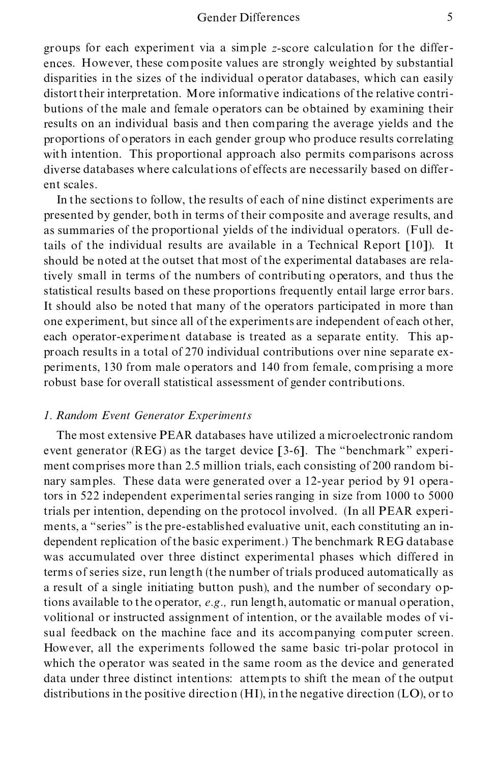groups for each experiment via a simple $z$-score calculation for the differences. However, these composite values are strongly weighted by substantial disparities in the sizes of the individual operator databases, which can easily distort their interpretation. More informative indications of the relative contributions of the male and female operators can be obtained by examining their results on an individual basis and then comparing the average yields and the proportions of operators in each gender group who produce results correlating with intention. This proportional approach also permits comparisons across diverse databases where calculations of effects are necessarily based on different scales.

In the sections to follow, the results of each of nine distinct experiments are presented by gender, both in terms of their composite and average results, and as summaries of the proportional yields of the individual operators. (Full details of the individual results are available in a Technical Report [10]). It should be noted at the outset that most of the experimental databases are relatively small in terms of the numbers of contributing operators, and thus the statistical results based on these proportions frequently entail large error bars. It should also be noted that many of the operators participated in more than one experiment, but since all of the experiments are independent of each other, each operator-experiment database is treated as a separate entity. This approach results in a total of 270 individual contributions over nine separate experiments, 130 from male operators and 140 from female, comprising a more robust base for overall statistical assessment of gender contributions.

### *1. Random Event Generator Experiments*

The most extensive PEAR databases have utilized a microelectronic random event generator (REG) as the target device [3-6]. The "benchmark" experiment comprises more than 2.5 million trials, each consisting of 200 random binary samples. These data were generated over a 12-year period by 91 operators in 522 independent experimental series ranging in size from 1000 to 5000 trials per intention, depending on the protocol involved. (In all PEAR experiments, a "series" is the pre-established evaluative unit, each constituting an independent replication of the basic experiment.) The benchmark REG database was accumulated over three distinct experimental phases which differed in terms of series size, run length (the number of trials produced automatically as a result of a single initiating button push), and the number of secondary options available to the operator, *e.g.,* run length, automatic or manual operation, volitional or instructed assignment of intention, or the available modes of visual feedback on the machine face and its accompanying computer screen. However, all the experiments followed the same basic tri-polar protocol in which the operator was seated in the same room as the device and generated data under three distinct intentions: attempts to shift the mean of the output distributions in the positive direction (HI), in the negative direction (LO), or to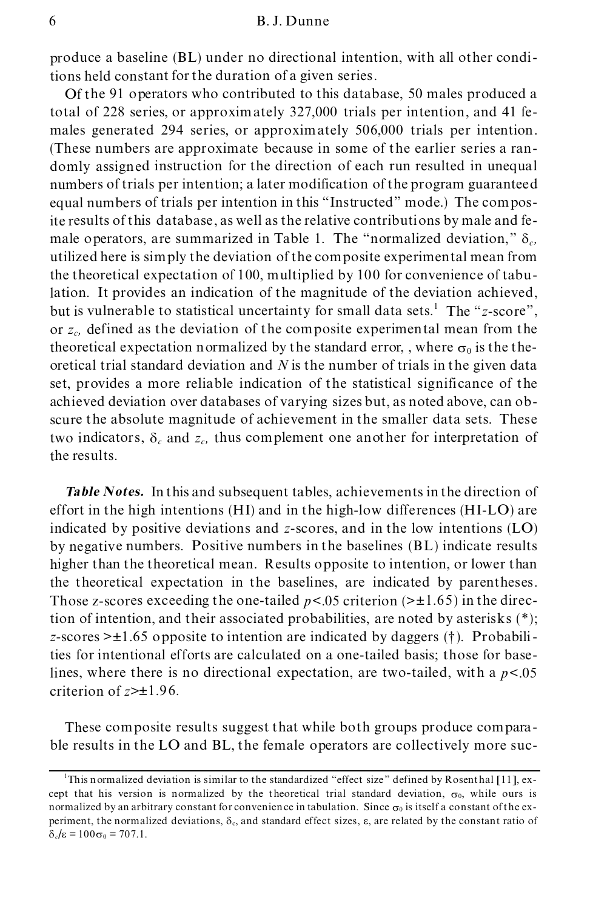produce a baseline (BL) under no directional intention, with all other conditions held constant for the duration of a given series.

Of the 91 operators who contributed to this database, 50 males produced a total of 228 series, or approximately 327,000 trials per intention, and 41 females generated 294 series, or approximately 506,000 trials per intention. (These numbers are approximate because in some of the earlier series a randomly assigned instruction for the direction of each run resulted in unequal numbers of trials per intention; a later modification of the program guaranteed equal numbers of trials per intention in this "Instructed" mode.) The composite results of this database, as well as the relative contributions by male and female operators, are summarized in Table 1. The "normalized deviation," $\delta_c$, utilized here is simply the deviation of the composite experimental mean from the theoretical expectation of 100, multiplied by 100 for convenience of tabulation. It provides an indication of the magnitude of the deviation achieved, but is vulnerable to statistical uncertainty for small data sets.[1] The "$z$-score", or $z_c$, defined as the deviation of the composite experimental mean from the theoretical expectation normalized by the standard error, , where $\sigma_0$ is the theoretical trial standard deviation and $N$ is the number of trials in the given data set, provides a more reliable indication of the statistical significance of the achieved deviation over databases of varying sizes but, as noted above, can obscure the absolute magnitude of achievement in the smaller data sets. These two indicators, $\delta_c$ and $z_c$, thus complement one another for interpretation of the results.

***Table Notes.*** In this and subsequent tables, achievements in the direction of effort in the high intentions (HI) and in the high-low differences (HI-LO) are indicated by positive deviations and $z$-scores, and in the low intentions (LO) by negative numbers. Positive numbers in the baselines (BL) indicate results higher than the theoretical mean. Results opposite to intention, or lower than the theoretical expectation in the baselines, are indicated by parentheses. Those z-scores exceeding the one-tailed $p<.05$ criterion ($>\pm1.65$) in the direction of intention, and their associated probabilities, are noted by asterisks (*); $z$-scores $>\pm1.65$ opposite to intention are indicated by daggers (†). Probabilities for intentional efforts are calculated on a one-tailed basis; those for baselines, where there is no directional expectation, are two-tailed, with a $p<.05$ criterion of $z>\pm1.96$.

These composite results suggest that while both groups produce comparable results in the LO and BL, the female operators are collectively more suc-

[1] This normalized deviation is similar to the standardized "effect size" defined by Rosenthal [11], except that his version is normalized by the theoretical trial standard deviation, $\sigma_0$, while ours is normalized by an arbitrary constant for convenience in tabulation. Since $\sigma_0$ is itself a constant of the experiment, the normalized deviations, $\delta_c$, and standard effect sizes, $\varepsilon$, are related by the constant ratio of $\delta_c/\varepsilon = 100\sigma_0 = 707.1$.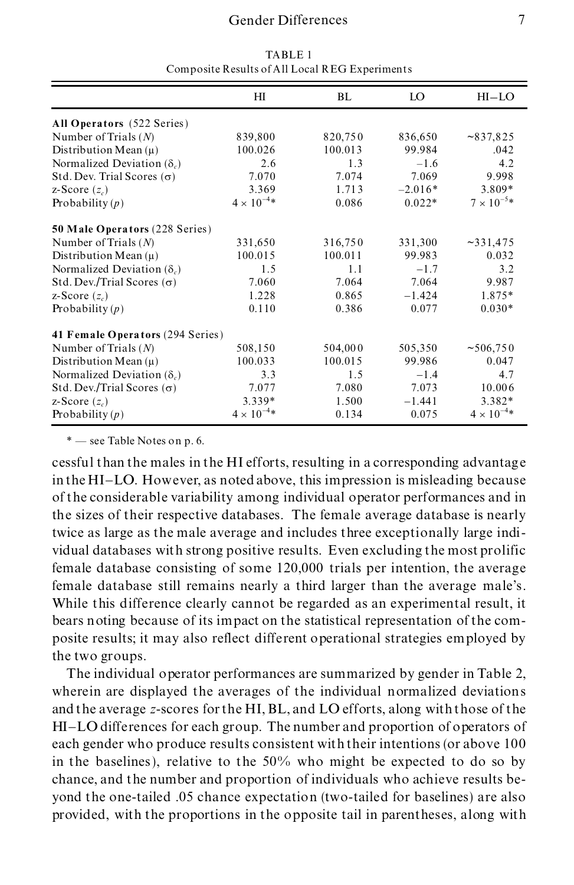TABLE 1

Composite Results of All Local REG Experiments

| | HI | BL | LO | HI–LO |
|---|---|---|---|---|
| **All Operators** (522 Series) | | | | |
| Number of Trials ($N$) | 839,800 | 820,750 | 836,650 | ~837,825 |
| Distribution Mean ($\mu$) | 100.026 | 100.013 | 99.984 | .042 |
| Normalized Deviation ($\delta_c$) | 2.6 | 1.3 | –1.6 | 4.2 |
| Std. Dev. Trial Scores ($\sigma$) | 7.070 | 7.074 | 7.069 | 9.998 |
| z-Score ($z_c$) | 3.369 | 1.713 | –2.016* | 3.809* |
| Probability ($p$) | $4 \times 10^{-4}$* | 0.086 | 0.022* | $7 \times 10^{-5}$* |
| **50 Male Operators** (228 Series) | | | | |
| Number of Trials ($N$) | 331,650 | 316,750 | 331,300 | ~331,475 |
| Distribution Mean ($\mu$) | 100.015 | 100.011 | 99.983 | 0.032 |
| Normalized Deviation ($\delta_c$) | 1.5 | 1.1 | –1.7 | 3.2 |
| Std. Dev./Trial Scores ($\sigma$) | 7.060 | 7.064 | 7.064 | 9.987 |
| z-Score ($z_c$) | 1.228 | 0.865 | –1.424 | 1.875* |
| Probability ($p$) | 0.110 | 0.386 | 0.077 | 0.030* |
| **41 Female Operators** (294 Series) | | | | |
| Number of Trials ($N$) | 508,150 | 504,000 | 505,350 | ~506,750 |
| Distribution Mean ($\mu$) | 100.033 | 100.015 | 99.986 | 0.047 |
| Normalized Deviation ($\delta_c$) | 3.3 | 1.5 | –1.4 | 4.7 |
| Std. Dev./Trial Scores ($\sigma$) | 7.077 | 7.080 | 7.073 | 10.006 |
| z-Score ($z_c$) | 3.339* | 1.500 | –1.441 | 3.382* |
| Probability ($p$) | $4 \times 10^{-4}$* | 0.134 | 0.075 | $4 \times 10^{-4}$* |

\* — see Table Notes on p. 6.

cessful than the males in the HI efforts, resulting in a corresponding advantage in the HI–LO. However, as noted above, this impression is misleading because of the considerable variability among individual operator performances and in the sizes of their respective databases. The female average database is nearly twice as large as the male average and includes three exceptionally large individual databases with strong positive results. Even excluding the most prolific female database consisting of some 120,000 trials per intention, the average female database still remains nearly a third larger than the average male's. While this difference clearly cannot be regarded as an experimental result, it bears noting because of its impact on the statistical representation of the composite results; it may also reflect different operational strategies employed by the two groups.

The individual operator performances are summarized by gender in Table 2, wherein are displayed the averages of the individual normalized deviations and the average $z$-scores for the HI, BL, and LO efforts, along with those of the HI–LO differences for each group. The number and proportion of operators of each gender who produce results consistent with their intentions (or above 100 in the baselines), relative to the 50% who might be expected to do so by chance, and the number and proportion of individuals who achieve results beyond the one-tailed .05 chance expectation (two-tailed for baselines) are also provided, with the proportions in the opposite tail in parentheses, along with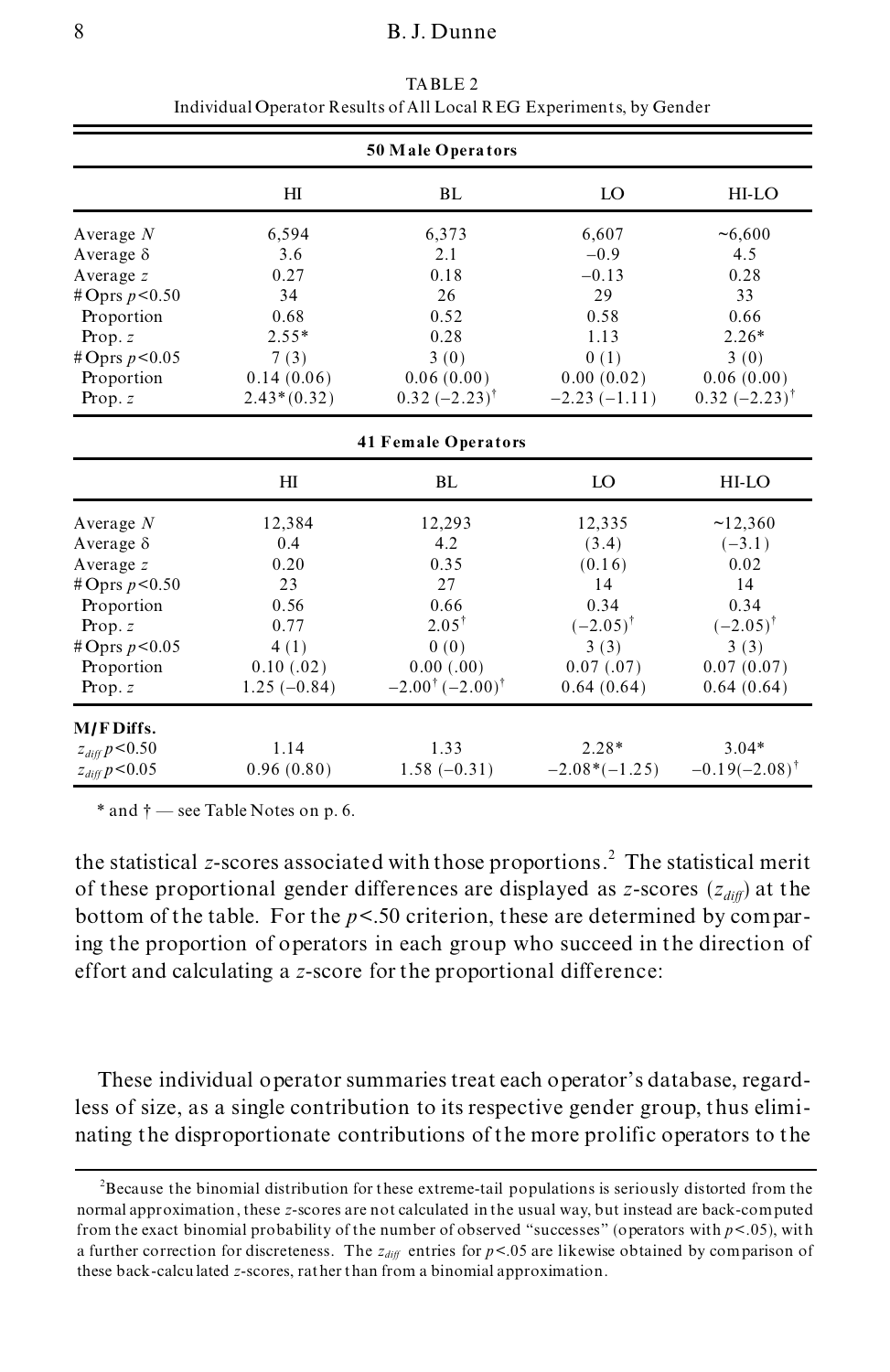TABLE 2
Individual Operator Results of All Local REG Experiments, by Gender

| | HI | BL | LO | HI-LO |
|---|---|---|---|---|
| **50 Male Operators** | | | | |
| Average $N$ | 6,594 | 6,373 | 6,607 | ~6,600 |
| Average $\delta$ | 3.6 | 2.1 | −0.9 | 4.5 |
| Average $z$ | 0.27 | 0.18 | −0.13 | 0.28 |
| # Oprs $p$<0.50 | 34 | 26 | 29 | 33 |
| Proportion | 0.68 | 0.52 | 0.58 | 0.66 |
| Prop. $z$ | 2.55* | 0.28 | 1.13 | 2.26* |
| # Oprs $p$<0.05 | 7 (3) | 3 (0) | 0 (1) | 3 (0) |
| Proportion | 0.14 (0.06) | 0.06 (0.00) | 0.00 (0.02) | 0.06 (0.00) |
| Prop. $z$ | 2.43* (0.32) | 0.32 (−2.23)† | −2.23 (−1.11) | 0.32 (−2.23)† |
| **41 Female Operators** | | | | |
| Average $N$ | 12,384 | 12,293 | 12,335 | ~12,360 |
| Average $\delta$ | 0.4 | 4.2 | (3.4) | (−3.1) |
| Average $z$ | 0.20 | 0.35 | (0.16) | 0.02 |
| # Oprs $p$<0.50 | 23 | 27 | 14 | 14 |
| Proportion | 0.56 | 0.66 | 0.34 | 0.34 |
| Prop. $z$ | 0.77 | 2.05† | (−2.05)† | (−2.05)† |
| # Oprs $p$<0.05 | 4 (1) | 0 (0) | 3 (3) | 3 (3) |
| Proportion | 0.10 (.02) | 0.00 (.00) | 0.07 (.07) | 0.07 (0.07) |
| Prop. $z$ | 1.25 (−0.84) | −2.00† (−2.00)† | 0.64 (0.64) | 0.64 (0.64) |
| **M/F Diffs.** | | | | |
| $z_{diff}$ $p$<0.50 | 1.14 | 1.33 | 2.28* | 3.04* |
| $z_{diff}$ $p$<0.05 | 0.96 (0.80) | 1.58 (−0.31) | −2.08* (−1.25) | −0.19 (−2.08)† |

\* and † — see Table Notes on p. 6.

the statistical $z$-scores associated with those proportions.[2] The statistical merit of these proportional gender differences are displayed as $z$-scores ($z_{diff}$) at the bottom of the table. For the $p$<.50 criterion, these are determined by comparing the proportion of operators in each group who succeed in the direction of effort and calculating a $z$-score for the proportional difference:

These individual operator summaries treat each operator's database, regardless of size, as a single contribution to its respective gender group, thus eliminating the disproportionate contributions of the more prolific operators to the

[2]Because the binomial distribution for these extreme-tail populations is seriously distorted from the normal approximation, these $z$-scores are not calculated in the usual way, but instead are back-computed from the exact binomial probability of the number of observed "successes" (operators with $p$<.05), with a further correction for discreteness. The $z_{diff}$ entries for $p$<.05 are likewise obtained by comparison of these back-calculated $z$-scores, rather than from a binomial approximation.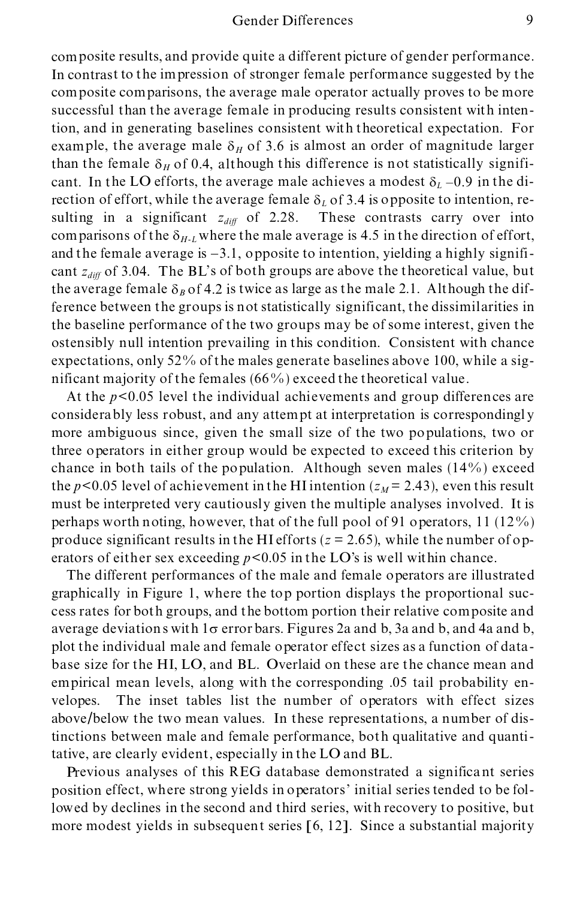composite results, and provide quite a different picture of gender performance. In contrast to the impression of stronger female performance suggested by the composite comparisons, the average male operator actually proves to be more successful than the average female in producing results consistent with intention, and in generating baselines consistent with theoretical expectation. For example, the average male $\delta_H$ of 3.6 is almost an order of magnitude larger than the female $\delta_H$ of 0.4, although this difference is not statistically significant. In the LO efforts, the average male achieves a modest $\delta_L$ –0.9 in the direction of effort, while the average female $\delta_L$ of 3.4 is opposite to intention, resulting in a significant $z_{diff}$ of 2.28. These contrasts carry over into comparisons of the $\delta_{H\text{-}L}$ where the male average is 4.5 in the direction of effort, and the female average is –3.1, opposite to intention, yielding a highly significant $z_{diff}$ of 3.04. The BL's of both groups are above the theoretical value, but the average female $\delta_B$ of 4.2 is twice as large as the male 2.1. Although the difference between the groups is not statistically significant, the dissimilarities in the baseline performance of the two groups may be of some interest, given the ostensibly null intention prevailing in this condition. Consistent with chance expectations, only 52% of the males generate baselines above 100, while a significant majority of the females (66%) exceed the theoretical value.

At the $p<0.05$ level the individual achievements and group differences are considerably less robust, and any attempt at interpretation is correspondingly more ambiguous since, given the small size of the two populations, two or three operators in either group would be expected to exceed this criterion by chance in both tails of the population. Although seven males (14%) exceed the $p<0.05$ level of achievement in the HI intention ($z_M = 2.43$), even this result must be interpreted very cautiously given the multiple analyses involved. It is perhaps worth noting, however, that of the full pool of 91 operators, 11 (12%) produce significant results in the HI efforts ($z = 2.65$), while the number of operators of either sex exceeding $p<0.05$ in the LO's is well within chance.

The different performances of the male and female operators are illustrated graphically in Figure 1, where the top portion displays the proportional success rates for both groups, and the bottom portion their relative composite and average deviations with 1$\sigma$ error bars. Figures 2a and b, 3a and b, and 4a and b, plot the individual male and female operator effect sizes as a function of database size for the HI, LO, and BL. Overlaid on these are the chance mean and empirical mean levels, along with the corresponding .05 tail probability envelopes. The inset tables list the number of operators with effect sizes above/below the two mean values. In these representations, a number of distinctions between male and female performance, both qualitative and quantitative, are clearly evident, especially in the LO and BL.

Previous analyses of this REG database demonstrated a significant series position effect, where strong yields in operators' initial series tended to be followed by declines in the second and third series, with recovery to positive, but more modest yields in subsequent series [6, 12]. Since a substantial majority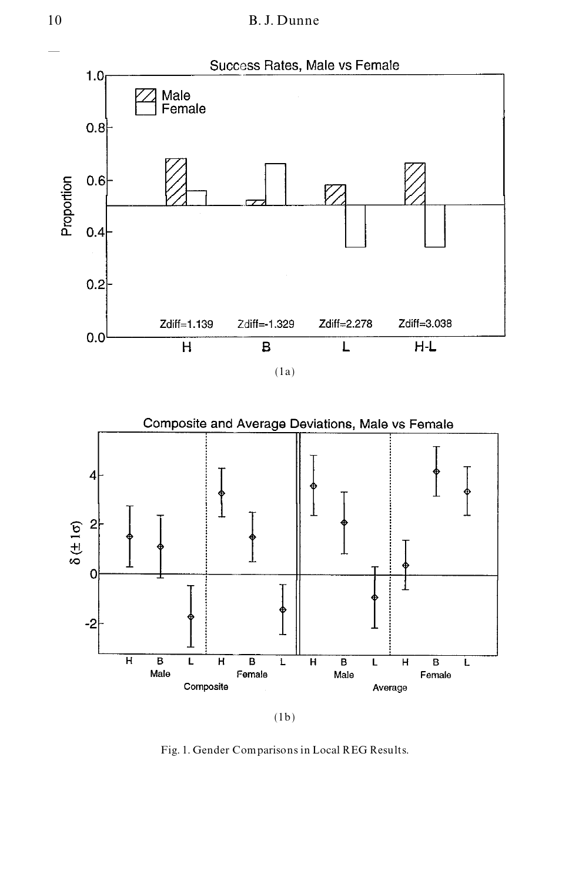(1a)

(1b)

Fig. 1. Gender Comparisons in Local REG Results.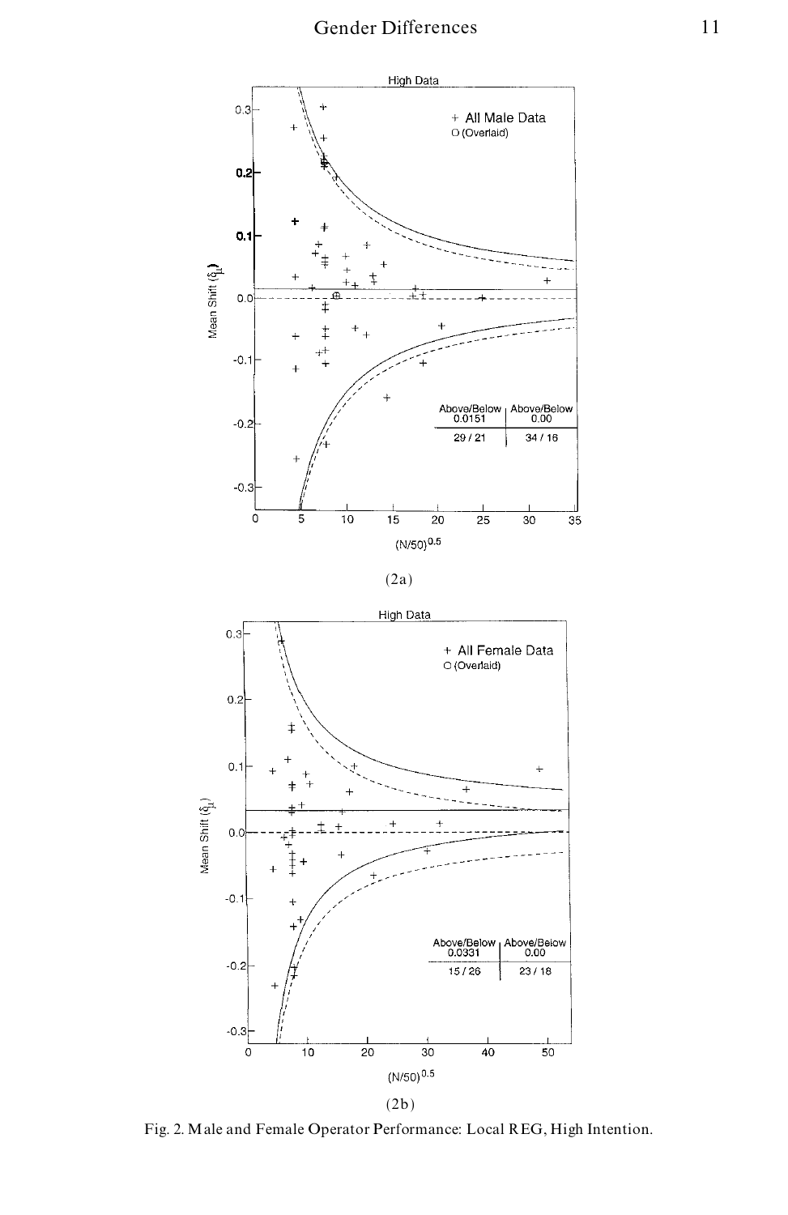(2a)

(2b)

Fig. 2. Male and Female Operator Performance: Local REG, High Intention.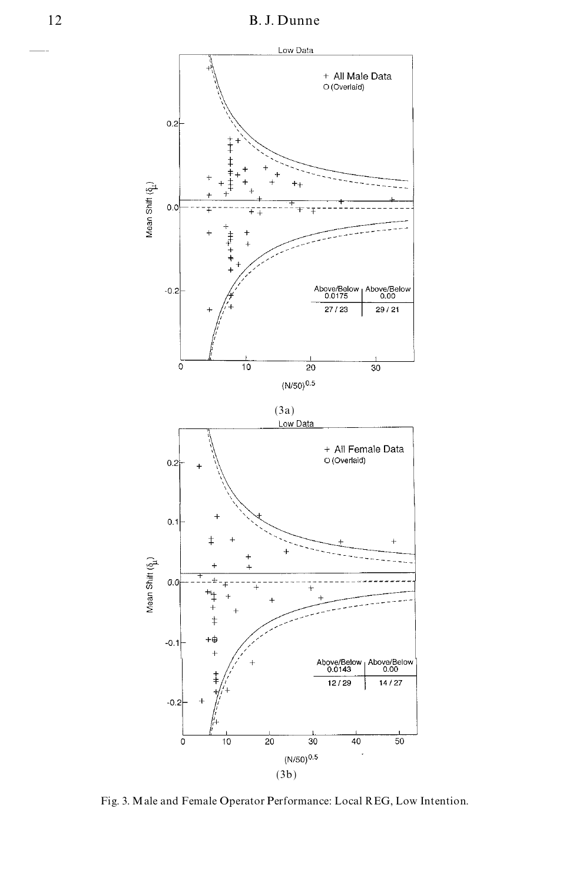(3a)

(3b)

Fig. 3. Male and Female Operator Performance: Local REG, Low Intention.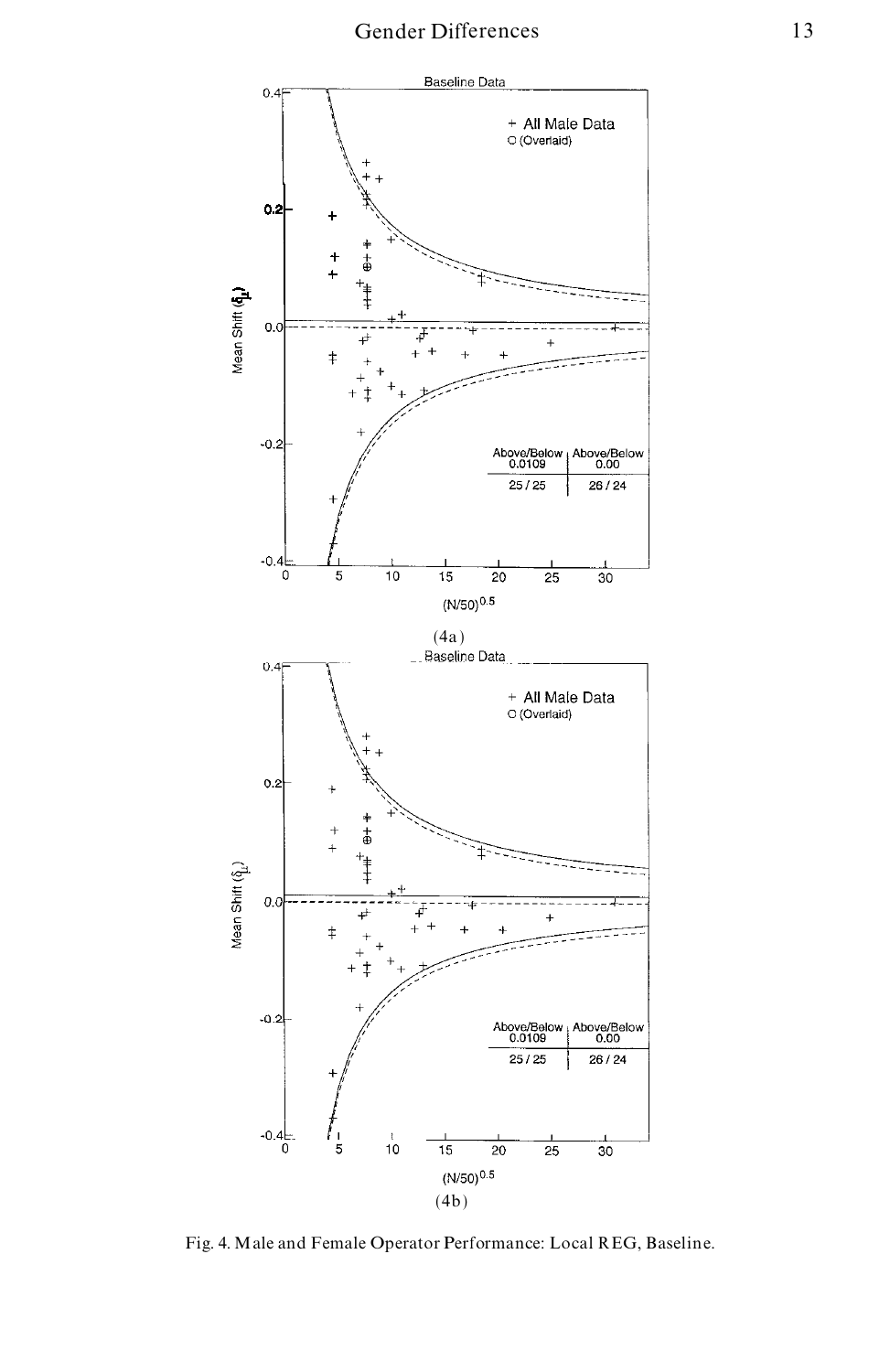(4a)

(4b)

Fig. 4. Male and Female Operator Performance: Local REG, Baseline.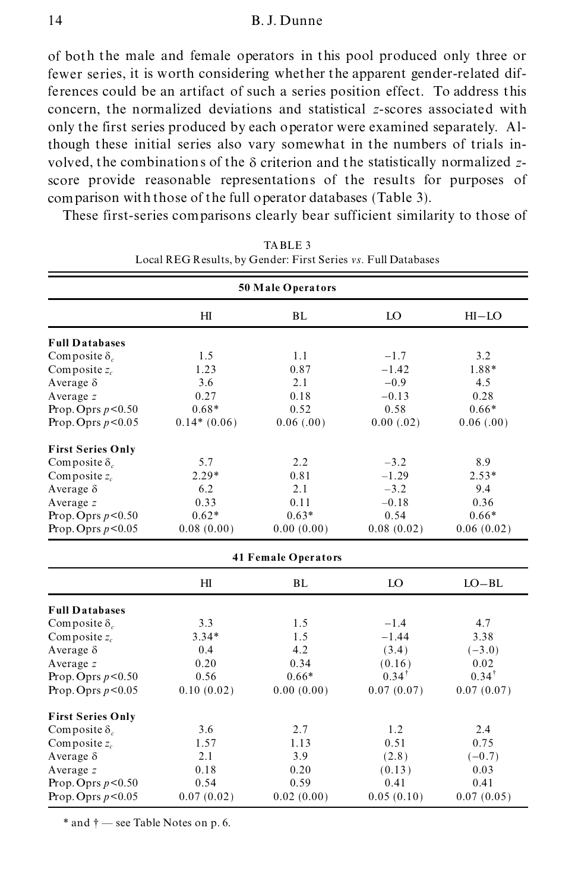of both the male and female operators in this pool produced only three or fewer series, it is worth considering whether the apparent gender-related differences could be an artifact of such a series position effect. To address this concern, the normalized deviations and statistical $z$-scores associated with only the first series produced by each operator were examined separately. Although these initial series also vary somewhat in the numbers of trials involved, the combinations of the $\delta$ criterion and the statistically normalized $z$-score provide reasonable representations of the results for purposes of comparison with those of the full operator databases (Table 3).

These first-series comparisons clearly bear sufficient similarity to those of

TABLE 3
Local REG Results, by Gender: First Series *vs.* Full Databases

| **50 Male Operators** | | | | |
|---|---|---|---|---|
| | HI | BL | LO | HI−LO |
| **Full Databases** | | | | |
| Composite $\delta_c$ | 1.5 | 1.1 | −1.7 | 3.2 |
| Composite $z_c$ | 1.23 | 0.87 | −1.42 | 1.88* |
| Average $\delta$ | 3.6 | 2.1 | −0.9 | 4.5 |
| Average $z$ | 0.27 | 0.18 | −0.13 | 0.28 |
| Prop. Oprs $p<0.50$ | 0.68* | 0.52 | 0.58 | 0.66* |
| Prop. Oprs $p<0.05$ | 0.14* (0.06) | 0.06 (.00) | 0.00 (.02) | 0.06 (.00) |
| **First Series Only** | | | | |
| Composite $\delta_c$ | 5.7 | 2.2 | −3.2 | 8.9 |
| Composite $z_c$ | 2.29* | 0.81 | −1.29 | 2.53* |
| Average $\delta$ | 6.2 | 2.1 | −3.2 | 9.4 |
| Average $z$ | 0.33 | 0.11 | −0.18 | 0.36 |
| Prop. Oprs $p<0.50$ | 0.62* | 0.63* | 0.54 | 0.66* |
| Prop. Oprs $p<0.05$ | 0.08 (0.00) | 0.00 (0.00) | 0.08 (0.02) | 0.06 (0.02) |

| **41 Female Operators** | | | | |
|---|---|---|---|---|
| | HI | BL | LO | LO−BL |
| **Full Databases** | | | | |
| Composite $\delta_c$ | 3.3 | 1.5 | −1.4 | 4.7 |
| Composite $z_c$ | 3.34* | 1.5 | −1.44 | 3.38 |
| Average $\delta$ | 0.4 | 4.2 | (3.4) | (−3.0) |
| Average $z$ | 0.20 | 0.34 | (0.16) | 0.02 |
| Prop. Oprs $p<0.50$ | 0.56 | 0.66* | 0.34† | 0.34† |
| Prop. Oprs $p<0.05$ | 0.10 (0.02) | 0.00 (0.00) | 0.07 (0.07) | 0.07 (0.07) |
| **First Series Only** | | | | |
| Composite $\delta_c$ | 3.6 | 2.7 | 1.2 | 2.4 |
| Composite $z_c$ | 1.57 | 1.13 | 0.51 | 0.75 |
| Average $\delta$ | 2.1 | 3.9 | (2.8) | (−0.7) |
| Average $z$ | 0.18 | 0.20 | (0.13) | 0.03 |
| Prop. Oprs $p<0.50$ | 0.54 | 0.59 | 0.41 | 0.41 |
| Prop. Oprs $p<0.05$ | 0.07 (0.02) | 0.02 (0.00) | 0.05 (0.10) | 0.07 (0.05) |

* and † — see Table Notes on p. 6.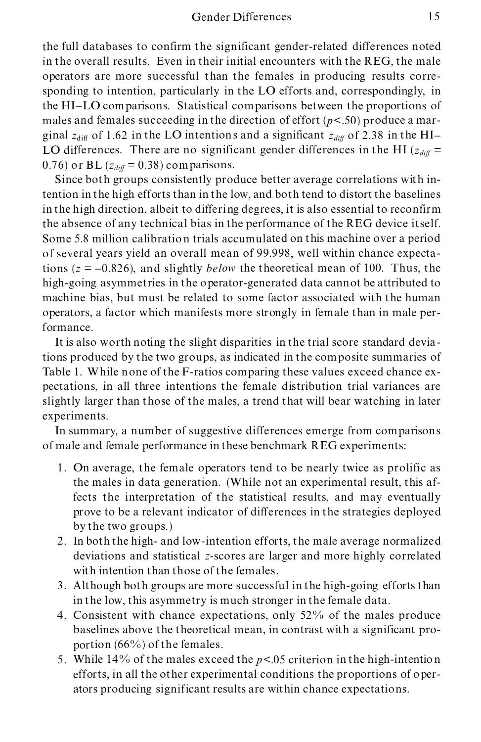the full databases to confirm the significant gender-related differences noted in the overall results. Even in their initial encounters with the REG, the male operators are more successful than the females in producing results corresponding to intention, particularly in the LO efforts and, correspondingly, in the HI–LO comparisons. Statistical comparisons between the proportions of males and females succeeding in the direction of effort ($p<.50$) produce a marginal $z_{\text{diff}}$ of 1.62 in the LO intentions and a significant $z_{diff}$ of 2.38 in the HI–LO differences. There are no significant gender differences in the HI ($z_{diff}$ = 0.76) or BL ($z_{diff}$ = 0.38) comparisons.

Since both groups consistently produce better average correlations with intention in the high efforts than in the low, and both tend to distort the baselines in the high direction, albeit to differing degrees, it is also essential to reconfirm the absence of any technical bias in the performance of the REG device itself. Some 5.8 million calibration trials accumulated on this machine over a period of several years yield an overall mean of 99.998, well within chance expectations ($z = -0.826$), and slightly *below* the theoretical mean of 100. Thus, the high-going asymmetries in the operator-generated data cannot be attributed to machine bias, but must be related to some factor associated with the human operators, a factor which manifests more strongly in female than in male performance.

It is also worth noting the slight disparities in the trial score standard deviations produced by the two groups, as indicated in the composite summaries of Table 1. While none of the F-ratios comparing these values exceed chance expectations, in all three intentions the female distribution trial variances are slightly larger than those of the males, a trend that will bear watching in later experiments.

In summary, a number of suggestive differences emerge from comparisons of male and female performance in these benchmark REG experiments:

1. On average, the female operators tend to be nearly twice as prolific as the males in data generation. (While not an experimental result, this affects the interpretation of the statistical results, and may eventually prove to be a relevant indicator of differences in the strategies deployed by the two groups.)
2. In both the high- and low-intention efforts, the male average normalized deviations and statistical $z$-scores are larger and more highly correlated with intention than those of the females.
3. Although both groups are more successful in the high-going efforts than in the low, this asymmetry is much stronger in the female data.
4. Consistent with chance expectations, only 52% of the males produce baselines above the theoretical mean, in contrast with a significant proportion (66%) of the females.
5. While 14% of the males exceed the $p<.05$ criterion in the high-intention efforts, in all the other experimental conditions the proportions of operators producing significant results are within chance expectations.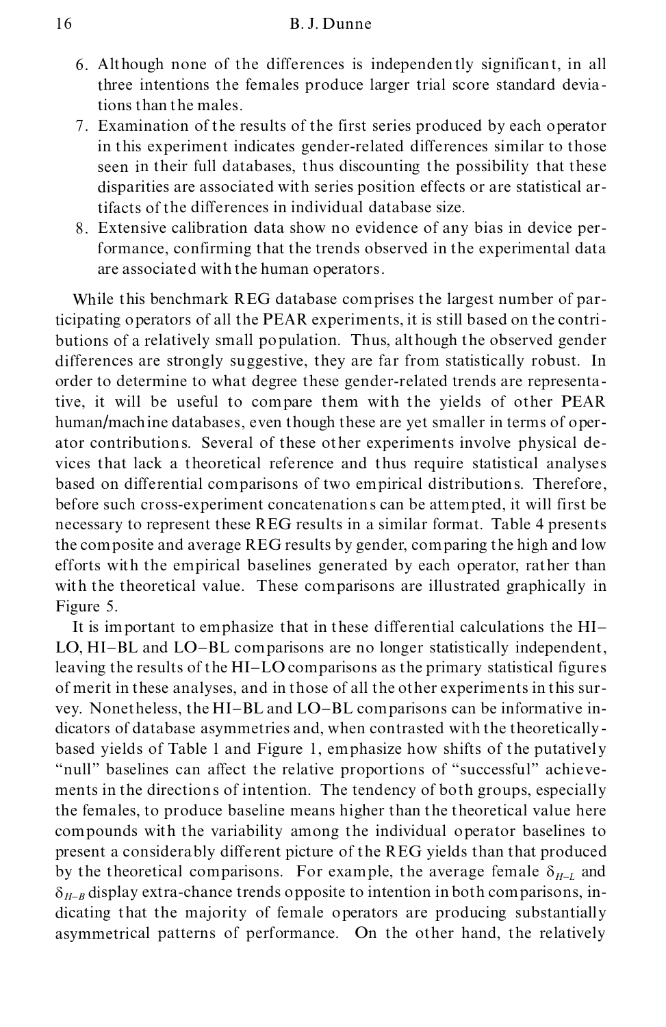6. Although none of the differences is independently significant, in all three intentions the females produce larger trial score standard deviations than the males.
7. Examination of the results of the first series produced by each operator in this experiment indicates gender-related differences similar to those seen in their full databases, thus discounting the possibility that these disparities are associated with series position effects or are statistical artifacts of the differences in individual database size.
8. Extensive calibration data show no evidence of any bias in device performance, confirming that the trends observed in the experimental data are associated with the human operators.

While this benchmark REG database comprises the largest number of participating operators of all the PEAR experiments, it is still based on the contributions of a relatively small population. Thus, although the observed gender differences are strongly suggestive, they are far from statistically robust. In order to determine to what degree these gender-related trends are representative, it will be useful to compare them with the yields of other PEAR human/machine databases, even though these are yet smaller in terms of operator contributions. Several of these other experiments involve physical devices that lack a theoretical reference and thus require statistical analyses based on differential comparisons of two empirical distributions. Therefore, before such cross-experiment concatenations can be attempted, it will first be necessary to represent these REG results in a similar format. Table 4 presents the composite and average REG results by gender, comparing the high and low efforts with the empirical baselines generated by each operator, rather than with the theoretical value. These comparisons are illustrated graphically in Figure 5.

It is important to emphasize that in these differential calculations the HI–LO, HI–BL and LO–BL comparisons are no longer statistically independent, leaving the results of the HI–LO comparisons as the primary statistical figures of merit in these analyses, and in those of all the other experiments in this survey. Nonetheless, the HI–BL and LO–BL comparisons can be informative indicators of database asymmetries and, when contrasted with the theoretically-based yields of Table 1 and Figure 1, emphasize how shifts of the putatively "null" baselines can affect the relative proportions of "successful" achievements in the directions of intention. The tendency of both groups, especially the females, to produce baseline means higher than the theoretical value here compounds with the variability among the individual operator baselines to present a considerably different picture of the REG yields than that produced by the theoretical comparisons. For example, the average female $\delta_{H-L}$ and $\delta_{H-B}$ display extra-chance trends opposite to intention in both comparisons, indicating that the majority of female operators are producing substantially asymmetrical patterns of performance. On the other hand, the relatively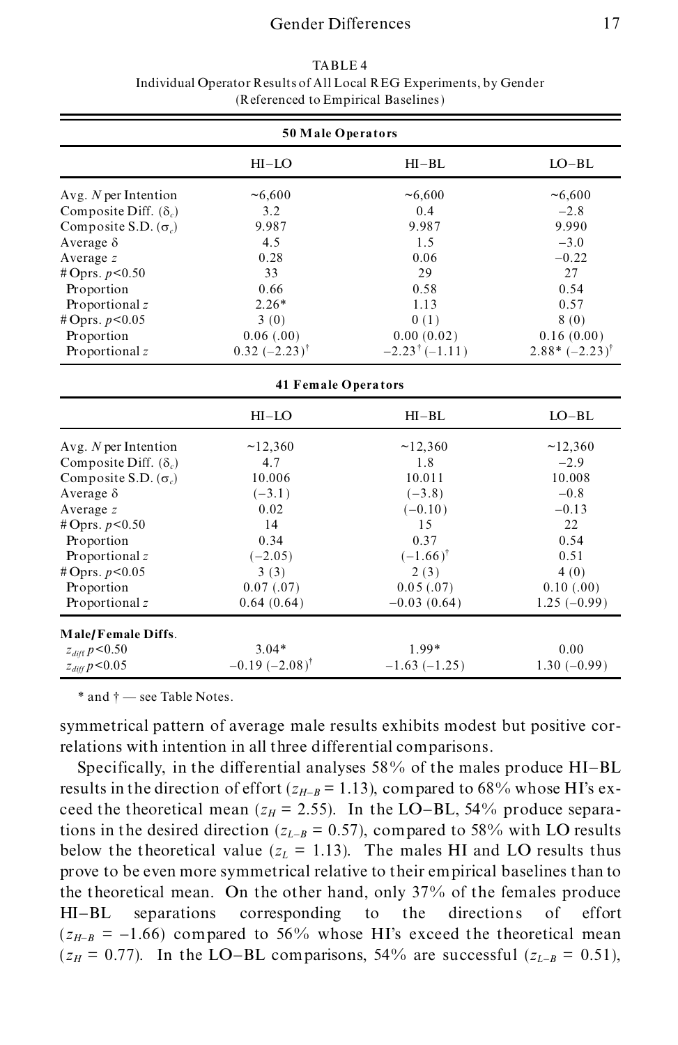TABLE 4
Individual Operator Results of All Local REG Experiments, by Gender
(Referenced to Empirical Baselines)

| 50 Male Operators | | | |
|---|---|---|---|
| | HI–LO | HI–BL | LO–BL |
| Avg. $N$ per Intention | ~6,600 | ~6,600 | ~6,600 |
| Composite Diff. ($\delta_c$) | 3.2 | 0.4 | –2.8 |
| Composite S.D. ($\sigma_c$) | 9.987 | 9.987 | 9.990 |
| Average $\delta$ | 4.5 | 1.5 | –3.0 |
| Average $z$ | 0.28 | 0.06 | –0.22 |
| # Oprs. $p$<0.50 | 33 | 29 | 27 |
| Proportion | 0.66 | 0.58 | 0.54 |
| Proportional $z$ | 2.26* | 1.13 | 0.57 |
| # Oprs. $p$<0.05 | 3 (0) | 0 (1) | 8 (0) |
| Proportion | 0.06 (.00) | 0.00 (0.02) | 0.16 (0.00) |
| Proportional $z$ | 0.32 (–2.23)$^\dagger$ | –2.23$^\dagger$ (–1.11) | 2.88* (–2.23)$^\dagger$ |
| **41 Female Operators** | | | |
| | HI–LO | HI–BL | LO–BL |
| Avg. $N$ per Intention | ~12,360 | ~12,360 | ~12,360 |
| Composite Diff. ($\delta_c$) | 4.7 | 1.8 | –2.9 |
| Composite S.D. ($\sigma_c$) | 10.006 | 10.011 | 10.008 |
| Average $\delta$ | (–3.1) | (–3.8) | –0.8 |
| Average $z$ | 0.02 | (–0.10) | –0.13 |
| # Oprs. $p$<0.50 | 14 | 15 | 22 |
| Proportion | 0.34 | 0.37 | 0.54 |
| Proportional $z$ | (–2.05) | (–1.66)$^\dagger$ | 0.51 |
| # Oprs. $p$<0.05 | 3 (3) | 2 (3) | 4 (0) |
| Proportion | 0.07 (.07) | 0.05 (.07) | 0.10 (.00) |
| Proportional $z$ | 0.64 (0.64) | –0.03 (0.64) | 1.25 (–0.99) |
| **Male/Female Diffs.** | | | |
| $z_{diff}$ $p$<0.50 | 3.04* | 1.99* | 0.00 |
| $z_{diff}$ $p$<0.05 | –0.19 (–2.08)$^\dagger$ | –1.63 (–1.25) | 1.30 (–0.99) |

\* and † — see Table Notes.

symmetrical pattern of average male results exhibits modest but positive correlations with intention in all three differential comparisons.

Specifically, in the differential analyses 58% of the males produce HI–BL results in the direction of effort ($z_{H-B}$ = 1.13), compared to 68% whose HI's exceed the theoretical mean ($z_H$ = 2.55). In the LO–BL, 54% produce separations in the desired direction ($z_{L-B}$ = 0.57), compared to 58% with LO results below the theoretical value ($z_L$ = 1.13). The males HI and LO results thus prove to be even more symmetrical relative to their empirical baselines than to the theoretical mean. On the other hand, only 37% of the females produce HI–BL separations corresponding to the directions of effort ($z_{H-B}$ = –1.66) compared to 56% whose HI's exceed the theoretical mean ($z_H$ = 0.77). In the LO–BL comparisons, 54% are successful ($z_{L-B}$ = 0.51),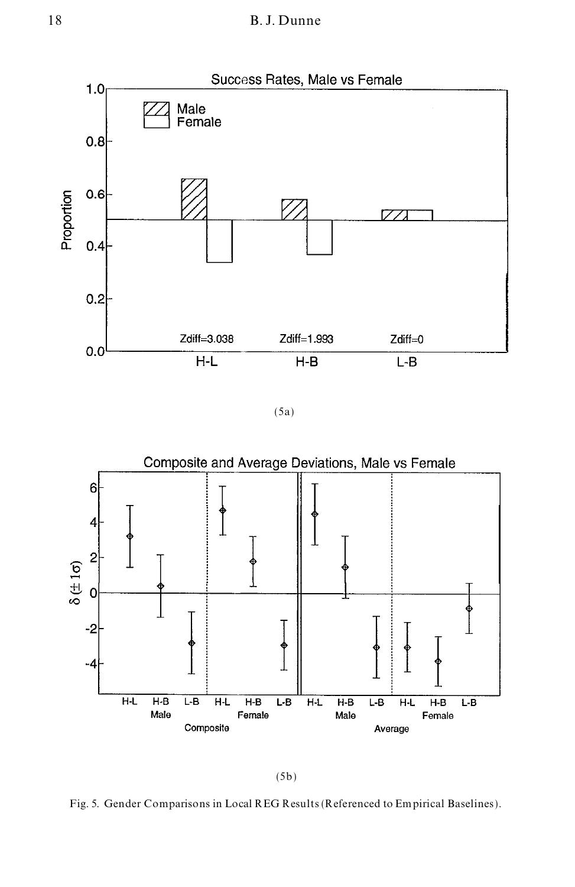(5a)

(5b)

Fig. 5. Gender Comparisons in Local REG Results (Referenced to Empirical Baselines).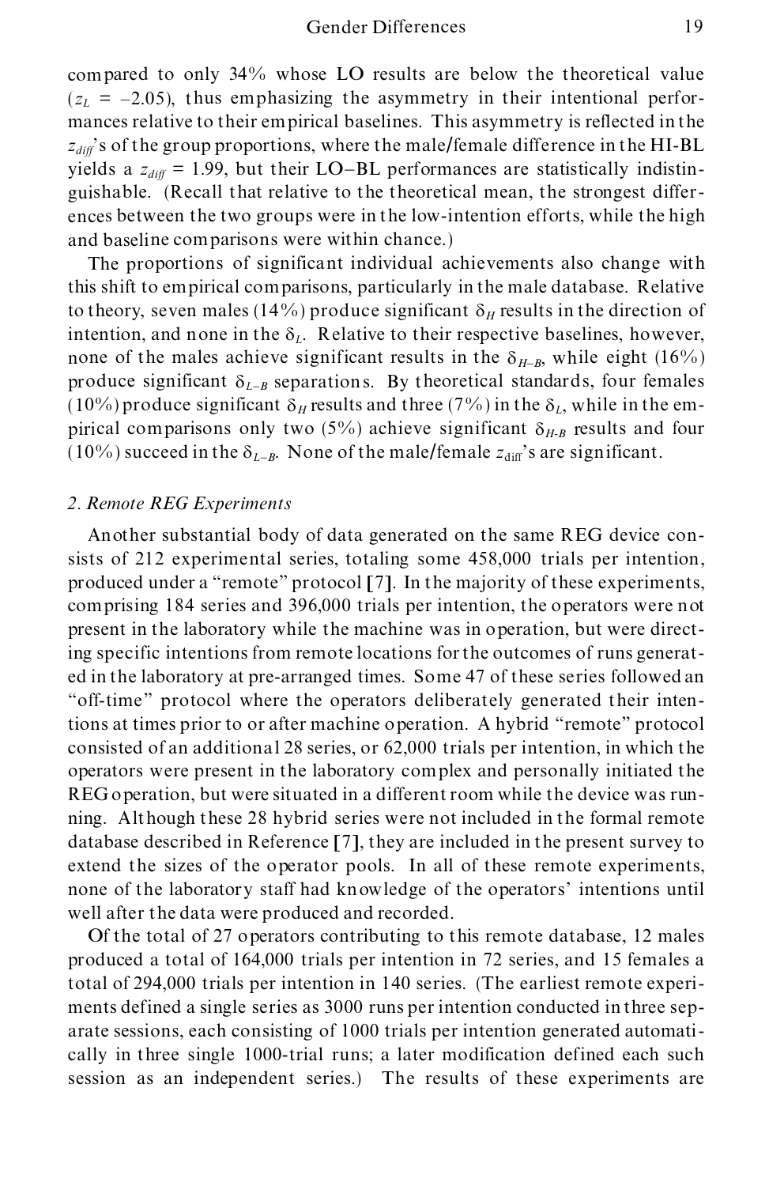compared to only 34% whose LO results are below the theoretical value ($z_L$ = –2.05), thus emphasizing the asymmetry in their intentional performances relative to their empirical baselines. This asymmetry is reflected in the $z_{diff}$'s of the group proportions, where the male/female difference in the HI-BL yields a $z_{diff}$ = 1.99, but their LO–BL performances are statistically indistinguishable. (Recall that relative to the theoretical mean, the strongest differences between the two groups were in the low-intention efforts, while the high and baseline comparisons were within chance.)

The proportions of significant individual achievements also change with this shift to empirical comparisons, particularly in the male database. Relative to theory, seven males (14%) produce significant $\delta_H$ results in the direction of intention, and none in the $\delta_L$. Relative to their respective baselines, however, none of the males achieve significant results in the $\delta_{H-B}$, while eight (16%) produce significant $\delta_{L-B}$ separations. By theoretical standards, four females (10%) produce significant $\delta_H$ results and three (7%) in the $\delta_L$, while in the empirical comparisons only two (5%) achieve significant $\delta_{H-B}$ results and four (10%) succeed in the $\delta_{L-B}$. None of the male/female $z_{\text{diff}}$'s are significant.

### *2. Remote REG Experiments*

Another substantial body of data generated on the same REG device consists of 212 experimental series, totaling some 458,000 trials per intention, produced under a "remote" protocol [7]. In the majority of these experiments, comprising 184 series and 396,000 trials per intention, the operators were not present in the laboratory while the machine was in operation, but were directing specific intentions from remote locations for the outcomes of runs generated in the laboratory at pre-arranged times. Some 47 of these series followed an "off-time" protocol where the operators deliberately generated their intentions at times prior to or after machine operation. A hybrid "remote" protocol consisted of an additional 28 series, or 62,000 trials per intention, in which the operators were present in the laboratory complex and personally initiated the REG operation, but were situated in a different room while the device was running. Although these 28 hybrid series were not included in the formal remote database described in Reference [7], they are included in the present survey to extend the sizes of the operator pools. In all of these remote experiments, none of the laboratory staff had knowledge of the operators' intentions until well after the data were produced and recorded.

Of the total of 27 operators contributing to this remote database, 12 males produced a total of 164,000 trials per intention in 72 series, and 15 females a total of 294,000 trials per intention in 140 series. (The earliest remote experiments defined a single series as 3000 runs per intention conducted in three separate sessions, each consisting of 1000 trials per intention generated automatically in three single 1000-trial runs; a later modification defined each such session as an independent series.) The results of these experiments are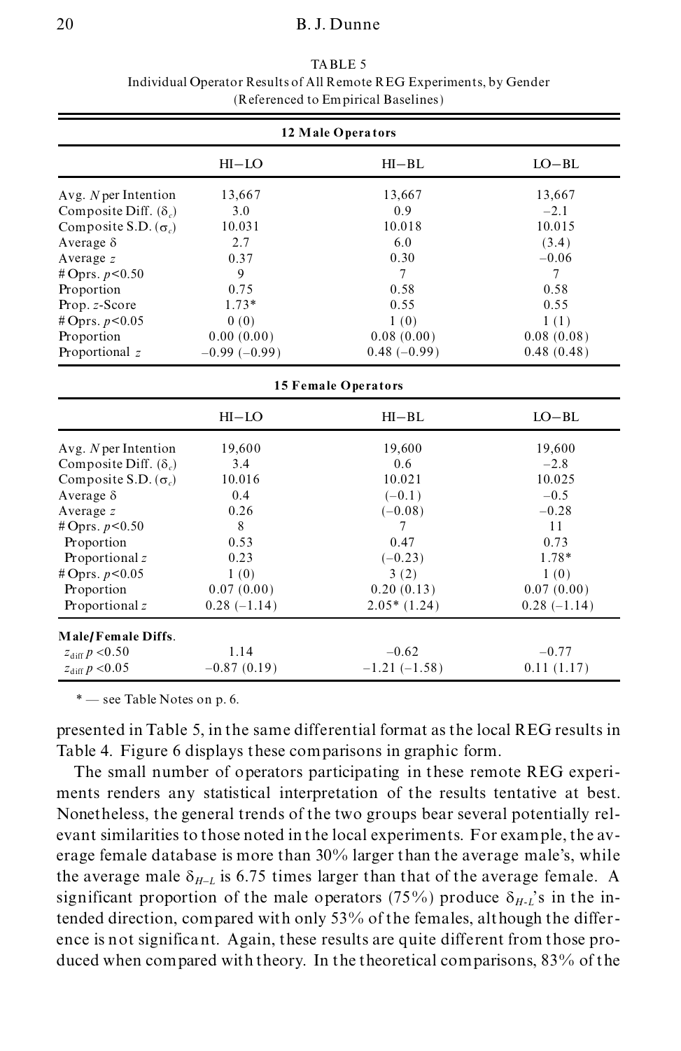TABLE 5
Individual Operator Results of All Remote REG Experiments, by Gender
(Referenced to Empirical Baselines)

| **12 Male Operators** | | | |
|---|---|---|---|
| | HI−LO | HI−BL | LO−BL |
| Avg. $N$ per Intention | 13,667 | 13,667 | 13,667 |
| Composite Diff. ($\delta_c$) | 3.0 | 0.9 | −2.1 |
| Composite S.D. ($\sigma_c$) | 10.031 | 10.018 | 10.015 |
| Average $\delta$ | 2.7 | 6.0 | (3.4) |
| Average $z$ | 0.37 | 0.30 | −0.06 |
| # Oprs. $p$<0.50 | 9 | 7 | 7 |
| Proportion | 0.75 | 0.58 | 0.58 |
| Prop. $z$-Score | 1.73* | 0.55 | 0.55 |
| # Oprs. $p$<0.05 | 0 (0) | 1 (0) | 1 (1) |
| Proportion | 0.00 (0.00) | 0.08 (0.00) | 0.08 (0.08) |
| Proportional $z$ | −0.99 (−0.99) | 0.48 (−0.99) | 0.48 (0.48) |
| **15 Female Operators** | | | |
| | HI−LO | HI−BL | LO−BL |
| Avg. $N$ per Intention | 19,600 | 19,600 | 19,600 |
| Composite Diff. ($\delta_c$) | 3.4 | 0.6 | −2.8 |
| Composite S.D. ($\sigma_c$) | 10.016 | 10.021 | 10.025 |
| Average $\delta$ | 0.4 | (−0.1) | −0.5 |
| Average $z$ | 0.26 | (−0.08) | −0.28 |
| # Oprs. $p$<0.50 | 8 | 7 | 11 |
| Proportion | 0.53 | 0.47 | 0.73 |
| Proportional $z$ | 0.23 | (−0.23) | 1.78* |
| # Oprs. $p$<0.05 | 1 (0) | 3 (2) | 1 (0) |
| Proportion | 0.07 (0.00) | 0.20 (0.13) | 0.07 (0.00) |
| Proportional $z$ | 0.28 (−1.14) | 2.05* (1.24) | 0.28 (−1.14) |
| **Male/Female Diffs.** | | | |
| $z_{\text{diff}}$ $p$ <0.50 | 1.14 | −0.62 | −0.77 |
| $z_{\text{diff}}$ $p$ <0.05 | −0.87 (0.19) | −1.21 (−1.58) | 0.11 (1.17) |

\* — see Table Notes on p. 6.

presented in Table 5, in the same differential format as the local REG results in Table 4. Figure 6 displays these comparisons in graphic form.

The small number of operators participating in these remote REG experiments renders any statistical interpretation of the results tentative at best. Nonetheless, the general trends of the two groups bear several potentially relevant similarities to those noted in the local experiments. For example, the average female database is more than 30% larger than the average male's, while the average male $\delta_{H-L}$ is 6.75 times larger than that of the average female. A significant proportion of the male operators (75%) produce $\delta_{H-L}$'s in the intended direction, compared with only 53% of the females, although the difference is not significant. Again, these results are quite different from those produced when compared with theory. In the theoretical comparisons, 83% of the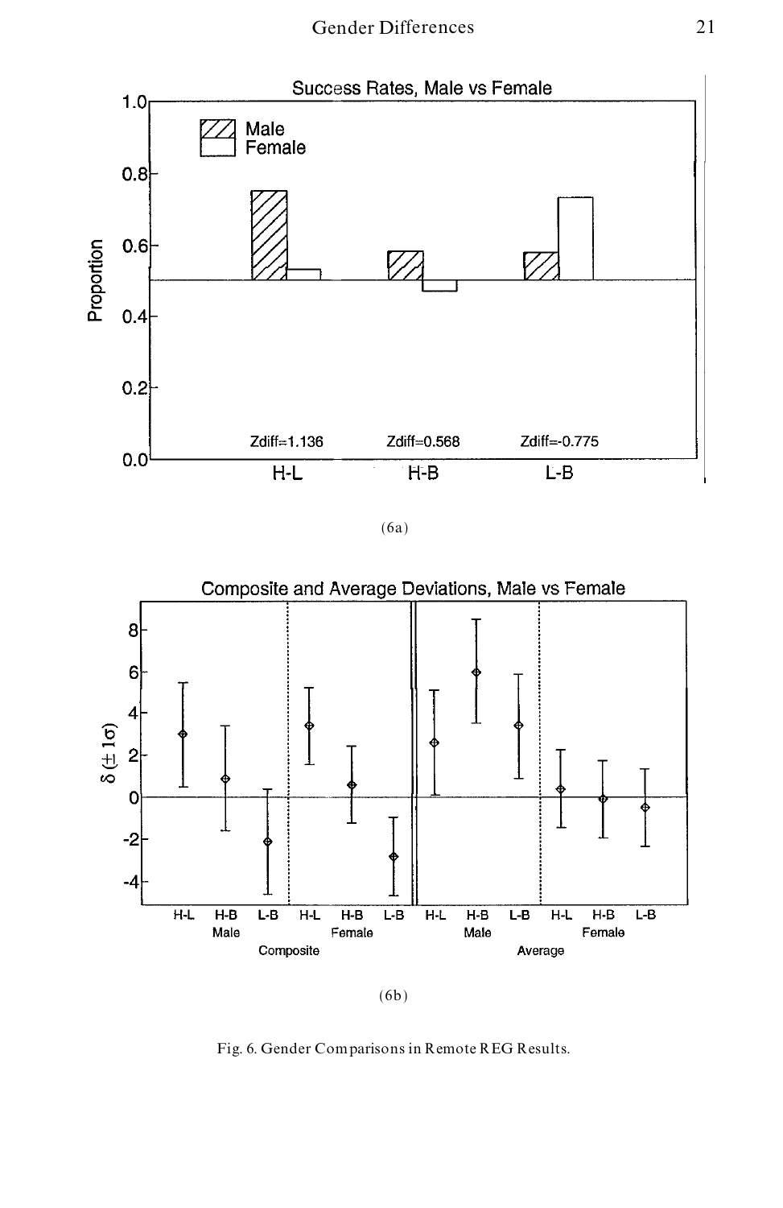(6a)

(6b)

Fig. 6. Gender Comparisons in Remote REG Results.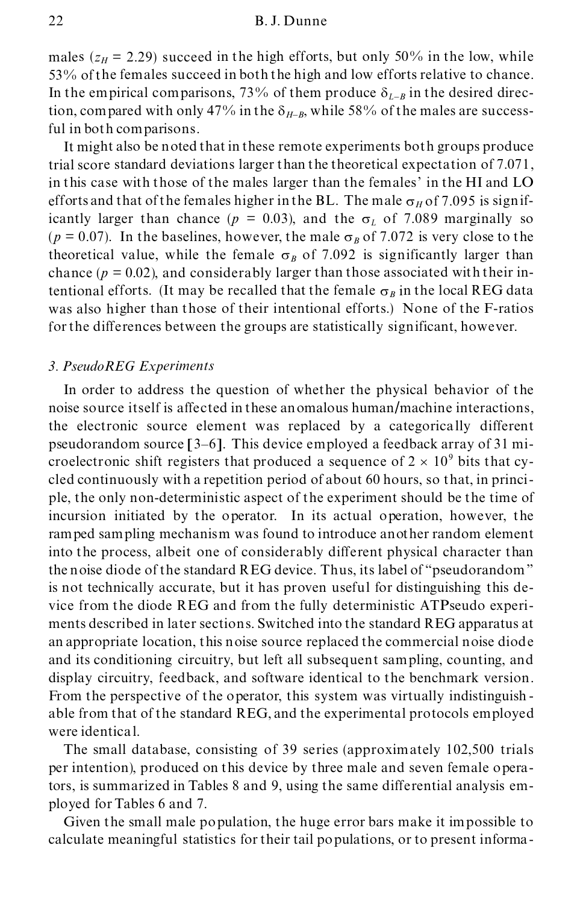males ($z_H$ = 2.29) succeed in the high efforts, but only 50% in the low, while 53% of the females succeed in both the high and low efforts relative to chance. In the empirical comparisons, 73% of them produce $\delta_{L-B}$ in the desired direction, compared with only 47% in the $\delta_{H-B}$, while 58% of the males are successful in both comparisons.

It might also be noted that in these remote experiments both groups produce trial score standard deviations larger than the theoretical expectation of 7.071, in this case with those of the males larger than the females' in the HI and LO efforts and that of the females higher in the BL. The male $\sigma_H$ of 7.095 is significantly larger than chance ($p$ = 0.03), and the $\sigma_L$ of 7.089 marginally so ($p$ = 0.07). In the baselines, however, the male $\sigma_B$ of 7.072 is very close to the theoretical value, while the female $\sigma_B$ of 7.092 is significantly larger than chance ($p$ = 0.02), and considerably larger than those associated with their intentional efforts. (It may be recalled that the female $\sigma_B$ in the local REG data was also higher than those of their intentional efforts.) None of the F-ratios for the differences between the groups are statistically significant, however.

### *3. PseudoREG Experiments*

In order to address the question of whether the physical behavior of the noise source itself is affected in these anomalous human/machine interactions, the electronic source element was replaced by a categorically different pseudorandom source [3–6]. This device employed a feedback array of 31 microelectronic shift registers that produced a sequence of $2 \times 10^9$ bits that cycled continuously with a repetition period of about 60 hours, so that, in principle, the only non-deterministic aspect of the experiment should be the time of incursion initiated by the operator. In its actual operation, however, the ramped sampling mechanism was found to introduce another random element into the process, albeit one of considerably different physical character than the noise diode of the standard REG device. Thus, its label of "pseudorandom" is not technically accurate, but it has proven useful for distinguishing this device from the diode REG and from the fully deterministic ATPseudo experiments described in later sections. Switched into the standard REG apparatus at an appropriate location, this noise source replaced the commercial noise diode and its conditioning circuitry, but left all subsequent sampling, counting, and display circuitry, feedback, and software identical to the benchmark version. From the perspective of the operator, this system was virtually indistinguishable from that of the standard REG, and the experimental protocols employed were identical.

The small database, consisting of 39 series (approximately 102,500 trials per intention), produced on this device by three male and seven female operators, is summarized in Tables 8 and 9, using the same differential analysis employed for Tables 6 and 7.

Given the small male population, the huge error bars make it impossible to calculate meaningful statistics for their tail populations, or to present informa-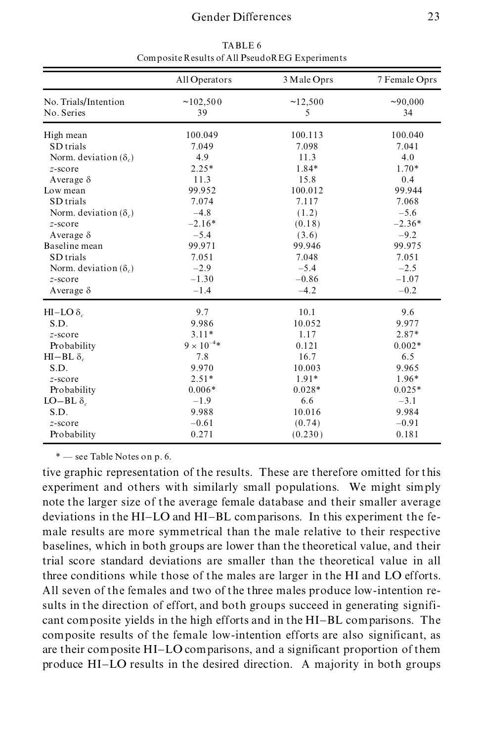TABLE 6
Composite Results of All PseudoREG Experiments

| | All Operators | 3 Male Oprs | 7 Female Oprs |
|---|---|---|---|
| No. Trials/Intention | ~102,500 | ~12,500 | ~90,000 |
| No. Series | 39 | 5 | 34 |
| High mean | 100.049 | 100.113 | 100.040 |
| SD trials | 7.049 | 7.098 | 7.041 |
| Norm. deviation ($\delta_c$) | 4.9 | 11.3 | 4.0 |
| $z$-score | 2.25* | 1.84* | 1.70* |
| Average $\delta$ | 11.3 | 15.8 | 0.4 |
| Low mean | 99.952 | 100.012 | 99.944 |
| SD trials | 7.074 | 7.117 | 7.068 |
| Norm. deviation ($\delta_c$) | –4.8 | (1.2) | –5.6 |
| $z$-score | –2.16* | (0.18) | –2.36* |
| Average $\delta$ | –5.4 | (3.6) | –9.2 |
| Baseline mean | 99.971 | 99.946 | 99.975 |
| SD trials | 7.051 | 7.048 | 7.051 |
| Norm. deviation ($\delta_c$) | –2.9 | –5.4 | –2.5 |
| $z$-score | –1.30 | –0.86 | –1.07 |
| Average $\delta$ | –1.4 | –4.2 | –0.2 |
| HI–LO $\delta_c$ | 9.7 | 10.1 | 9.6 |
| S.D. | 9.986 | 10.052 | 9.977 |
| $z$-score | 3.11* | 1.17 | 2.87* |
| Probability | $9 \times 10^{-4}$* | 0.121 | 0.002* |
| HI–BL $\delta_c$ | 7.8 | 16.7 | 6.5 |
| S.D. | 9.970 | 10.003 | 9.965 |
| $z$-score | 2.51* | 1.91* | 1.96* |
| Probability | 0.006* | 0.028* | 0.025* |
| LO–BL $\delta_c$ | –1.9 | 6.6 | –3.1 |
| S.D. | 9.988 | 10.016 | 9.984 |
| $z$-score | –0.61 | (0.74) | –0.91 |
| Probability | 0.271 | (0.230) | 0.181 |

* — see Table Notes on p. 6.

tive graphic representation of the results. These are therefore omitted for this experiment and others with similarly small populations. We might simply note the larger size of the average female database and their smaller average deviations in the HI–LO and HI–BL comparisons. In this experiment the female results are more symmetrical than the male relative to their respective baselines, which in both groups are lower than the theoretical value, and their trial score standard deviations are smaller than the theoretical value in all three conditions while those of the males are larger in the HI and LO efforts. All seven of the females and two of the three males produce low-intention results in the direction of effort, and both groups succeed in generating significant composite yields in the high efforts and in the HI–BL comparisons. The composite results of the female low-intention efforts are also significant, as are their composite HI–LO comparisons, and a significant proportion of them produce HI–LO results in the desired direction. A majority in both groups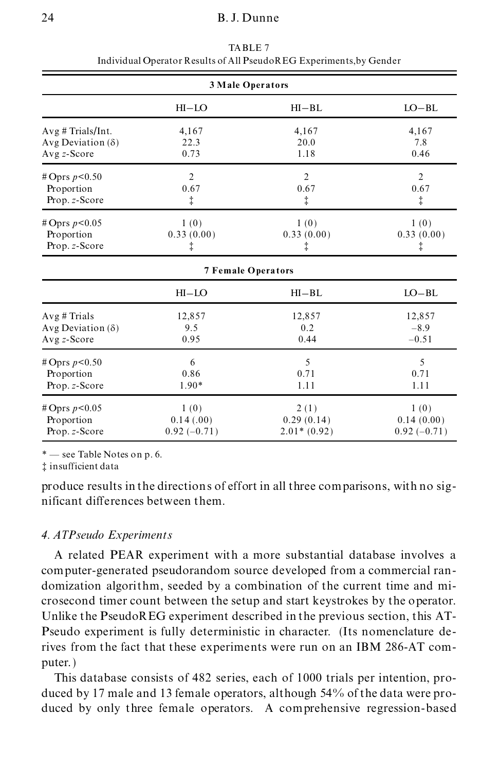TABLE 7
Individual Operator Results of All PseudoREG Experiments, by Gender

| | HI−LO | HI−BL | LO−BL |
|---|---|---|---|
| **3 Male Operators** | | | |
| Avg # Trials/Int. | 4,167 | 4,167 | 4,167 |
| Avg Deviation (δ) | 22.3 | 20.0 | 7.8 |
| Avg $z$-Score | 0.73 | 1.18 | 0.46 |
| # Oprs $p$<0.50 | 2 | 2 | 2 |
| Proportion | 0.67 | 0.67 | 0.67 |
| Prop. $z$-Score | ‡ | ‡ | ‡ |
| # Oprs $p$<0.05 | 1 (0) | 1 (0) | 1 (0) |
| Proportion | 0.33 (0.00) | 0.33 (0.00) | 0.33 (0.00) |
| Prop. $z$-Score | ‡ | ‡ | ‡ |
| **7 Female Operators** | | | |
| Avg # Trials | 12,857 | 12,857 | 12,857 |
| Avg Deviation (δ) | 9.5 | 0.2 | −8.9 |
| Avg $z$-Score | 0.95 | 0.44 | −0.51 |
| # Oprs $p$<0.50 | 6 | 5 | 5 |
| Proportion | 0.86 | 0.71 | 0.71 |
| Prop. $z$-Score | 1.90* | 1.11 | 1.11 |
| # Oprs $p$<0.05 | 1 (0) | 2 (1) | 1 (0) |
| Proportion | 0.14 (.00) | 0.29 (0.14) | 0.14 (0.00) |
| Prop. $z$-Score | 0.92 (−0.71) | 2.01* (0.92) | 0.92 (−0.71) |

* — see Table Notes on p. 6.
‡ insufficient data

produce results in the directions of effort in all three comparisons, with no significant differences between them.

### *4. ATPseudo Experiments*

A related PEAR experiment with a more substantial database involves a computer-generated pseudorandom source developed from a commercial randomization algorithm, seeded by a combination of the current time and microsecond timer count between the setup and start keystrokes by the operator. Unlike the PseudoREG experiment described in the previous section, this ATPseudo experiment is fully deterministic in character. (Its nomenclature derives from the fact that these experiments were run on an IBM 286-AT computer.)

This database consists of 482 series, each of 1000 trials per intention, produced by 17 male and 13 female operators, although 54% of the data were produced by only three female operators. A comprehensive regression-based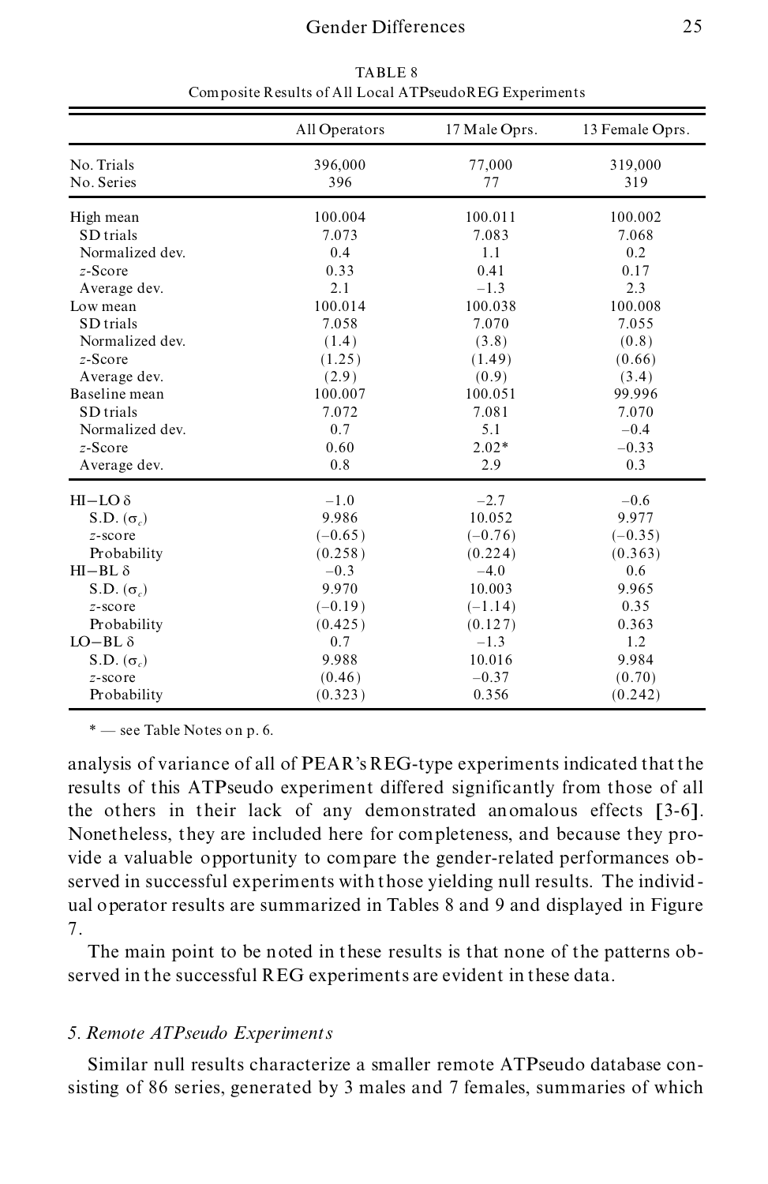TABLE 8

Composite Results of All Local ATPseudoREG Experiments

| | All Operators | 17 Male Oprs. | 13 Female Oprs. |
|---|---|---|---|
| No. Trials | 396,000 | 77,000 | 319,000 |
| No. Series | 396 | 77 | 319 |
| High mean | 100.004 | 100.011 | 100.002 |
| SD trials | 7.073 | 7.083 | 7.068 |
| Normalized dev. | 0.4 | 1.1 | 0.2 |
| $z$-Score | 0.33 | 0.41 | 0.17 |
| Average dev. | 2.1 | –1.3 | 2.3 |
| Low mean | 100.014 | 100.038 | 100.008 |
| SD trials | 7.058 | 7.070 | 7.055 |
| Normalized dev. | (1.4) | (3.8) | (0.8) |
| $z$-Score | (1.25) | (1.49) | (0.66) |
| Average dev. | (2.9) | (0.9) | (3.4) |
| Baseline mean | 100.007 | 100.051 | 99.996 |
| SD trials | 7.072 | 7.081 | 7.070 |
| Normalized dev. | 0.7 | 5.1 | –0.4 |
| $z$-Score | 0.60 | 2.02* | –0.33 |
| Average dev. | 0.8 | 2.9 | 0.3 |
| HI–LO $\delta$ | –1.0 | –2.7 | –0.6 |
| S.D. ($\sigma_c$) | 9.986 | 10.052 | 9.977 |
| $z$-score | (–0.65) | (–0.76) | (–0.35) |
| Probability | (0.258) | (0.224) | (0.363) |
| HI–BL $\delta$ | –0.3 | –4.0 | 0.6 |
| S.D. ($\sigma_c$) | 9.970 | 10.003 | 9.965 |
| $z$-score | (–0.19) | (–1.14) | 0.35 |
| Probability | (0.425) | (0.127) | 0.363 |
| LO–BL $\delta$ | 0.7 | –1.3 | 1.2 |
| S.D. ($\sigma_c$) | 9.988 | 10.016 | 9.984 |
| $z$-score | (0.46) | –0.37 | (0.70) |
| Probability | (0.323) | 0.356 | (0.242) |

\* — see Table Notes on p. 6.

analysis of variance of all of PEAR's REG-type experiments indicated that the results of this ATPseudo experiment differed significantly from those of all the others in their lack of any demonstrated anomalous effects [3-6]. Nonetheless, they are included here for completeness, and because they provide a valuable opportunity to compare the gender-related performances observed in successful experiments with those yielding null results. The individual operator results are summarized in Tables 8 and 9 and displayed in Figure 7.

The main point to be noted in these results is that none of the patterns observed in the successful REG experiments are evident in these data.

### *5. Remote ATPseudo Experiments*

Similar null results characterize a smaller remote ATPseudo database consisting of 86 series, generated by 3 males and 7 females, summaries of which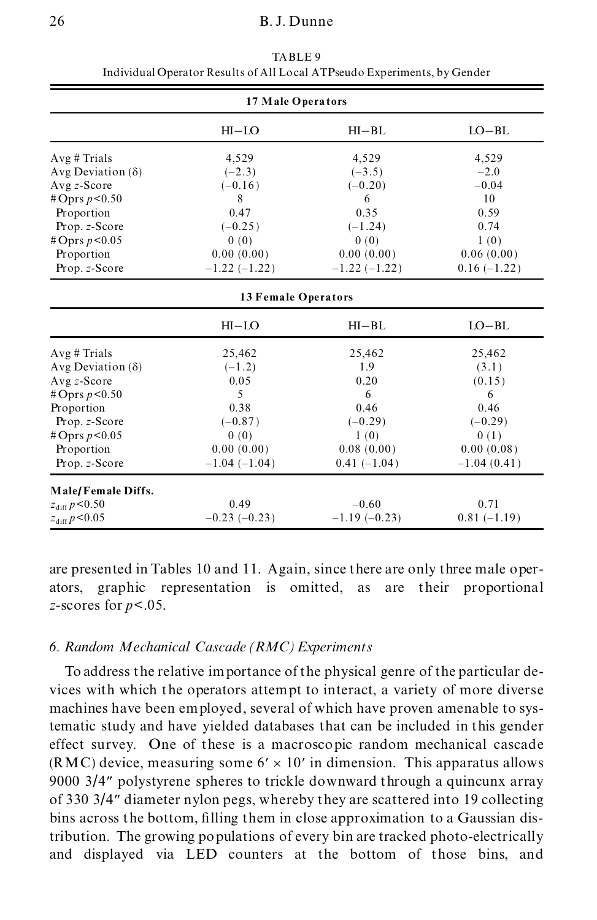TABLE 9
Individual Operator Results of All Local ATPseudo Experiments, by Gender

| | HI−LO | HI−BL | LO−BL |
|---|---|---|---|
| **17 Male Operators** | | | |
| Avg # Trials | 4,529 | 4,529 | 4,529 |
| Avg Deviation (δ) | (−2.3) | (−3.5) | −2.0 |
| Avg $z$-Score | (−0.16) | (−0.20) | −0.04 |
| # Oprs $p$<0.50 | 8 | 6 | 10 |
| Proportion | 0.47 | 0.35 | 0.59 |
| Prop. $z$-Score | (−0.25) | (−1.24) | 0.74 |
| # Oprs $p$<0.05 | 0 (0) | 0 (0) | 1 (0) |
| Proportion | 0.00 (0.00) | 0.00 (0.00) | 0.06 (0.00) |
| Prop. $z$-Score | −1.22 (−1.22) | −1.22 (−1.22) | 0.16 (−1.22) |
| **13 Female Operators** | | | |
| Avg # Trials | 25,462 | 25,462 | 25,462 |
| Avg Deviation (δ) | (−1.2) | 1.9 | (3.1) |
| Avg $z$-Score | 0.05 | 0.20 | (0.15) |
| # Oprs $p$<0.50 | 5 | 6 | 6 |
| Proportion | 0.38 | 0.46 | 0.46 |
| Prop. $z$-Score | (−0.87) | (−0.29) | (−0.29) |
| # Oprs $p$<0.05 | 0 (0) | 1 (0) | 0 (1) |
| Proportion | 0.00 (0.00) | 0.08 (0.00) | 0.00 (0.08) |
| Prop. $z$-Score | −1.04 (−1.04) | 0.41 (−1.04) | −1.04 (0.41) |
| **Male/Female Diffs.** | | | |
| $z_{\text{diff}}$ $p$<0.50 | 0.49 | −0.60 | 0.71 |
| $z_{\text{diff}}$ $p$<0.05 | −0.23 (−0.23) | −1.19 (−0.23) | 0.81 (−1.19) |

are presented in Tables 10 and 11. Again, since there are only three male operators, graphic representation is omitted, as are their proportional $z$-scores for $p$<.05.

*6. Random Mechanical Cascade (RMC) Experiments*

To address the relative importance of the physical genre of the particular devices with which the operators attempt to interact, a variety of more diverse machines have been employed, several of which have proven amenable to systematic study and have yielded databases that can be included in this gender effect survey. One of these is a macroscopic random mechanical cascade (RMC) device, measuring some 6′ × 10′ in dimension. This apparatus allows 9000 3/4″ polystyrene spheres to trickle downward through a quincunx array of 330 3/4″ diameter nylon pegs, whereby they are scattered into 19 collecting bins across the bottom, filling them in close approximation to a Gaussian distribution. The growing populations of every bin are tracked photo-electrically and displayed via LED counters at the bottom of those bins, and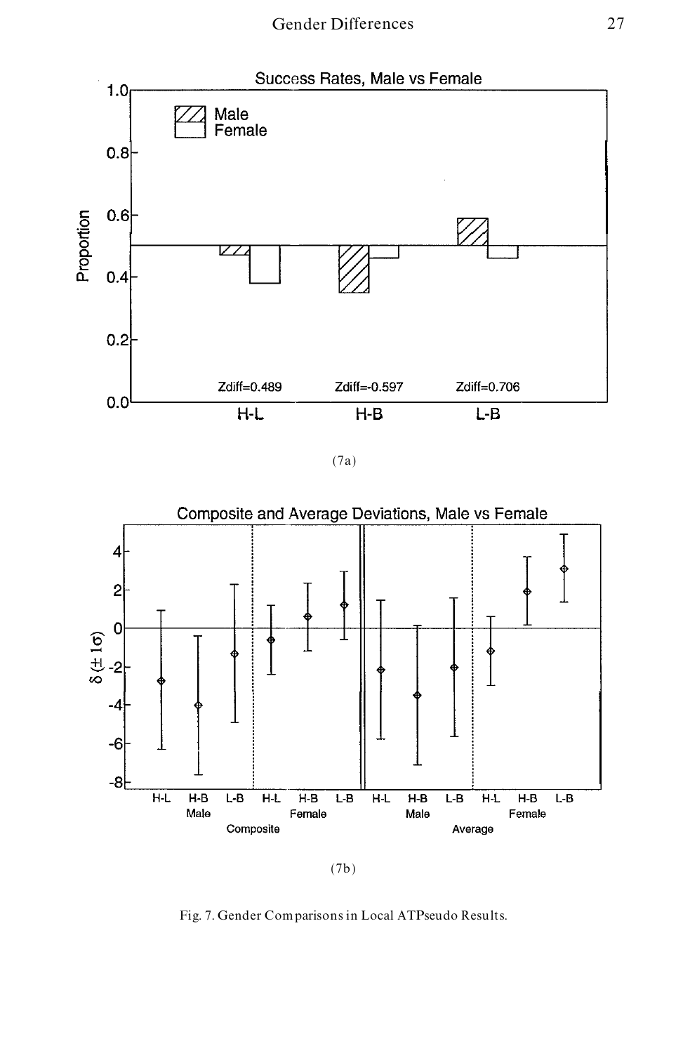(7a)

(7b)

Fig. 7. Gender Comparisons in Local ATPseudo Results.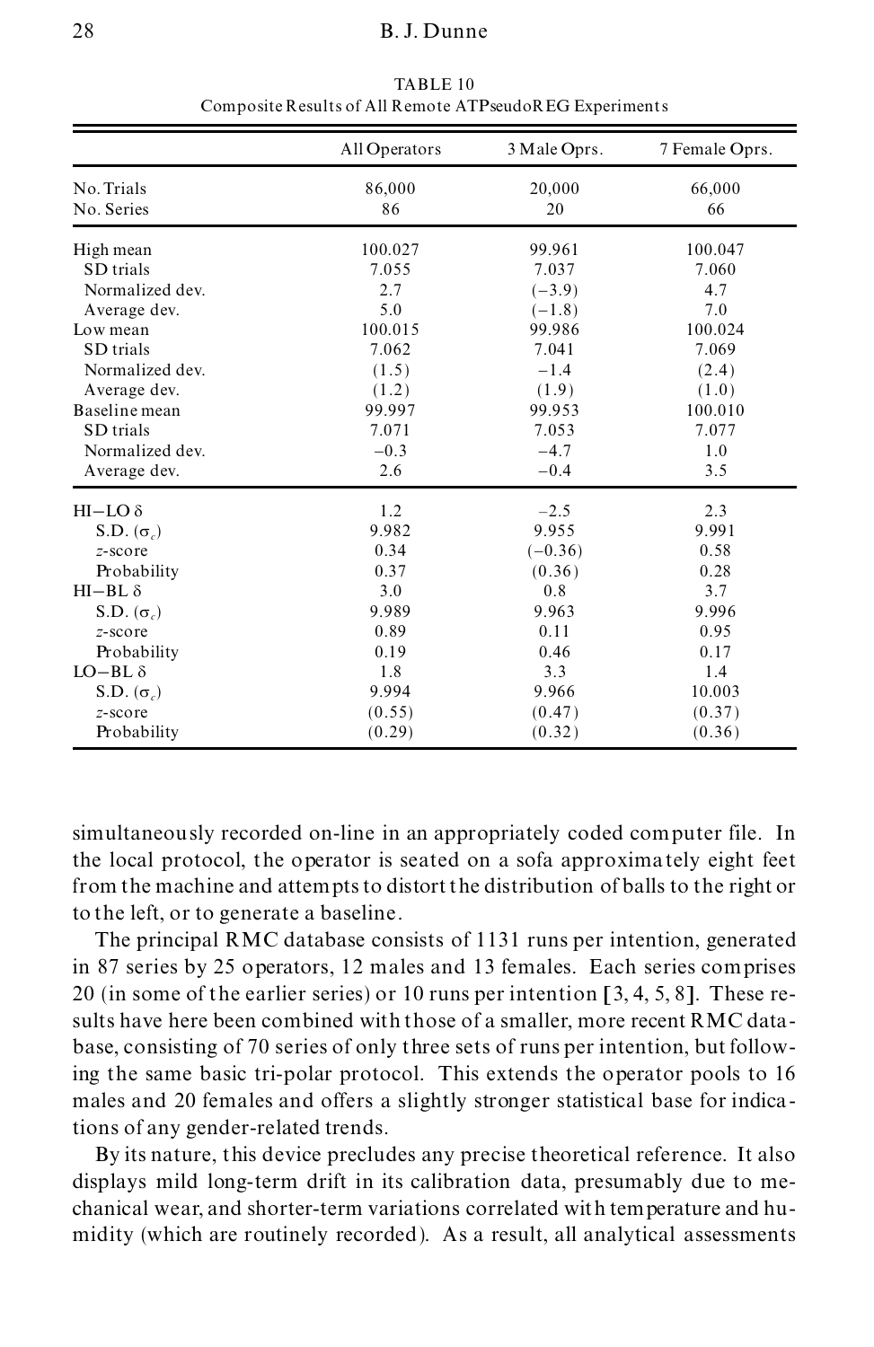TABLE 10
Composite Results of All Remote ATPseudoREG Experiments

| | All Operators | 3 Male Oprs. | 7 Female Oprs. |
|---|---|---|---|
| No. Trials | 86,000 | 20,000 | 66,000 |
| No. Series | 86 | 20 | 66 |
| High mean | 100.027 | 99.961 | 100.047 |
| SD trials | 7.055 | 7.037 | 7.060 |
| Normalized dev. | 2.7 | (−3.9) | 4.7 |
| Average dev. | 5.0 | (−1.8) | 7.0 |
| Low mean | 100.015 | 99.986 | 100.024 |
| SD trials | 7.062 | 7.041 | 7.069 |
| Normalized dev. | (1.5) | −1.4 | (2.4) |
| Average dev. | (1.2) | (1.9) | (1.0) |
| Baseline mean | 99.997 | 99.953 | 100.010 |
| SD trials | 7.071 | 7.053 | 7.077 |
| Normalized dev. | −0.3 | −4.7 | 1.0 |
| Average dev. | 2.6 | −0.4 | 3.5 |
| HI−LO $\delta$ | 1.2 | −2.5 | 2.3 |
| S.D. ($\sigma_c$) | 9.982 | 9.955 | 9.991 |
| *z*-score | 0.34 | (−0.36) | 0.58 |
| Probability | 0.37 | (0.36) | 0.28 |
| HI−BL $\delta$ | 3.0 | 0.8 | 3.7 |
| S.D. ($\sigma_c$) | 9.989 | 9.963 | 9.996 |
| *z*-score | 0.89 | 0.11 | 0.95 |
| Probability | 0.19 | 0.46 | 0.17 |
| LO−BL $\delta$ | 1.8 | 3.3 | 1.4 |
| S.D. ($\sigma_c$) | 9.994 | 9.966 | 10.003 |
| *z*-score | (0.55) | (0.47) | (0.37) |
| Probability | (0.29) | (0.32) | (0.36) |

simultaneously recorded on-line in an appropriately coded computer file. In the local protocol, the operator is seated on a sofa approximately eight feet from the machine and attempts to distort the distribution of balls to the right or to the left, or to generate a baseline.

The principal RMC database consists of 1131 runs per intention, generated in 87 series by 25 operators, 12 males and 13 females. Each series comprises 20 (in some of the earlier series) or 10 runs per intention [3, 4, 5, 8]. These results have here been combined with those of a smaller, more recent RMC database, consisting of 70 series of only three sets of runs per intention, but following the same basic tri-polar protocol. This extends the operator pools to 16 males and 20 females and offers a slightly stronger statistical base for indications of any gender-related trends.

By its nature, this device precludes any precise theoretical reference. It also displays mild long-term drift in its calibration data, presumably due to mechanical wear, and shorter-term variations correlated with temperature and humidity (which are routinely recorded). As a result, all analytical assessments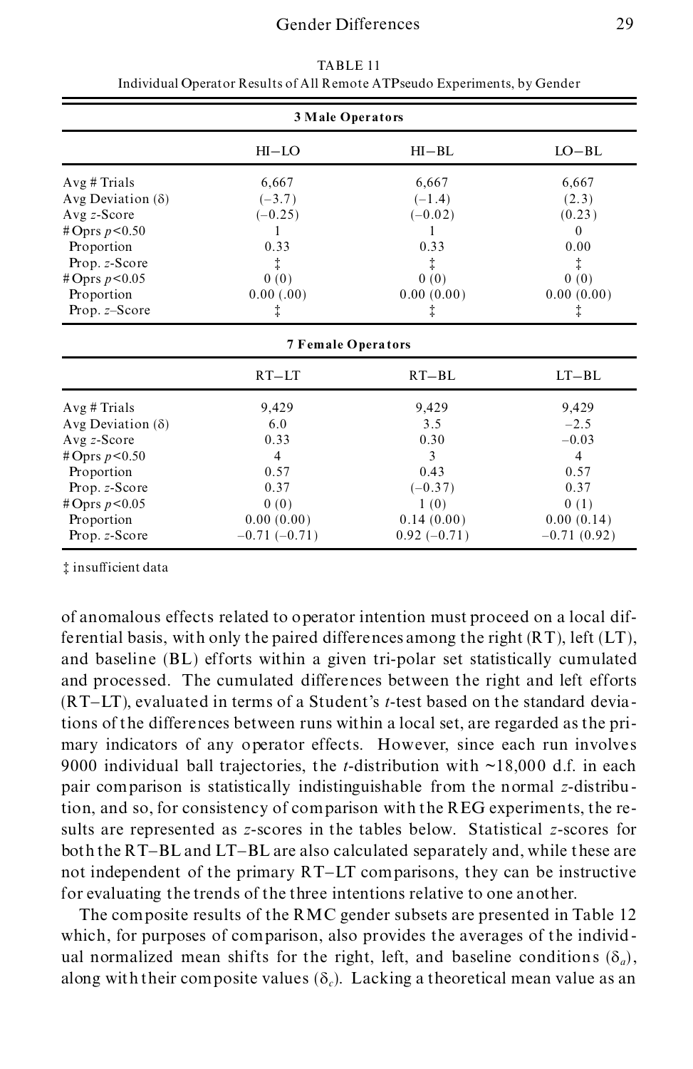TABLE 11
Individual Operator Results of All Remote ATPseudo Experiments, by Gender

| | | | |
|---|---|---|---|
| **3 Male Operators** | | | |
| | HI–LO | HI–BL | LO–BL |
| Avg # Trials | 6,667 | 6,667 | 6,667 |
| Avg Deviation (δ) | (–3.7) | (–1.4) | (2.3) |
| Avg *z*-Score | (–0.25) | (–0.02) | (0.23) |
| # Oprs $p<0.50$ | 1 | 1 | 0 |
| Proportion | 0.33 | 0.33 | 0.00 |
| Prop. *z*-Score | ‡ | ‡ | ‡ |
| # Oprs $p<0.05$ | 0 (0) | 0 (0) | 0 (0) |
| Proportion | 0.00 (.00) | 0.00 (0.00) | 0.00 (0.00) |
| Prop. *z*–Score | ‡ | ‡ | ‡ |
| **7 Female Operators** | | | |
| | RT–LT | RT–BL | LT–BL |
| Avg # Trials | 9,429 | 9,429 | 9,429 |
| Avg Deviation (δ) | 6.0 | 3.5 | –2.5 |
| Avg *z*-Score | 0.33 | 0.30 | –0.03 |
| # Oprs $p<0.50$ | 4 | 3 | 4 |
| Proportion | 0.57 | 0.43 | 0.57 |
| Prop. *z*-Score | 0.37 | (–0.37) | 0.37 |
| # Oprs $p<0.05$ | 0 (0) | 1 (0) | 0 (1) |
| Proportion | 0.00 (0.00) | 0.14 (0.00) | 0.00 (0.14) |
| Prop. *z*-Score | –0.71 (–0.71) | 0.92 (–0.71) | –0.71 (0.92) |

‡ insufficient data

of anomalous effects related to operator intention must proceed on a local differential basis, with only the paired differences among the right (RT), left (LT), and baseline (BL) efforts within a given tri-polar set statistically cumulated and processed. The cumulated differences between the right and left efforts (RT–LT), evaluated in terms of a Student's *t*-test based on the standard deviations of the differences between runs within a local set, are regarded as the primary indicators of any operator effects. However, since each run involves 9000 individual ball trajectories, the *t*-distribution with ~18,000 d.f. in each pair comparison is statistically indistinguishable from the normal *z*-distribution, and so, for consistency of comparison with the REG experiments, the results are represented as *z*-scores in the tables below. Statistical *z*-scores for both the RT–BL and LT–BL are also calculated separately and, while these are not independent of the primary RT–LT comparisons, they can be instructive for evaluating the trends of the three intentions relative to one another.

The composite results of the RMC gender subsets are presented in Table 12 which, for purposes of comparison, also provides the averages of the individual normalized mean shifts for the right, left, and baseline conditions ($\delta_a$), along with their composite values ($\delta_c$). Lacking a theoretical mean value as an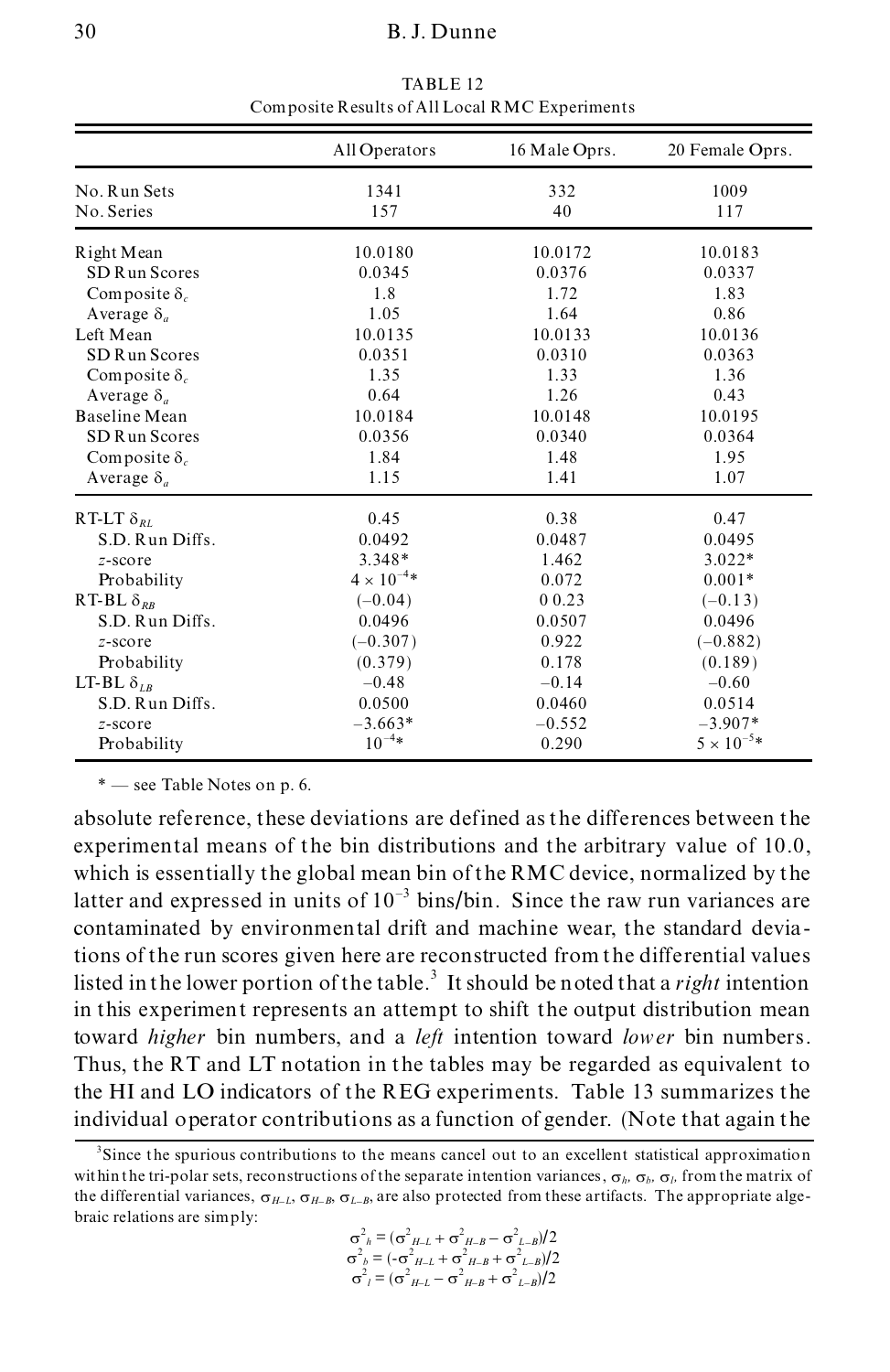TABLE 12
Composite Results of All Local RMC Experiments

| | All Operators | 16 Male Oprs. | 20 Female Oprs. |
|---|---|---|---|
| No. Run Sets | 1341 | 332 | 1009 |
| No. Series | 157 | 40 | 117 |
| Right Mean | 10.0180 | 10.0172 | 10.0183 |
| SD Run Scores | 0.0345 | 0.0376 | 0.0337 |
| Composite $\delta_c$ | 1.8 | 1.72 | 1.83 |
| Average $\delta_a$ | 1.05 | 1.64 | 0.86 |
| Left Mean | 10.0135 | 10.0133 | 10.0136 |
| SD Run Scores | 0.0351 | 0.0310 | 0.0363 |
| Composite $\delta_c$ | 1.35 | 1.33 | 1.36 |
| Average $\delta_a$ | 0.64 | 1.26 | 0.43 |
| Baseline Mean | 10.0184 | 10.0148 | 10.0195 |
| SD Run Scores | 0.0356 | 0.0340 | 0.0364 |
| Composite $\delta_c$ | 1.84 | 1.48 | 1.95 |
| Average $\delta_a$ | 1.15 | 1.41 | 1.07 |
| RT-LT $\delta_{RL}$ | 0.45 | 0.38 | 0.47 |
| S.D. Run Diffs. | 0.0492 | 0.0487 | 0.0495 |
| *z*-score | 3.348* | 1.462 | 3.022* |
| Probability | $4 \times 10^{-4}$* | 0.072 | 0.001* |
| RT-BL $\delta_{RB}$ | (–0.04) | 0 0.23 | (–0.13) |
| S.D. Run Diffs. | 0.0496 | 0.0507 | 0.0496 |
| *z*-score | (–0.307) | 0.922 | (–0.882) |
| Probability | (0.379) | 0.178 | (0.189) |
| LT-BL $\delta_{LB}$ | –0.48 | –0.14 | –0.60 |
| S.D. Run Diffs. | 0.0500 | 0.0460 | 0.0514 |
| *z*-score | –3.663* | –0.552 | –3.907* |
| Probability | $10^{-4}$* | 0.290 | $5 \times 10^{-5}$* |

* — see Table Notes on p. 6.

absolute reference, these deviations are defined as the differences between the experimental means of the bin distributions and the arbitrary value of 10.0, which is essentially the global mean bin of the RMC device, normalized by the latter and expressed in units of $10^{-3}$ bins/bin. Since the raw run variances are contaminated by environmental drift and machine wear, the standard deviations of the run scores given here are reconstructed from the differential values listed in the lower portion of the table.[3] It should be noted that a *right* intention in this experiment represents an attempt to shift the output distribution mean toward *higher* bin numbers, and a *left* intention toward *lower* bin numbers. Thus, the RT and LT notation in the tables may be regarded as equivalent to the HI and LO indicators of the REG experiments. Table 13 summarizes the individual operator contributions as a function of gender. (Note that again the

[3]Since the spurious contributions to the means cancel out to an excellent statistical approximation within the tri-polar sets, reconstructions of the separate intention variances, $\sigma_h$, $\sigma_b$, $\sigma_l$, from the matrix of the differential variances, $\sigma_{H-L}$, $\sigma_{H-B}$, $\sigma_{L-B}$, are also protected from these artifacts. The appropriate algebraic relations are simply:

$$\sigma^2_h = (\sigma^2_{H-L} + \sigma^2_{H-B} - \sigma^2_{L-B})/2$$
$$\sigma^2_b = (-\sigma^2_{H-L} + \sigma^2_{H-B} + \sigma^2_{L-B})/2$$
$$\sigma^2_l = (\sigma^2_{H-L} - \sigma^2_{H-B} + \sigma^2_{L-B})/2$$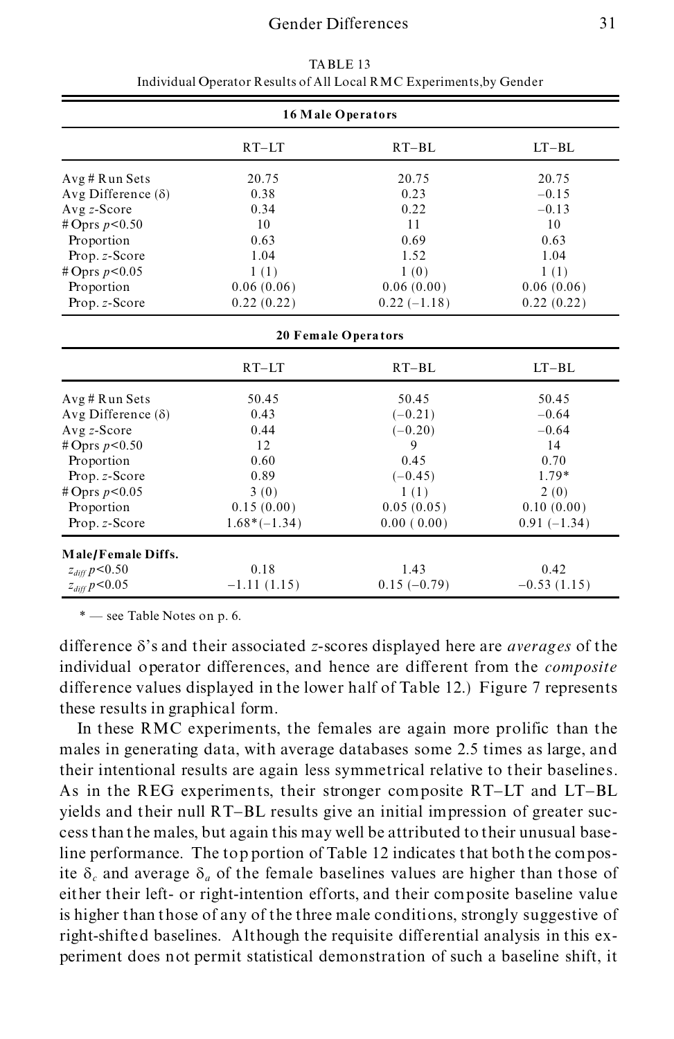TABLE 13
Individual Operator Results of All Local RMC Experiments, by Gender

| | RT–LT | RT–BL | LT–BL |
|---|---|---|---|
| **16 Male Operators** | | | |
| Avg # Run Sets | 20.75 | 20.75 | 20.75 |
| Avg Difference (δ) | 0.38 | 0.23 | –0.15 |
| Avg *z*-Score | 0.34 | 0.22 | –0.13 |
| # Oprs $p$<0.50 | 10 | 11 | 10 |
| Proportion | 0.63 | 0.69 | 0.63 |
| Prop. *z*-Score | 1.04 | 1.52 | 1.04 |
| # Oprs $p$<0.05 | 1 (1) | 1 (0) | 1 (1) |
| Proportion | 0.06 (0.06) | 0.06 (0.00) | 0.06 (0.06) |
| Prop. *z*-Score | 0.22 (0.22) | 0.22 (–1.18) | 0.22 (0.22) |
| **20 Female Operators** | | | |
| Avg # Run Sets | 50.45 | 50.45 | 50.45 |
| Avg Difference (δ) | 0.43 | (–0.21) | –0.64 |
| Avg *z*-Score | 0.44 | (–0.20) | –0.64 |
| # Oprs $p$<0.50 | 12 | 9 | 14 |
| Proportion | 0.60 | 0.45 | 0.70 |
| Prop. *z*-Score | 0.89 | (–0.45) | 1.79* |
| # Oprs $p$<0.05 | 3 (0) | 1 (1) | 2 (0) |
| Proportion | 0.15 (0.00) | 0.05 (0.05) | 0.10 (0.00) |
| Prop. *z*-Score | 1.68*(–1.34) | 0.00 ( 0.00) | 0.91 (–1.34) |
| **Male/Female Diffs.** | | | |
| $z_{diff}$ $p$<0.50 | 0.18 | 1.43 | 0.42 |
| $z_{diff}$ $p$<0.05 | –1.11 (1.15) | 0.15 (–0.79) | –0.53 (1.15) |

\* — see Table Notes on p. 6.

difference δ's and their associated *z*-scores displayed here are *averages* of the individual operator differences, and hence are different from the *composite* difference values displayed in the lower half of Table 12.) Figure 7 represents these results in graphical form.

In these RMC experiments, the females are again more prolific than the males in generating data, with average databases some 2.5 times as large, and their intentional results are again less symmetrical relative to their baselines. As in the REG experiments, their stronger composite RT–LT and LT–BL yields and their null RT–BL results give an initial impression of greater success than the males, but again this may well be attributed to their unusual baseline performance. The top portion of Table 12 indicates that both the composite $\delta_c$ and average $\delta_a$ of the female baselines values are higher than those of either their left- or right-intention efforts, and their composite baseline value is higher than those of any of the three male conditions, strongly suggestive of right-shifted baselines. Although the requisite differential analysis in this experiment does not permit statistical demonstration of such a baseline shift, it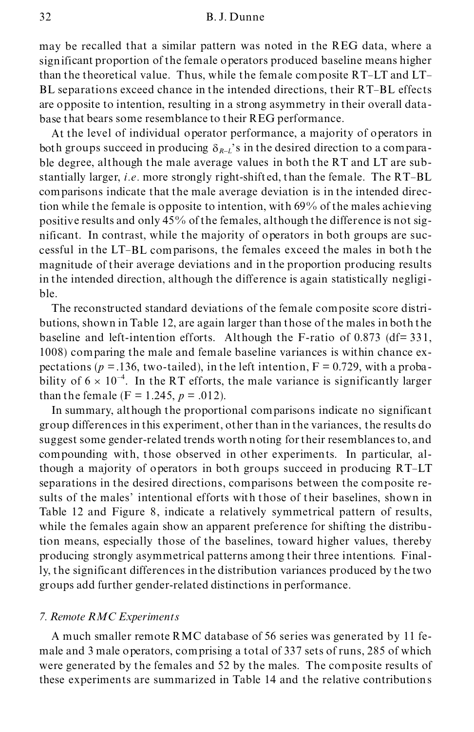may be recalled that a similar pattern was noted in the REG data, where a significant proportion of the female operators produced baseline means higher than the theoretical value. Thus, while the female composite RT–LT and LT–BL separations exceed chance in the intended directions, their RT–BL effects are opposite to intention, resulting in a strong asymmetry in their overall database that bears some resemblance to their REG performance.

At the level of individual operator performance, a majority of operators in both groups succeed in producing $\delta_{R-L}$'s in the desired direction to a comparable degree, although the male average values in both the RT and LT are substantially larger, *i.e.* more strongly right-shifted, than the female. The RT–BL comparisons indicate that the male average deviation is in the intended direction while the female is opposite to intention, with 69% of the males achieving positive results and only 45% of the females, although the difference is not significant. In contrast, while the majority of operators in both groups are successful in the LT–BL comparisons, the females exceed the males in both the magnitude of their average deviations and in the proportion producing results in the intended direction, although the difference is again statistically negligible.

The reconstructed standard deviations of the female composite score distributions, shown in Table 12, are again larger than those of the males in both the baseline and left-intention efforts. Although the F-ratio of 0.873 (df= 331, 1008) comparing the male and female baseline variances is within chance expectations ($p$ =.136, two-tailed), in the left intention, F = 0.729, with a probability of $6 \times 10^{-4}$. In the RT efforts, the male variance is significantly larger than the female (F = 1.245, $p$ = .012).

In summary, although the proportional comparisons indicate no significant group differences in this experiment, other than in the variances, the results do suggest some gender-related trends worth noting for their resemblances to, and compounding with, those observed in other experiments. In particular, although a majority of operators in both groups succeed in producing RT–LT separations in the desired directions, comparisons between the composite results of the males' intentional efforts with those of their baselines, shown in Table 12 and Figure 8, indicate a relatively symmetrical pattern of results, while the females again show an apparent preference for shifting the distribution means, especially those of the baselines, toward higher values, thereby producing strongly asymmetrical patterns among their three intentions. Finally, the significant differences in the distribution variances produced by the two groups add further gender-related distinctions in performance.

## *7. Remote RMC Experiments*

A much smaller remote RMC database of 56 series was generated by 11 female and 3 male operators, comprising a total of 337 sets of runs, 285 of which were generated by the females and 52 by the males. The composite results of these experiments are summarized in Table 14 and the relative contributions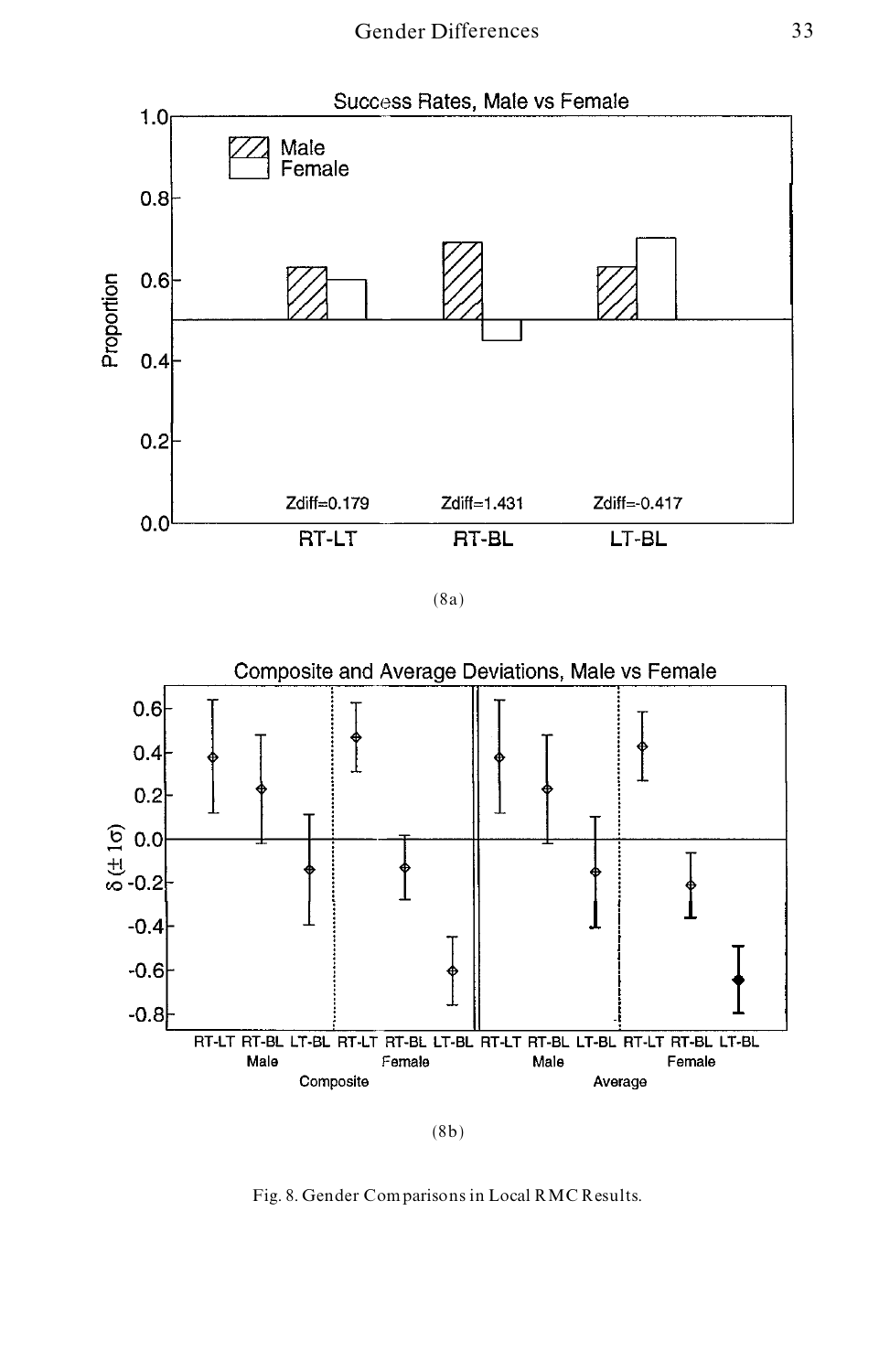(8a)

(8b)

Fig. 8. Gender Comparisons in Local RMC Results.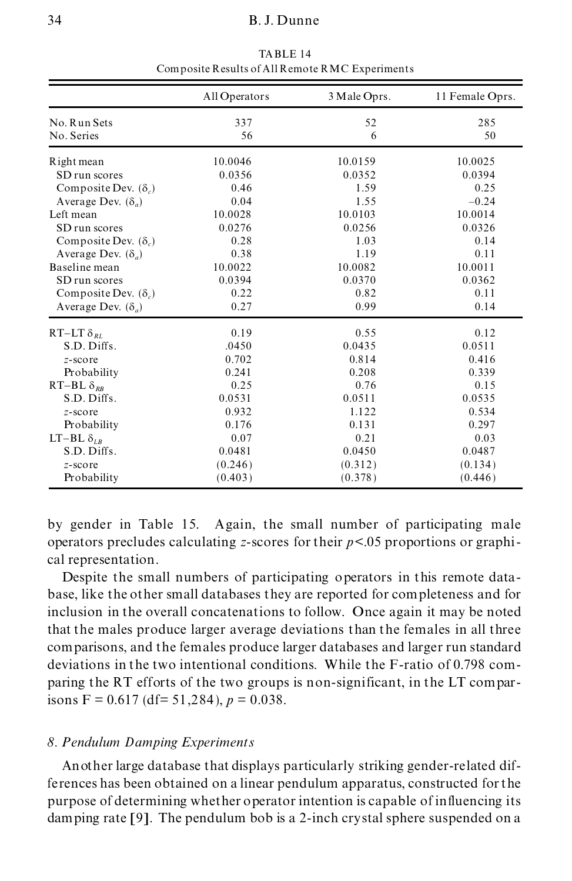TABLE 14
Composite Results of All Remote RMC Experiments

| | All Operators | 3 Male Oprs. | 11 Female Oprs. |
|---|---|---|---|
| No. Run Sets | 337 | 52 | 285 |
| No. Series | 56 | 6 | 50 |
| Right mean | 10.0046 | 10.0159 | 10.0025 |
| SD run scores | 0.0356 | 0.0352 | 0.0394 |
| Composite Dev. ($\delta_c$) | 0.46 | 1.59 | 0.25 |
| Average Dev. ($\delta_a$) | 0.04 | 1.55 | –0.24 |
| Left mean | 10.0028 | 10.0103 | 10.0014 |
| SD run scores | 0.0276 | 0.0256 | 0.0326 |
| Composite Dev. ($\delta_c$) | 0.28 | 1.03 | 0.14 |
| Average Dev. ($\delta_a$) | 0.38 | 1.19 | 0.11 |
| Baseline mean | 10.0022 | 10.0082 | 10.0011 |
| SD run scores | 0.0394 | 0.0370 | 0.0362 |
| Composite Dev. ($\delta_c$) | 0.22 | 0.82 | 0.11 |
| Average Dev. ($\delta_a$) | 0.27 | 0.99 | 0.14 |
| RT–LT $\delta_{RL}$ | 0.19 | 0.55 | 0.12 |
| S.D. Diffs. | .0450 | 0.0435 | 0.0511 |
| *z*-score | 0.702 | 0.814 | 0.416 |
| Probability | 0.241 | 0.208 | 0.339 |
| RT–BL $\delta_{RB}$ | 0.25 | 0.76 | 0.15 |
| S.D. Diffs. | 0.0531 | 0.0511 | 0.0535 |
| *z*-score | 0.932 | 1.122 | 0.534 |
| Probability | 0.176 | 0.131 | 0.297 |
| LT–BL $\delta_{LB}$ | 0.07 | 0.21 | 0.03 |
| S.D. Diffs. | 0.0481 | 0.0450 | 0.0487 |
| *z*-score | (0.246) | (0.312) | (0.134) |
| Probability | (0.403) | (0.378) | (0.446) |

by gender in Table 15. Again, the small number of participating male operators precludes calculating *z*-scores for their $p<.05$ proportions or graphical representation.

Despite the small numbers of participating operators in this remote database, like the other small databases they are reported for completeness and for inclusion in the overall concatenations to follow. Once again it may be noted that the males produce larger average deviations than the females in all three comparisons, and the females produce larger databases and larger run standard deviations in the two intentional conditions. While the F-ratio of 0.798 comparing the RT efforts of the two groups is non-significant, in the LT comparisons F = 0.617 (df= 51,284), $p = 0.038$.

### *8. Pendulum Damping Experiments*

Another large database that displays particularly striking gender-related differences has been obtained on a linear pendulum apparatus, constructed for the purpose of determining whether operator intention is capable of influencing its damping rate [9]. The pendulum bob is a 2-inch crystal sphere suspended on a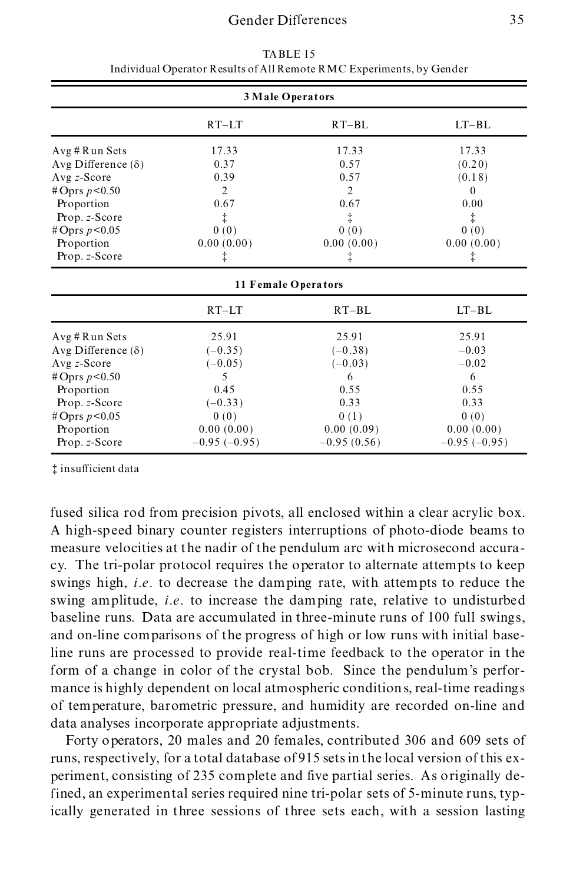TABLE 15
Individual Operator Results of All Remote RMC Experiments, by Gender

| | RT–LT | RT–BL | LT–BL |
|---|---|---|---|
| **3 Male Operators** | | | |
| Avg # Run Sets | 17.33 | 17.33 | 17.33 |
| Avg Difference (δ) | 0.37 | 0.57 | (0.20) |
| Avg $z$-Score | 0.39 | 0.57 | (0.18) |
| # Oprs $p$<0.50 | 2 | 2 | 0 |
| Proportion | 0.67 | 0.67 | 0.00 |
| Prop. $z$-Score | ‡ | ‡ | ‡ |
| # Oprs $p$<0.05 | 0 (0) | 0 (0) | 0 (0) |
| Proportion | 0.00 (0.00) | 0.00 (0.00) | 0.00 (0.00) |
| Prop. $z$-Score | ‡ | ‡ | ‡ |
| **11 Female Operators** | | | |
| Avg # Run Sets | 25.91 | 25.91 | 25.91 |
| Avg Difference (δ) | (−0.35) | (−0.38) | −0.03 |
| Avg $z$-Score | (−0.05) | (−0.03) | −0.02 |
| # Oprs $p$<0.50 | 5 | 6 | 6 |
| Proportion | 0.45 | 0.55 | 0.55 |
| Prop. $z$-Score | (−0.33) | 0.33 | 0.33 |
| # Oprs $p$<0.05 | 0 (0) | 0 (1) | 0 (0) |
| Proportion | 0.00 (0.00) | 0.00 (0.09) | 0.00 (0.00) |
| Prop. $z$-Score | −0.95 (−0.95) | −0.95 (0.56) | −0.95 (−0.95) |

‡ insufficient data

fused silica rod from precision pivots, all enclosed within a clear acrylic box. A high-speed binary counter registers interruptions of photo-diode beams to measure velocities at the nadir of the pendulum arc with microsecond accuracy. The tri-polar protocol requires the operator to alternate attempts to keep swings high, *i.e.* to decrease the damping rate, with attempts to reduce the swing amplitude, *i.e.* to increase the damping rate, relative to undisturbed baseline runs. Data are accumulated in three-minute runs of 100 full swings, and on-line comparisons of the progress of high or low runs with initial baseline runs are processed to provide real-time feedback to the operator in the form of a change in color of the crystal bob. Since the pendulum's performance is highly dependent on local atmospheric conditions, real-time readings of temperature, barometric pressure, and humidity are recorded on-line and data analyses incorporate appropriate adjustments.

Forty operators, 20 males and 20 females, contributed 306 and 609 sets of runs, respectively, for a total database of 915 sets in the local version of this experiment, consisting of 235 complete and five partial series. As originally defined, an experimental series required nine tri-polar sets of 5-minute runs, typically generated in three sessions of three sets each, with a session lasting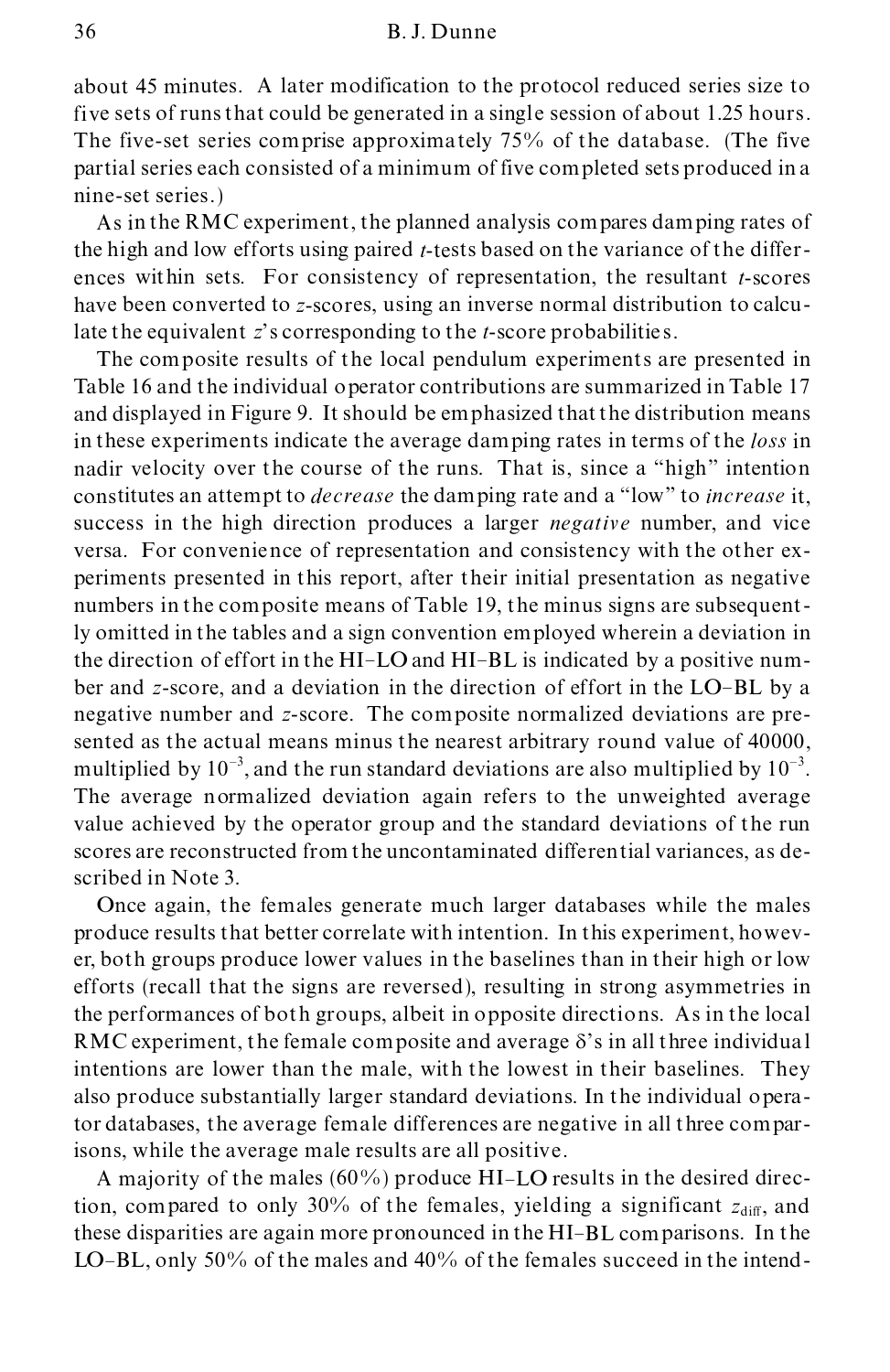about 45 minutes. A later modification to the protocol reduced series size to five sets of runs that could be generated in a single session of about 1.25 hours. The five-set series comprise approximately 75% of the database. (The five partial series each consisted of a minimum of five completed sets produced in a nine-set series.)

As in the RMC experiment, the planned analysis compares damping rates of the high and low efforts using paired *t*-tests based on the variance of the differences within sets. For consistency of representation, the resultant *t*-scores have been converted to *z*-scores, using an inverse normal distribution to calculate the equivalent *z*'s corresponding to the *t*-score probabilities.

The composite results of the local pendulum experiments are presented in Table 16 and the individual operator contributions are summarized in Table 17 and displayed in Figure 9. It should be emphasized that the distribution means in these experiments indicate the average damping rates in terms of the *loss* in nadir velocity over the course of the runs. That is, since a "high" intention constitutes an attempt to *decrease* the damping rate and a "low" to *increase* it, success in the high direction produces a larger *negative* number, and vice versa. For convenience of representation and consistency with the other experiments presented in this report, after their initial presentation as negative numbers in the composite means of Table 19, the minus signs are subsequently omitted in the tables and a sign convention employed wherein a deviation in the direction of effort in the HI–LO and HI–BL is indicated by a positive number and *z*-score, and a deviation in the direction of effort in the LO–BL by a negative number and *z*-score. The composite normalized deviations are presented as the actual means minus the nearest arbitrary round value of 40000, multiplied by $10^{-3}$, and the run standard deviations are also multiplied by $10^{-3}$. The average normalized deviation again refers to the unweighted average value achieved by the operator group and the standard deviations of the run scores are reconstructed from the uncontaminated differential variances, as described in Note 3.

Once again, the females generate much larger databases while the males produce results that better correlate with intention. In this experiment, however, both groups produce lower values in the baselines than in their high or low efforts (recall that the signs are reversed), resulting in strong asymmetries in the performances of both groups, albeit in opposite directions. As in the local RMC experiment, the female composite and average $\delta$'s in all three individual intentions are lower than the male, with the lowest in their baselines. They also produce substantially larger standard deviations. In the individual operator databases, the average female differences are negative in all three comparisons, while the average male results are all positive.

A majority of the males (60%) produce HI–LO results in the desired direction, compared to only 30% of the females, yielding a significant $z_{\mathrm{diff}}$, and these disparities are again more pronounced in the HI–BL comparisons. In the LO–BL, only 50% of the males and 40% of the females succeed in the intend-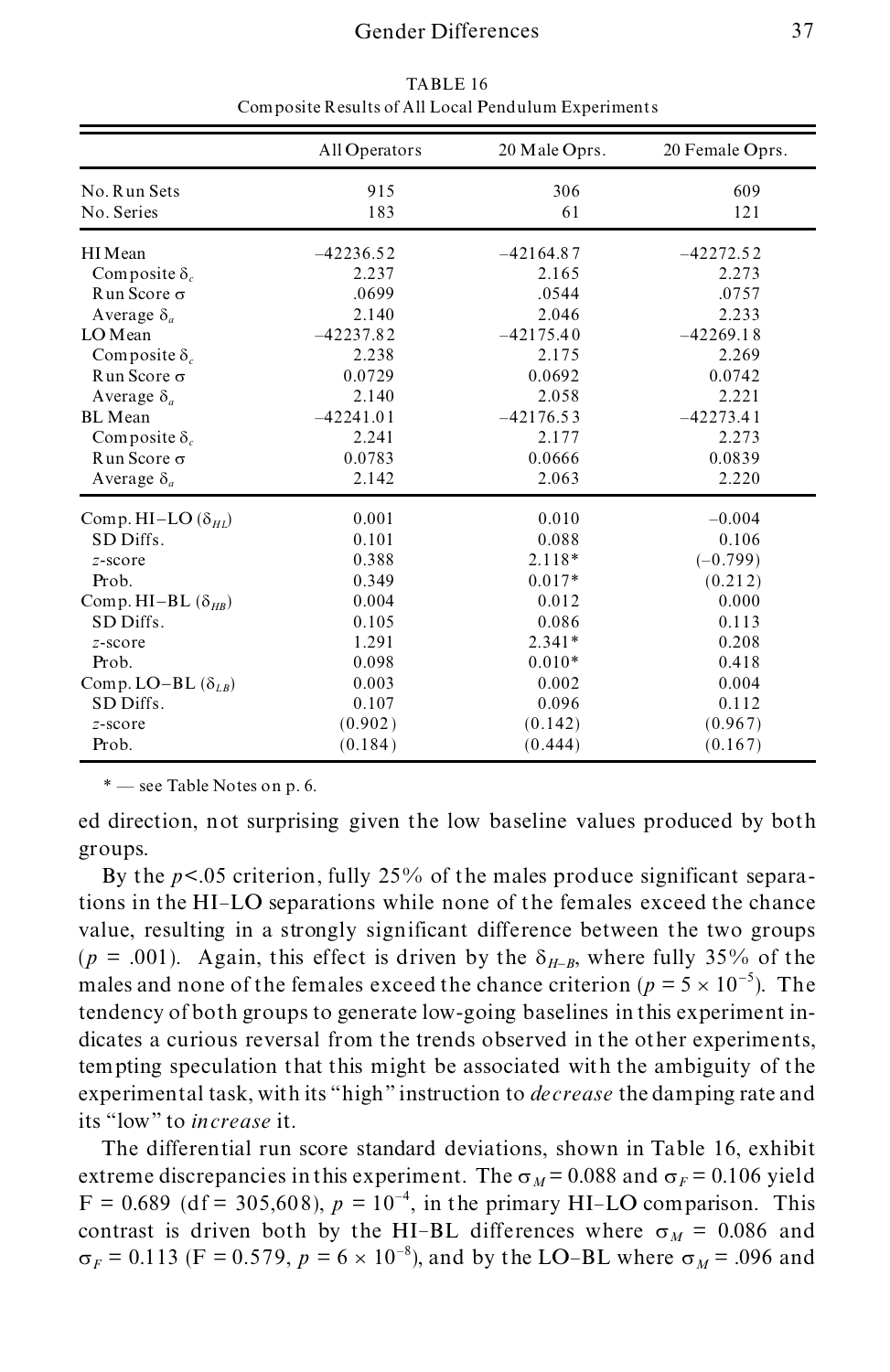TABLE 16
Composite Results of All Local Pendulum Experiments

| | All Operators | 20 Male Oprs. | 20 Female Oprs. |
|---|---|---|---|
| No. Run Sets | 915 | 306 | 609 |
| No. Series | 183 | 61 | 121 |
| HI Mean | –42236.52 | –42164.87 | –42272.52 |
| Composite $\delta_c$ | 2.237 | 2.165 | 2.273 |
| Run Score $\sigma$ | .0699 | .0544 | .0757 |
| Average $\delta_a$ | 2.140 | 2.046 | 2.233 |
| LO Mean | –42237.82 | –42175.40 | –42269.18 |
| Composite $\delta_c$ | 2.238 | 2.175 | 2.269 |
| Run Score $\sigma$ | 0.0729 | 0.0692 | 0.0742 |
| Average $\delta_a$ | 2.140 | 2.058 | 2.221 |
| BL Mean | –42241.01 | –42176.53 | –42273.41 |
| Composite $\delta_c$ | 2.241 | 2.177 | 2.273 |
| Run Score $\sigma$ | 0.0783 | 0.0666 | 0.0839 |
| Average $\delta_a$ | 2.142 | 2.063 | 2.220 |
| Comp. HI–LO ($\delta_{HL}$) | 0.001 | 0.010 | –0.004 |
| SD Diffs. | 0.101 | 0.088 | 0.106 |
| *z*-score | 0.388 | 2.118* | (–0.799) |
| Prob. | 0.349 | 0.017* | (0.212) |
| Comp. HI–BL ($\delta_{HB}$) | 0.004 | 0.012 | 0.000 |
| SD Diffs. | 0.105 | 0.086 | 0.113 |
| *z*-score | 1.291 | 2.341* | 0.208 |
| Prob. | 0.098 | 0.010* | 0.418 |
| Comp. LO–BL ($\delta_{LB}$) | 0.003 | 0.002 | 0.004 |
| SD Diffs. | 0.107 | 0.096 | 0.112 |
| *z*-score | (0.902) | (0.142) | (0.967) |
| Prob. | (0.184) | (0.444) | (0.167) |

\* — see Table Notes on p. 6.

ed direction, not surprising given the low baseline values produced by both groups.

By the $p<.05$ criterion, fully 25% of the males produce significant separations in the HI–LO separations while none of the females exceed the chance value, resulting in a strongly significant difference between the two groups ($p = .001$). Again, this effect is driven by the $\delta_{H-B}$, where fully 35% of the males and none of the females exceed the chance criterion ($p = 5 \times 10^{-5}$). The tendency of both groups to generate low-going baselines in this experiment indicates a curious reversal from the trends observed in the other experiments, tempting speculation that this might be associated with the ambiguity of the experimental task, with its "high" instruction to *decrease* the damping rate and its "low" to *increase* it.

The differential run score standard deviations, shown in Table 16, exhibit extreme discrepancies in this experiment. The $\sigma_M = 0.088$ and $\sigma_F = 0.106$ yield $F = 0.689$ (df = 305,608), $p = 10^{-4}$, in the primary HI–LO comparison. This contrast is driven both by the HI–BL differences where $\sigma_M = 0.086$ and $\sigma_F = 0.113$ ($F = 0.579$, $p = 6 \times 10^{-8}$), and by the LO–BL where $\sigma_M = .096$ and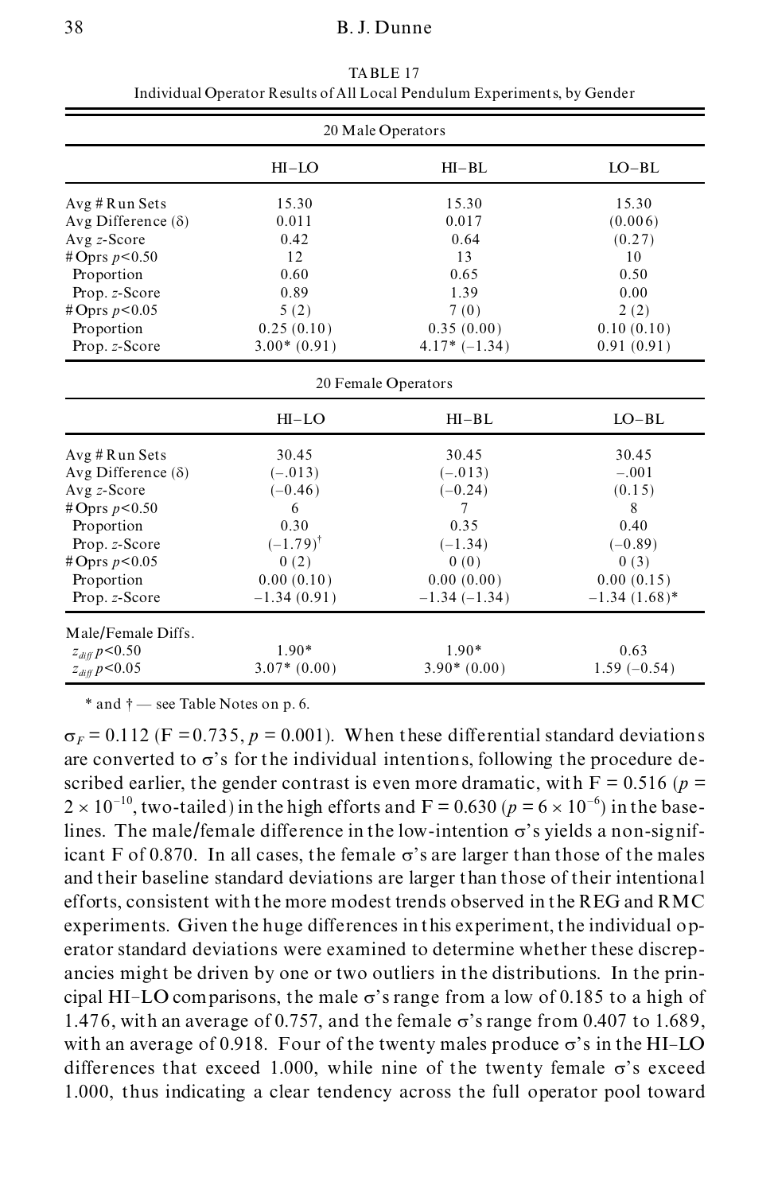TABLE 17
Individual Operator Results of All Local Pendulum Experiments, by Gender

| | HI–LO | HI–BL | LO–BL |
|---|---|---|---|
| **20 Male Operators** | | | |
| Avg # Run Sets | 15.30 | 15.30 | 15.30 |
| Avg Difference (δ) | 0.011 | 0.017 | (0.006) |
| Avg *z*-Score | 0.42 | 0.64 | (0.27) |
| # Oprs $p<0.50$ | 12 | 13 | 10 |
| Proportion | 0.60 | 0.65 | 0.50 |
| Prop. *z*-Score | 0.89 | 1.39 | 0.00 |
| # Oprs $p<0.05$ | 5 (2) | 7 (0) | 2 (2) |
| Proportion | 0.25 (0.10) | 0.35 (0.00) | 0.10 (0.10) |
| Prop. *z*-Score | 3.00* (0.91) | 4.17* (–1.34) | 0.91 (0.91) |
| **20 Female Operators** | | | |
| Avg # Run Sets | 30.45 | 30.45 | 30.45 |
| Avg Difference (δ) | (–.013) | (–.013) | –.001 |
| Avg *z*-Score | (–0.46) | (–0.24) | (0.15) |
| # Oprs $p<0.50$ | 6 | 7 | 8 |
| Proportion | 0.30 | 0.35 | 0.40 |
| Prop. *z*-Score | (–1.79)† | (–1.34) | (–0.89) |
| # Oprs $p<0.05$ | 0 (2) | 0 (0) | 0 (3) |
| Proportion | 0.00 (0.10) | 0.00 (0.00) | 0.00 (0.15) |
| Prop. *z*-Score | –1.34 (0.91) | –1.34 (–1.34) | –1.34 (1.68)* |
| **Male/Female Diffs.** | | | |
| $z_{diff}$ $p<0.50$ | 1.90* | 1.90* | 0.63 |
| $z_{diff}$ $p<0.05$ | 3.07* (0.00) | 3.90* (0.00) | 1.59 (–0.54) |

\* and † — see Table Notes on p. 6.

$\sigma_F = 0.112$ (F = 0.735, $p = 0.001$). When these differential standard deviations are converted to σ's for the individual intentions, following the procedure described earlier, the gender contrast is even more dramatic, with F = 0.516 ($p = 2 \times 10^{-10}$, two-tailed) in the high efforts and F = 0.630 ($p = 6 \times 10^{-6}$) in the baselines. The male/female difference in the low-intention σ's yields a non-significant F of 0.870. In all cases, the female σ's are larger than those of the males and their baseline standard deviations are larger than those of their intentional efforts, consistent with the more modest trends observed in the REG and RMC experiments. Given the huge differences in this experiment, the individual operator standard deviations were examined to determine whether these discrepancies might be driven by one or two outliers in the distributions. In the principal HI–LO comparisons, the male σ's range from a low of 0.185 to a high of 1.476, with an average of 0.757, and the female σ's range from 0.407 to 1.689, with an average of 0.918. Four of the twenty males produce σ's in the HI–LO differences that exceed 1.000, while nine of the twenty female σ's exceed 1.000, thus indicating a clear tendency across the full operator pool toward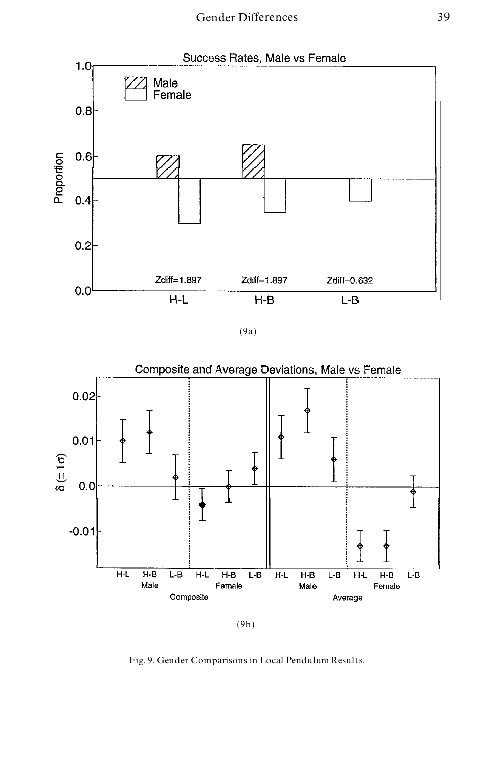(9a)

(9b)

Fig. 9. Gender Comparisons in Local Pendulum Results.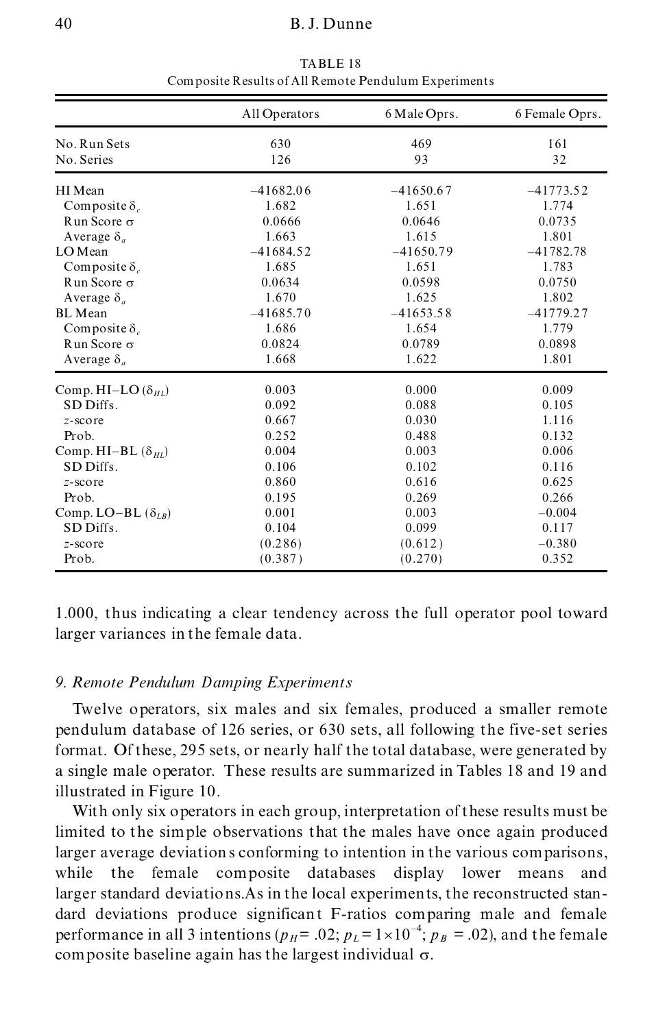TABLE 18
Composite Results of All Remote Pendulum Experiments

| | All Operators | 6 Male Oprs. | 6 Female Oprs. |
|---|---|---|---|
| No. Run Sets | 630 | 469 | 161 |
| No. Series | 126 | 93 | 32 |
| HI Mean | –41682.06 | –41650.67 | –41773.52 |
| Composite $\delta_c$ | 1.682 | 1.651 | 1.774 |
| Run Score $\sigma$ | 0.0666 | 0.0646 | 0.0735 |
| Average $\delta_a$ | 1.663 | 1.615 | 1.801 |
| LO Mean | –41684.52 | –41650.79 | –41782.78 |
| Composite $\delta_c$ | 1.685 | 1.651 | 1.783 |
| Run Score $\sigma$ | 0.0634 | 0.0598 | 0.0750 |
| Average $\delta_a$ | 1.670 | 1.625 | 1.802 |
| BL Mean | –41685.70 | –41653.58 | –41779.27 |
| Composite $\delta_c$ | 1.686 | 1.654 | 1.779 |
| Run Score $\sigma$ | 0.0824 | 0.0789 | 0.0898 |
| Average $\delta_a$ | 1.668 | 1.622 | 1.801 |
| Comp. HI–LO ($\delta_{HL}$) | 0.003 | 0.000 | 0.009 |
| SD Diffs. | 0.092 | 0.088 | 0.105 |
| *z*-score | 0.667 | 0.030 | 1.116 |
| Prob. | 0.252 | 0.488 | 0.132 |
| Comp. HI–BL ($\delta_{HL}$) | 0.004 | 0.003 | 0.006 |
| SD Diffs. | 0.106 | 0.102 | 0.116 |
| *z*-score | 0.860 | 0.616 | 0.625 |
| Prob. | 0.195 | 0.269 | 0.266 |
| Comp. LO–BL ($\delta_{LB}$) | 0.001 | 0.003 | –0.004 |
| SD Diffs. | 0.104 | 0.099 | 0.117 |
| *z*-score | (0.286) | (0.612) | –0.380 |
| Prob. | (0.387) | (0.270) | 0.352 |

1.000, thus indicating a clear tendency across the full operator pool toward larger variances in the female data.

## 9. Remote Pendulum Damping Experiments

Twelve operators, six males and six females, produced a smaller remote pendulum database of 126 series, or 630 sets, all following the five-set series format. Of these, 295 sets, or nearly half the total database, were generated by a single male operator. These results are summarized in Tables 18 and 19 and illustrated in Figure 10.

With only six operators in each group, interpretation of these results must be limited to the simple observations that the males have once again produced larger average deviations conforming to intention in the various comparisons, while the female composite databases display lower means and larger standard deviations. As in the local experiments, the reconstructed standard deviations produce significant F-ratios comparing male and female performance in all 3 intentions ($p_H = .02$; $p_L = 1{\times}10^{-4}$; $p_B = .02$), and the female composite baseline again has the largest individual $\sigma$.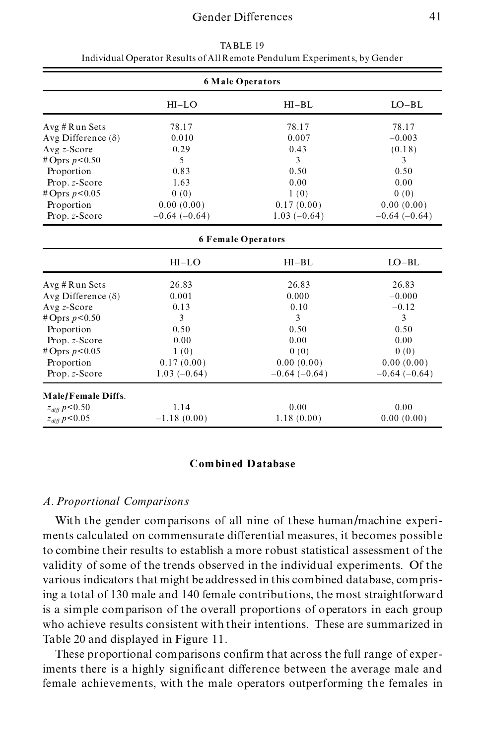TABLE 19

Individual Operator Results of All Remote Pendulum Experiments, by Gender

| | HI–LO | HI–BL | LO–BL |
|---|---|---|---|
| **6 Male Operators** | | | |
| Avg # Run Sets | 78.17 | 78.17 | 78.17 |
| Avg Difference (δ) | 0.010 | 0.007 | –0.003 |
| Avg *z*-Score | 0.29 | 0.43 | (0.18) |
| # Oprs $p<0.50$ | 5 | 3 | 3 |
| Proportion | 0.83 | 0.50 | 0.50 |
| Prop. *z*-Score | 1.63 | 0.00 | 0.00 |
| # Oprs $p<0.05$ | 0 (0) | 1 (0) | 0 (0) |
| Proportion | 0.00 (0.00) | 0.17 (0.00) | 0.00 (0.00) |
| Prop. *z*-Score | –0.64 (–0.64) | 1.03 (–0.64) | –0.64 (–0.64) |
| **6 Female Operators** | | | |
| Avg # Run Sets | 26.83 | 26.83 | 26.83 |
| Avg Difference (δ) | 0.001 | 0.000 | –0.000 |
| Avg *z*-Score | 0.13 | 0.10 | –0.12 |
| # Oprs $p<0.50$ | 3 | 3 | 3 |
| Proportion | 0.50 | 0.50 | 0.50 |
| Prop. *z*-Score | 0.00 | 0.00 | 0.00 |
| # Oprs $p<0.05$ | 1 (0) | 0 (0) | 0 (0) |
| Proportion | 0.17 (0.00) | 0.00 (0.00) | 0.00 (0.00) |
| Prop. *z*-Score | 1.03 (–0.64) | –0.64 (–0.64) | –0.64 (–0.64) |
| **Male/Female Diffs.** | | | |
| $z_{diff}$ $p<0.50$ | 1.14 | 0.00 | 0.00 |
| $z_{diff}$ $p<0.05$ | –1.18 (0.00) | 1.18 (0.00) | 0.00 (0.00) |

## Combined Database

### *A. Proportional Comparisons*

With the gender comparisons of all nine of these human/machine experiments calculated on commensurate differential measures, it becomes possible to combine their results to establish a more robust statistical assessment of the validity of some of the trends observed in the individual experiments. Of the various indicators that might be addressed in this combined database, comprising a total of 130 male and 140 female contributions, the most straightforward is a simple comparison of the overall proportions of operators in each group who achieve results consistent with their intentions. These are summarized in Table 20 and displayed in Figure 11.

These proportional comparisons confirm that across the full range of experiments there is a highly significant difference between the average male and female achievements, with the male operators outperforming the females in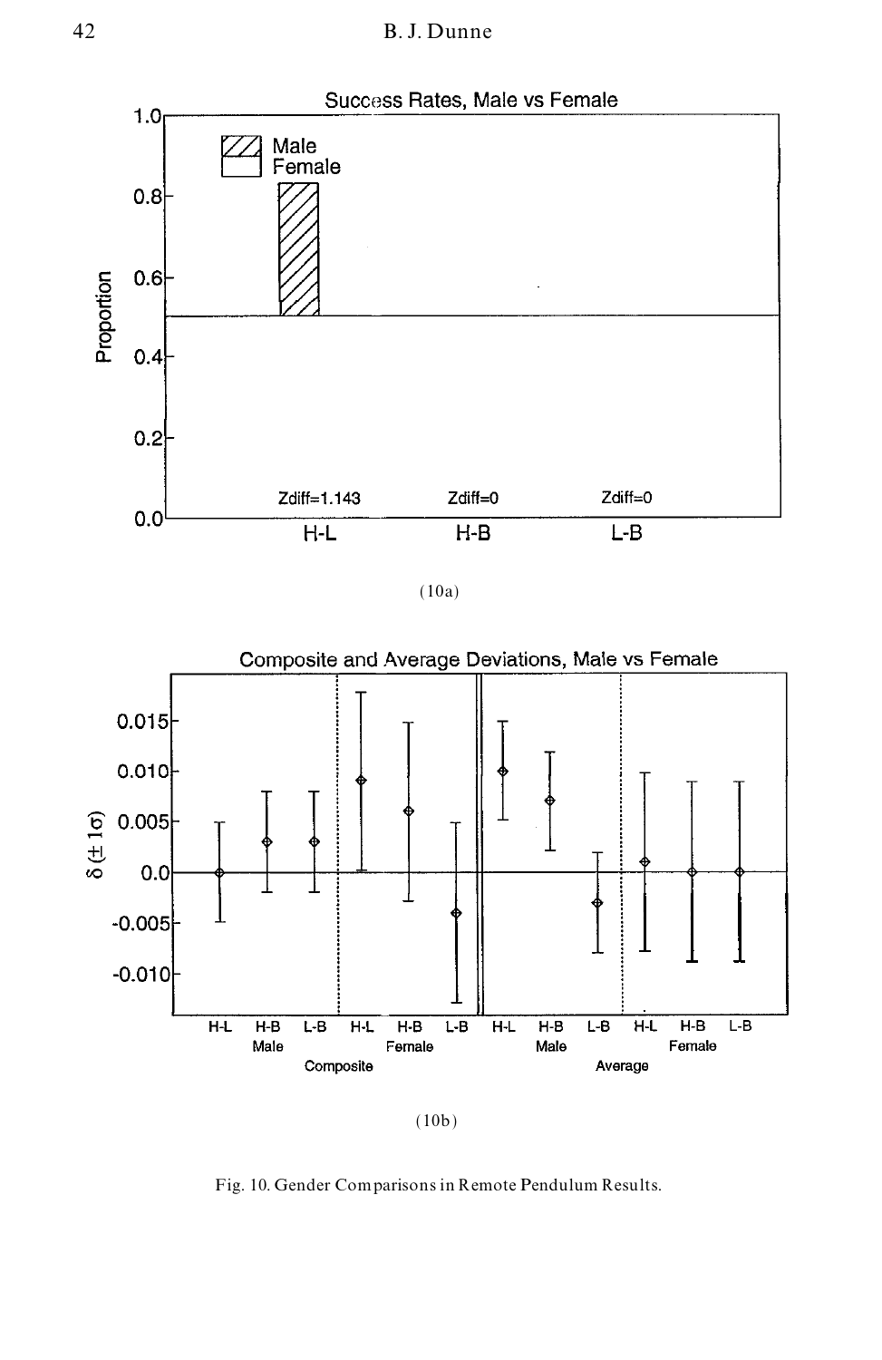(10a)

(10b)

Fig. 10. Gender Comparisons in Remote Pendulum Results.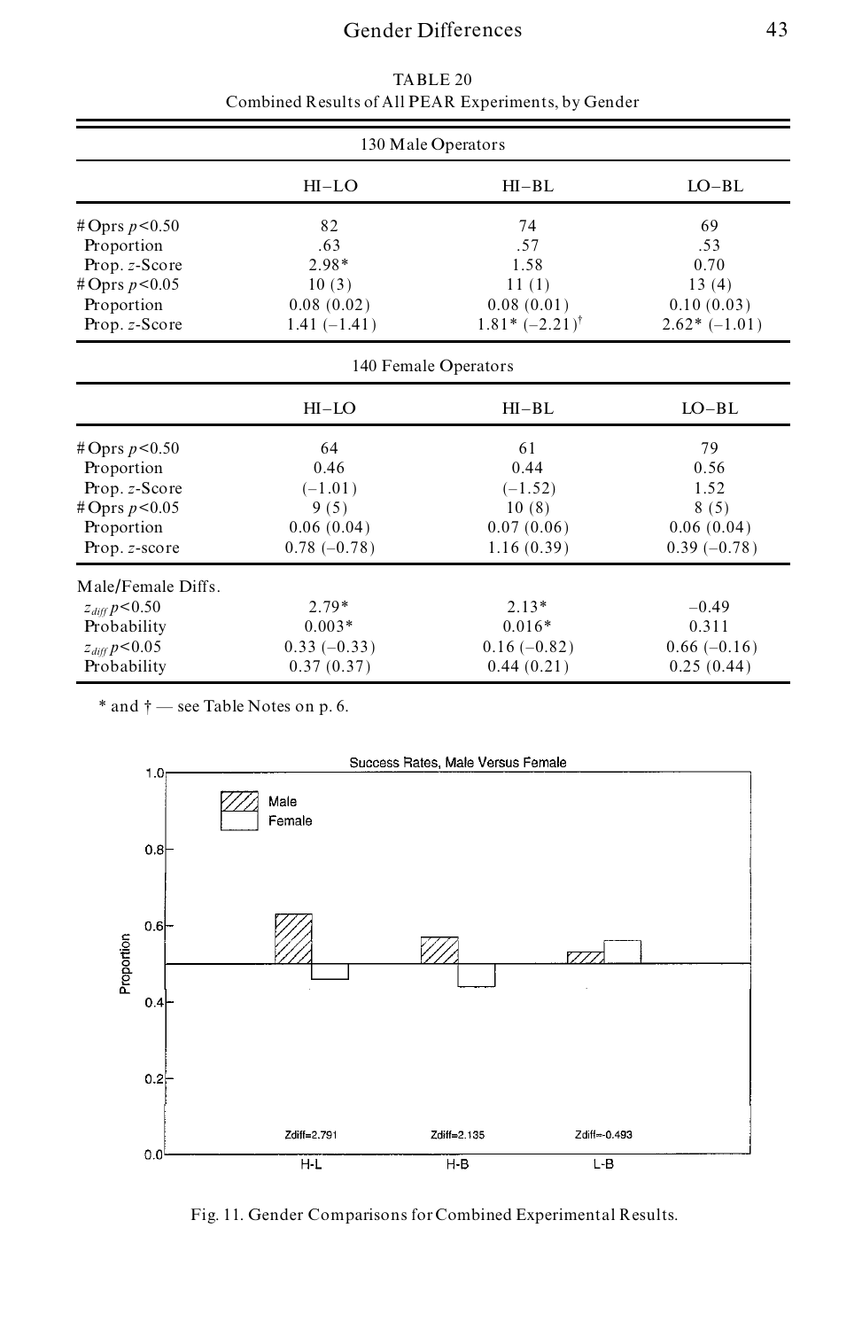TABLE 20

Combined Results of All PEAR Experiments, by Gender

| 130 Male Operators | | | |
|---|---|---|---|
| | HI–LO | HI–BL | LO–BL |
| # Oprs $p<0.50$ | 82 | 74 | 69 |
| Proportion | .63 | .57 | .53 |
| Prop. $z$-Score | 2.98* | 1.58 | 0.70 |
| # Oprs $p<0.05$ | 10 (3) | 11 (1) | 13 (4) |
| Proportion | 0.08 (0.02) | 0.08 (0.01) | 0.10 (0.03) |
| Prop. $z$-Score | 1.41 (–1.41) | 1.81* (–2.21)† | 2.62* (–1.01) |
| **140 Female Operators** | | | |
| | HI–LO | HI–BL | LO–BL |
| # Oprs $p<0.50$ | 64 | 61 | 79 |
| Proportion | 0.46 | 0.44 | 0.56 |
| Prop. $z$-Score | (–1.01) | (–1.52) | 1.52 |
| # Oprs $p<0.05$ | 9 (5) | 10 (8) | 8 (5) |
| Proportion | 0.06 (0.04) | 0.07 (0.06) | 0.06 (0.04) |
| Prop. $z$-score | 0.78 (–0.78) | 1.16 (0.39) | 0.39 (–0.78) |
| Male/Female Diffs. | | | |
| $z_{diff}$ $p<0.50$ | 2.79* | 2.13* | –0.49 |
| Probability | 0.003* | 0.016* | 0.311 |
| $z_{diff}$ $p<0.05$ | 0.33 (–0.33) | 0.16 (–0.82) | 0.66 (–0.16) |
| Probability | 0.37 (0.37) | 0.44 (0.21) | 0.25 (0.44) |

\* and † — see Table Notes on p. 6.

Fig. 11. Gender Comparisons for Combined Experimental Results.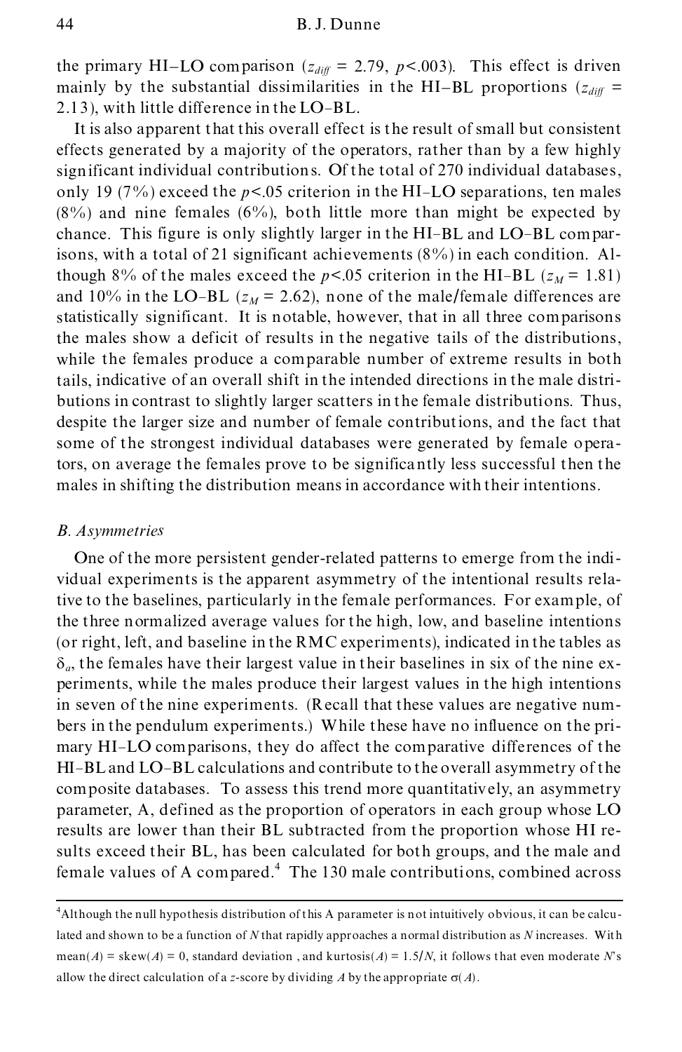the primary HI–LO comparison ($z_{diff}$ = 2.79, $p$<.003). This effect is driven mainly by the substantial dissimilarities in the HI–BL proportions ($z_{diff}$ = 2.13), with little difference in the LO–BL.

It is also apparent that this overall effect is the result of small but consistent effects generated by a majority of the operators, rather than by a few highly significant individual contributions. Of the total of 270 individual databases, only 19 (7%) exceed the $p$<.05 criterion in the HI–LO separations, ten males (8%) and nine females (6%), both little more than might be expected by chance. This figure is only slightly larger in the HI–BL and LO–BL comparisons, with a total of 21 significant achievements (8%) in each condition. Although 8% of the males exceed the $p$<.05 criterion in the HI–BL ($z_M$ = 1.81) and 10% in the LO–BL ($z_M$ = 2.62), none of the male/female differences are statistically significant. It is notable, however, that in all three comparisons the males show a deficit of results in the negative tails of the distributions, while the females produce a comparable number of extreme results in both tails, indicative of an overall shift in the intended directions in the male distributions in contrast to slightly larger scatters in the female distributions. Thus, despite the larger size and number of female contributions, and the fact that some of the strongest individual databases were generated by female operators, on average the females prove to be significantly less successful then the males in shifting the distribution means in accordance with their intentions.

### *B. Asymmetries*

One of the more persistent gender-related patterns to emerge from the individual experiments is the apparent asymmetry of the intentional results relative to the baselines, particularly in the female performances. For example, of the three normalized average values for the high, low, and baseline intentions (or right, left, and baseline in the RMC experiments), indicated in the tables as $\delta_a$, the females have their largest value in their baselines in six of the nine experiments, while the males produce their largest values in the high intentions in seven of the nine experiments. (Recall that these values are negative numbers in the pendulum experiments.) While these have no influence on the primary HI–LO comparisons, they do affect the comparative differences of the HI–BL and LO–BL calculations and contribute to the overall asymmetry of the composite databases. To assess this trend more quantitatively, an asymmetry parameter, A, defined as the proportion of operators in each group whose LO results are lower than their BL subtracted from the proportion whose HI results exceed their BL, has been calculated for both groups, and the male and female values of A compared.[4] The 130 male contributions, combined across

---

[4]Although the null hypothesis distribution of this A parameter is not intuitively obvious, it can be calculated and shown to be a function of $N$ that rapidly approaches a normal distribution as $N$ increases. With mean($A$) = skew($A$) = 0, standard deviation , and kurtosis($A$) = 1.5/$N$, it follows that even moderate $N$'s allow the direct calculation of a $z$-score by dividing $A$ by the appropriate $\sigma(A)$.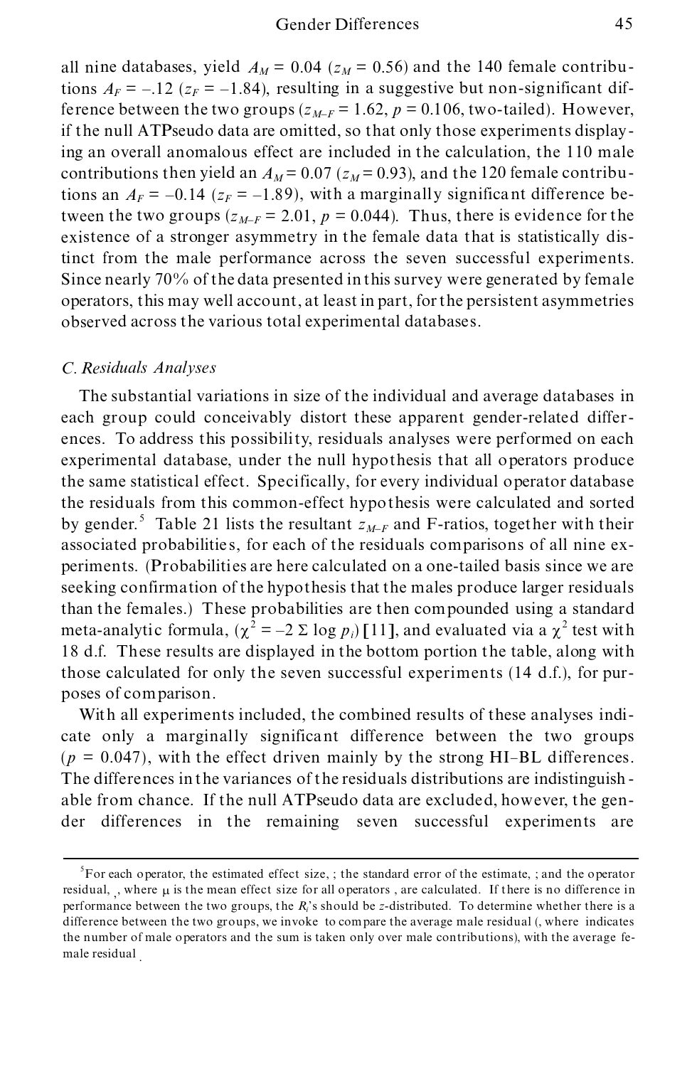all nine databases, yield $A_M = 0.04$ ($z_M = 0.56$) and the 140 female contributions $A_F = -.12$ ($z_F = -1.84$), resulting in a suggestive but non-significant difference between the two groups ($z_{M-F} = 1.62$, $p = 0.106$, two-tailed). However, if the null ATPseudo data are omitted, so that only those experiments displaying an overall anomalous effect are included in the calculation, the 110 male contributions then yield an $A_M = 0.07$ ($z_M = 0.93$), and the 120 female contributions an $A_F = -0.14$ ($z_F = -1.89$), with a marginally significant difference between the two groups ($z_{M-F} = 2.01$, $p = 0.044$). Thus, there is evidence for the existence of a stronger asymmetry in the female data that is statistically distinct from the male performance across the seven successful experiments. Since nearly 70% of the data presented in this survey were generated by female operators, this may well account, at least in part, for the persistent asymmetries observed across the various total experimental databases.

### *C. Residuals Analyses*

The substantial variations in size of the individual and average databases in each group could conceivably distort these apparent gender-related differences. To address this possibility, residuals analyses were performed on each experimental database, under the null hypothesis that all operators produce the same statistical effect. Specifically, for every individual operator database the residuals from this common-effect hypothesis were calculated and sorted by gender.[5] Table 21 lists the resultant $z_{M-F}$ and F-ratios, together with their associated probabilities, for each of the residuals comparisons of all nine experiments. (Probabilities are here calculated on a one-tailed basis since we are seeking confirmation of the hypothesis that the males produce larger residuals than the females.) These probabilities are then compounded using a standard meta-analytic formula, ($\chi^2 = -2\ \Sigma \log p_i$) [11], and evaluated via a $\chi^2$ test with 18 d.f. These results are displayed in the bottom portion the table, along with those calculated for only the seven successful experiments (14 d.f.), for purposes of comparison.

With all experiments included, the combined results of these analyses indicate only a marginally significant difference between the two groups ($p = 0.047$), with the effect driven mainly by the strong HI–BL differences. The differences in the variances of the residuals distributions are indistinguishable from chance. If the null ATPseudo data are excluded, however, the gender differences in the remaining seven successful experiments are

---

[5] For each operator, the estimated effect size, ; the standard error of the estimate, ; and the operator residual, , where $\mu$ is the mean effect size for all operators , are calculated. If there is no difference in performance between the two groups, the $R_i$'s should be $z$-distributed. To determine whether there is a difference between the two groups, we invoke to compare the average male residual (, where indicates the number of male operators and the sum is taken only over male contributions), with the average female residual .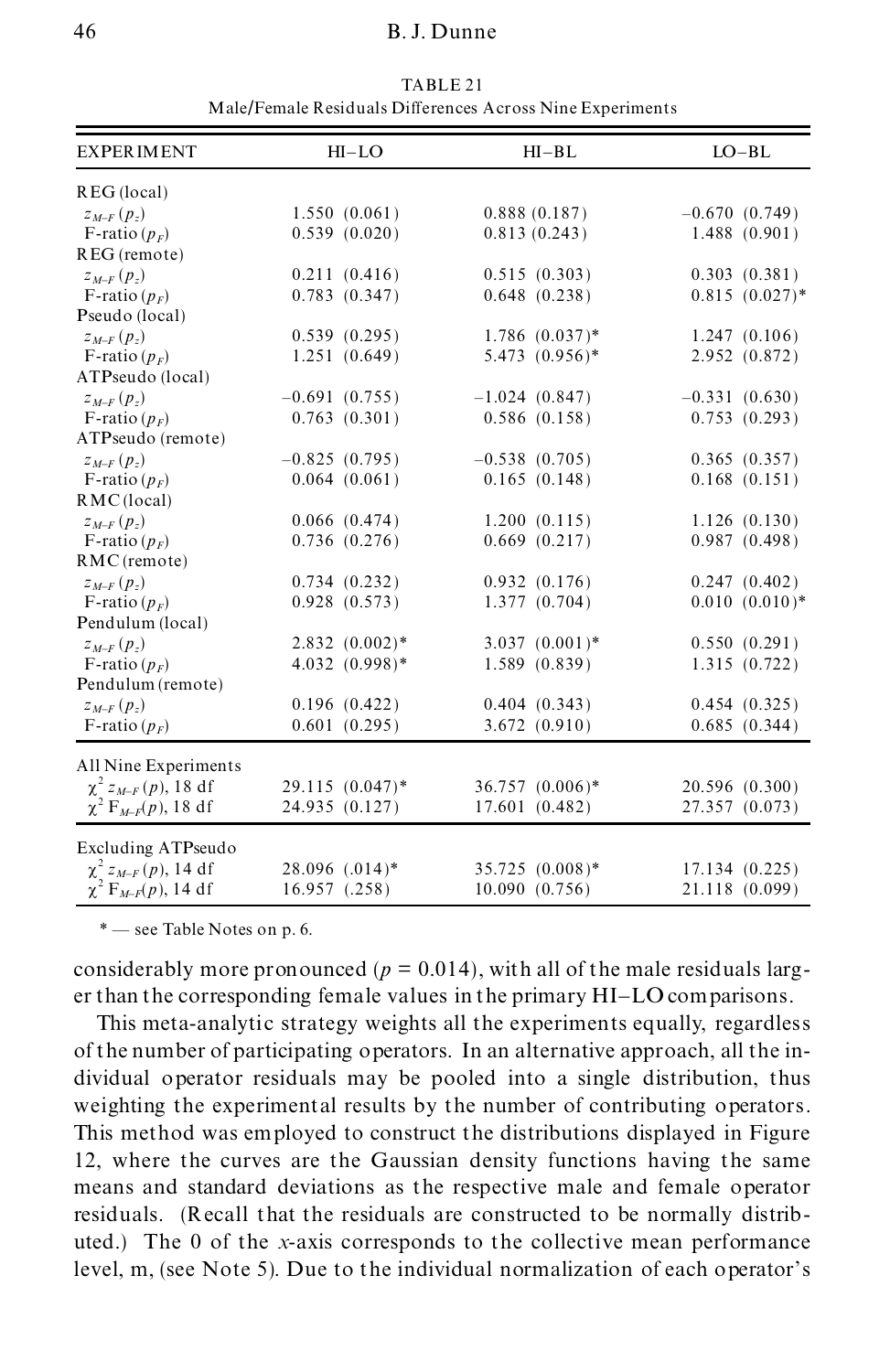TABLE 21
Male/Female Residuals Differences Across Nine Experiments

| EXPERIMENT | HI–LO | HI–BL | LO–BL |
|---|---|---|---|
| REG (local) | | | |
| $z_{M-F}$ ($p_z$) | 1.550 (0.061) | 0.888 (0.187) | –0.670 (0.749) |
| F-ratio ($p_F$) | 0.539 (0.020) | 0.813 (0.243) | 1.488 (0.901) |
| REG (remote) | | | |
| $z_{M-F}$ ($p_z$) | 0.211 (0.416) | 0.515 (0.303) | 0.303 (0.381) |
| F-ratio ($p_F$) | 0.783 (0.347) | 0.648 (0.238) | 0.815 (0.027)* |
| Pseudo (local) | | | |
| $z_{M-F}$ ($p_z$) | 0.539 (0.295) | 1.786 (0.037)* | 1.247 (0.106) |
| F-ratio ($p_F$) | 1.251 (0.649) | 5.473 (0.956)* | 2.952 (0.872) |
| ATPseudo (local) | | | |
| $z_{M-F}$ ($p_z$) | –0.691 (0.755) | –1.024 (0.847) | –0.331 (0.630) |
| F-ratio ($p_F$) | 0.763 (0.301) | 0.586 (0.158) | 0.753 (0.293) |
| ATPseudo (remote) | | | |
| $z_{M-F}$ ($p_z$) | –0.825 (0.795) | –0.538 (0.705) | 0.365 (0.357) |
| F-ratio ($p_F$) | 0.064 (0.061) | 0.165 (0.148) | 0.168 (0.151) |
| RMC (local) | | | |
| $z_{M-F}$ ($p_z$) | 0.066 (0.474) | 1.200 (0.115) | 1.126 (0.130) |
| F-ratio ($p_F$) | 0.736 (0.276) | 0.669 (0.217) | 0.987 (0.498) |
| RMC (remote) | | | |
| $z_{M-F}$ ($p_z$) | 0.734 (0.232) | 0.932 (0.176) | 0.247 (0.402) |
| F-ratio ($p_F$) | 0.928 (0.573) | 1.377 (0.704) | 0.010 (0.010)* |
| Pendulum (local) | | | |
| $z_{M-F}$ ($p_z$) | 2.832 (0.002)* | 3.037 (0.001)* | 0.550 (0.291) |
| F-ratio ($p_F$) | 4.032 (0.998)* | 1.589 (0.839) | 1.315 (0.722) |
| Pendulum (remote) | | | |
| $z_{M-F}$ ($p_z$) | 0.196 (0.422) | 0.404 (0.343) | 0.454 (0.325) |
| F-ratio ($p_F$) | 0.601 (0.295) | 3.672 (0.910) | 0.685 (0.344) |
| All Nine Experiments | | | |
| $\chi^2$ $z_{M-F}(p)$, 18 df | 29.115 (0.047)* | 36.757 (0.006)* | 20.596 (0.300) |
| $\chi^2$ $F_{M-F}(p)$, 18 df | 24.935 (0.127) | 17.601 (0.482) | 27.357 (0.073) |
| Excluding ATPseudo | | | |
| $\chi^2$ $z_{M-F}(p)$, 14 df | 28.096 (.014)* | 35.725 (0.008)* | 17.134 (0.225) |
| $\chi^2$ $F_{M-F}(p)$, 14 df | 16.957 (.258) | 10.090 (0.756) | 21.118 (0.099) |

* — see Table Notes on p. 6.

considerably more pronounced ($p = 0.014$), with all of the male residuals larger than the corresponding female values in the primary HI–LO comparisons.

This meta-analytic strategy weights all the experiments equally, regardless of the number of participating operators. In an alternative approach, all the individual operator residuals may be pooled into a single distribution, thus weighting the experimental results by the number of contributing operators. This method was employed to construct the distributions displayed in Figure 12, where the curves are the Gaussian density functions having the same means and standard deviations as the respective male and female operator residuals. (Recall that the residuals are constructed to be normally distributed.) The 0 of the *x*-axis corresponds to the collective mean performance level, m, (see Note 5). Due to the individual normalization of each operator's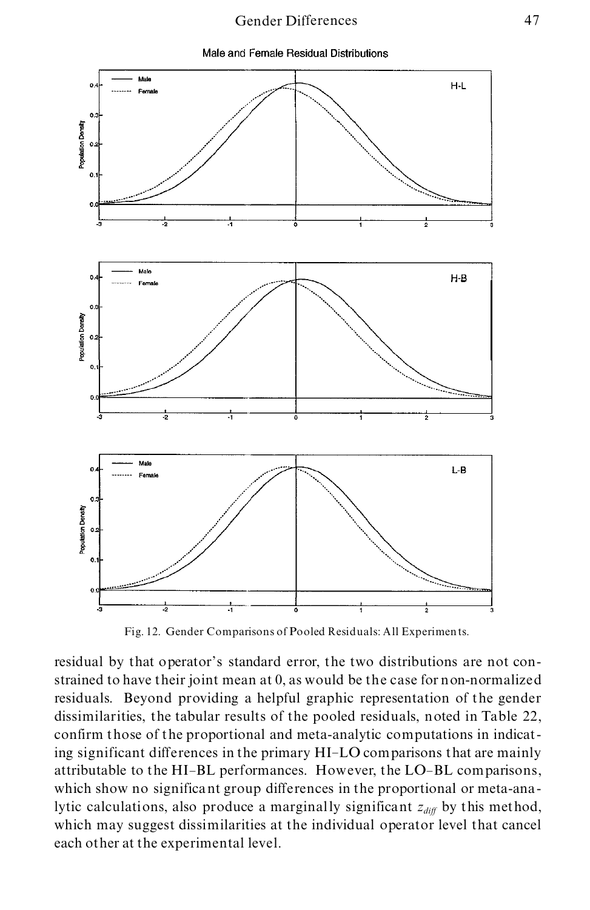Male and Female Residual Distributions

Fig. 12. Gender Comparisons of Pooled Residuals: All Experiments.

residual by that operator's standard error, the two distributions are not constrained to have their joint mean at 0, as would be the case for non-normalized residuals. Beyond providing a helpful graphic representation of the gender dissimilarities, the tabular results of the pooled residuals, noted in Table 22, confirm those of the proportional and meta-analytic computations in indicating significant differences in the primary HI–LO comparisons that are mainly attributable to the HI–BL performances. However, the LO–BL comparisons, which show no significant group differences in the proportional or meta-analytic calculations, also produce a marginally significant $z_{diff}$ by this method, which may suggest dissimilarities at the individual operator level that cancel each other at the experimental level.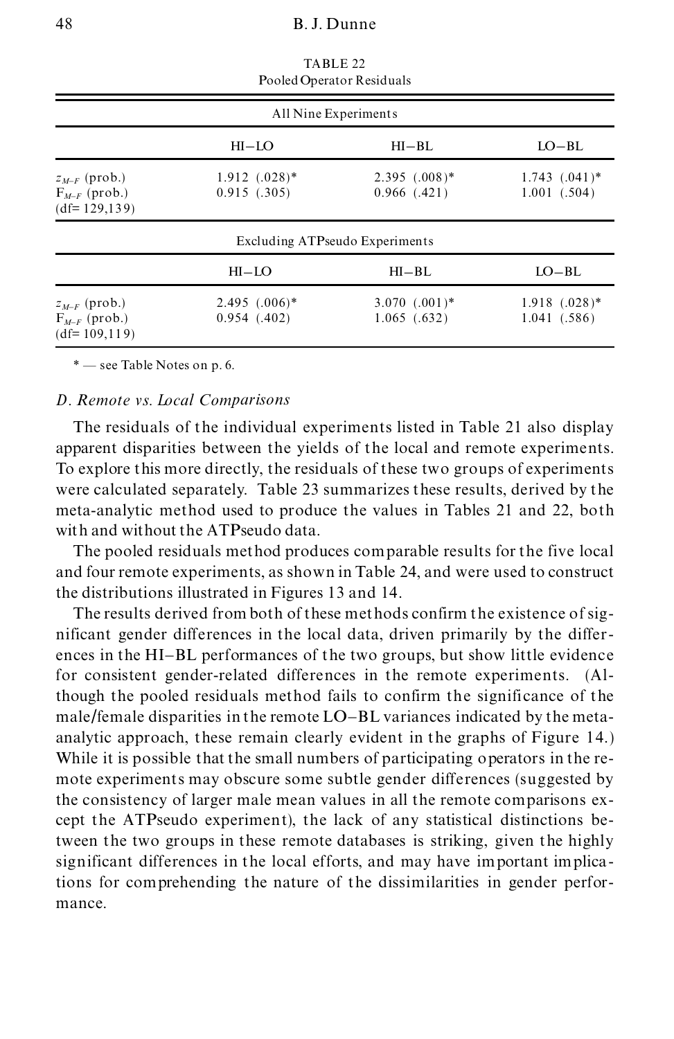TABLE 22
Pooled Operator Residuals

| | HI−LO | HI−BL | LO−BL |
|---|---|---|---|
| **All Nine Experiments** | | | |
| $z_{M\text{–}F}$ (prob.) | 1.912 (.028)* | 2.395 (.008)* | 1.743 (.041)* |
| $F_{M\text{–}F}$ (prob.) (df= 129,139) | 0.915 (.305) | 0.966 (.421) | 1.001 (.504) |
| **Excluding ATPseudo Experiments** | | | |
| $z_{M\text{–}F}$ (prob.) | 2.495 (.006)* | 3.070 (.001)* | 1.918 (.028)* |
| $F_{M\text{–}F}$ (prob.) (df= 109,119) | 0.954 (.402) | 1.065 (.632) | 1.041 (.586) |

* — see Table Notes on p. 6.

### *D. Remote vs. Local Comparisons*

The residuals of the individual experiments listed in Table 21 also display apparent disparities between the yields of the local and remote experiments. To explore this more directly, the residuals of these two groups of experiments were calculated separately. Table 23 summarizes these results, derived by the meta-analytic method used to produce the values in Tables 21 and 22, both with and without the ATPseudo data.

The pooled residuals method produces comparable results for the five local and four remote experiments, as shown in Table 24, and were used to construct the distributions illustrated in Figures 13 and 14.

The results derived from both of these methods confirm the existence of significant gender differences in the local data, driven primarily by the differences in the HI−BL performances of the two groups, but show little evidence for consistent gender-related differences in the remote experiments. (Although the pooled residuals method fails to confirm the significance of the male/female disparities in the remote LO−BL variances indicated by the meta-analytic approach, these remain clearly evident in the graphs of Figure 14.) While it is possible that the small numbers of participating operators in the remote experiments may obscure some subtle gender differences (suggested by the consistency of larger male mean values in all the remote comparisons except the ATPseudo experiment), the lack of any statistical distinctions between the two groups in these remote databases is striking, given the highly significant differences in the local efforts, and may have important implications for comprehending the nature of the dissimilarities in gender performance.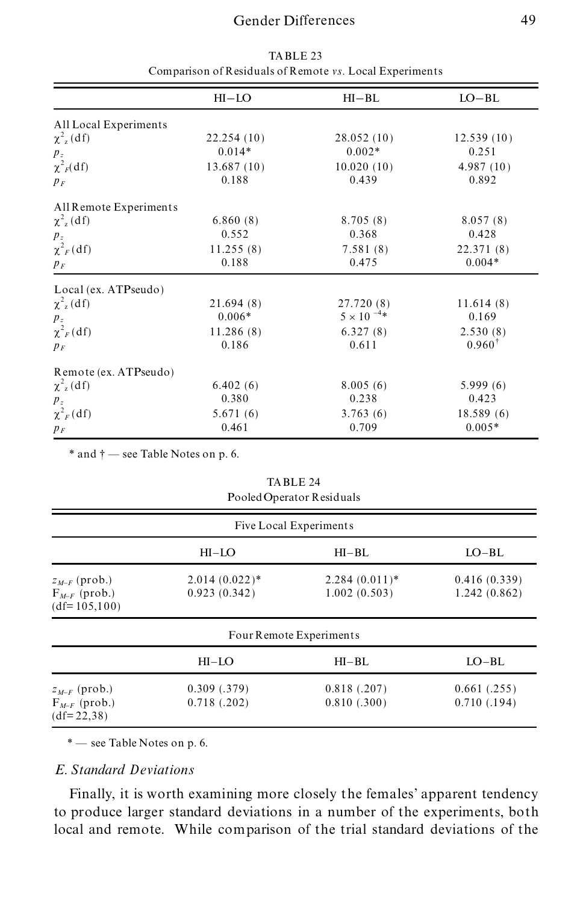TABLE 23
Comparison of Residuals of Remote *vs.* Local Experiments

| | HI−LO | HI−BL | LO−BL |
|---|---|---|---|
| All Local Experiments | | | |
| $\chi^2_z$ (df) | 22.254 (10) | 28.052 (10) | 12.539 (10) |
| $p_z$ | 0.014* | 0.002* | 0.251 |
| $\chi^2_F$(df) | 13.687 (10) | 10.020 (10) | 4.987 (10) |
| $p_F$ | 0.188 | 0.439 | 0.892 |
| All Remote Experiments | | | |
| $\chi^2_z$ (df) | 6.860 (8) | 8.705 (8) | 8.057 (8) |
| $p_z$ | 0.552 | 0.368 | 0.428 |
| $\chi^2_F$ (df) | 11.255 (8) | 7.581 (8) | 22.371 (8) |
| $p_F$ | 0.188 | 0.475 | 0.004* |
| Local (ex. ATPseudo) | | | |
| $\chi^2_z$ (df) | 21.694 (8) | 27.720 (8) | 11.614 (8) |
| $p_z$ | 0.006* | $5 \times 10^{-4}$* | 0.169 |
| $\chi^2_F$ (df) | 11.286 (8) | 6.327 (8) | 2.530 (8) |
| $p_F$ | 0.186 | 0.611 | 0.960† |
| Remote (ex. ATPseudo) | | | |
| $\chi^2_z$ (df) | 6.402 (6) | 8.005 (6) | 5.999 (6) |
| $p_z$ | 0.380 | 0.238 | 0.423 |
| $\chi^2_F$ (df) | 5.671 (6) | 3.763 (6) | 18.589 (6) |
| $p_F$ | 0.461 | 0.709 | 0.005* |

\* and † — see Table Notes on p. 6.

TABLE 24
Pooled Operator Residuals

| Five Local Experiments | | | |
|---|---|---|---|
| | HI−LO | HI−BL | LO−BL |
| $z_{M-F}$ (prob.) | 2.014 (0.022)* | 2.284 (0.011)* | 0.416 (0.339) |
| $F_{M-F}$ (prob.) (df= 105,100) | 0.923 (0.342) | 1.002 (0.503) | 1.242 (0.862) |
| **Four Remote Experiments** | | | |
| | HI−LO | HI−BL | LO−BL |
| $z_{M-F}$ (prob.) | 0.309 (.379) | 0.818 (.207) | 0.661 (.255) |
| $F_{M-F}$ (prob.) (df= 22,38) | 0.718 (.202) | 0.810 (.300) | 0.710 (.194) |

\* — see Table Notes on p. 6.

### *E. Standard Deviations*

Finally, it is worth examining more closely the females' apparent tendency to produce larger standard deviations in a number of the experiments, both local and remote. While comparison of the trial standard deviations of the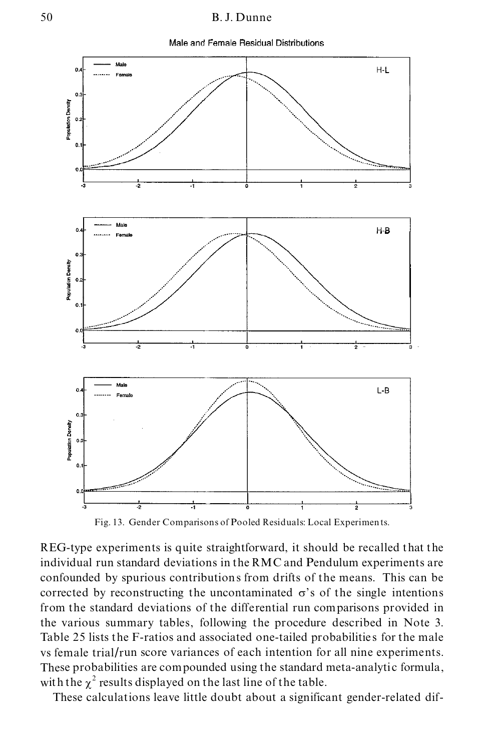Male and Female Residual Distributions

Fig. 13. Gender Comparisons of Pooled Residuals: Local Experiments.

REG-type experiments is quite straightforward, it should be recalled that the individual run standard deviations in the RMC and Pendulum experiments are confounded by spurious contributions from drifts of the means. This can be corrected by reconstructing the uncontaminated $\sigma$'s of the single intentions from the standard deviations of the differential run comparisons provided in the various summary tables, following the procedure described in Note 3. Table 25 lists the F-ratios and associated one-tailed probabilities for the male vs female trial/run score variances of each intention for all nine experiments. These probabilities are compounded using the standard meta-analytic formula, with the $\chi^2$ results displayed on the last line of the table.

These calculations leave little doubt about a significant gender-related dif-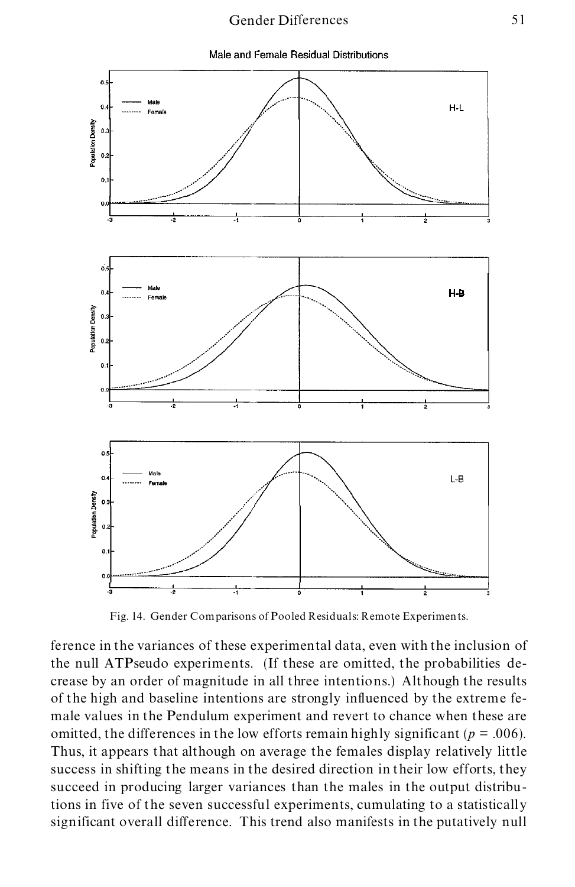Fig. 14. Gender Comparisons of Pooled Residuals: Remote Experiments.

ference in the variances of these experimental data, even with the inclusion of the null ATPseudo experiments. (If these are omitted, the probabilities decrease by an order of magnitude in all three intentions.) Although the results of the high and baseline intentions are strongly influenced by the extreme female values in the Pendulum experiment and revert to chance when these are omitted, the differences in the low efforts remain highly significant ($p = .006$). Thus, it appears that although on average the females display relatively little success in shifting the means in the desired direction in their low efforts, they succeed in producing larger variances than the males in the output distributions in five of the seven successful experiments, cumulating to a statistically significant overall difference. This trend also manifests in the putatively null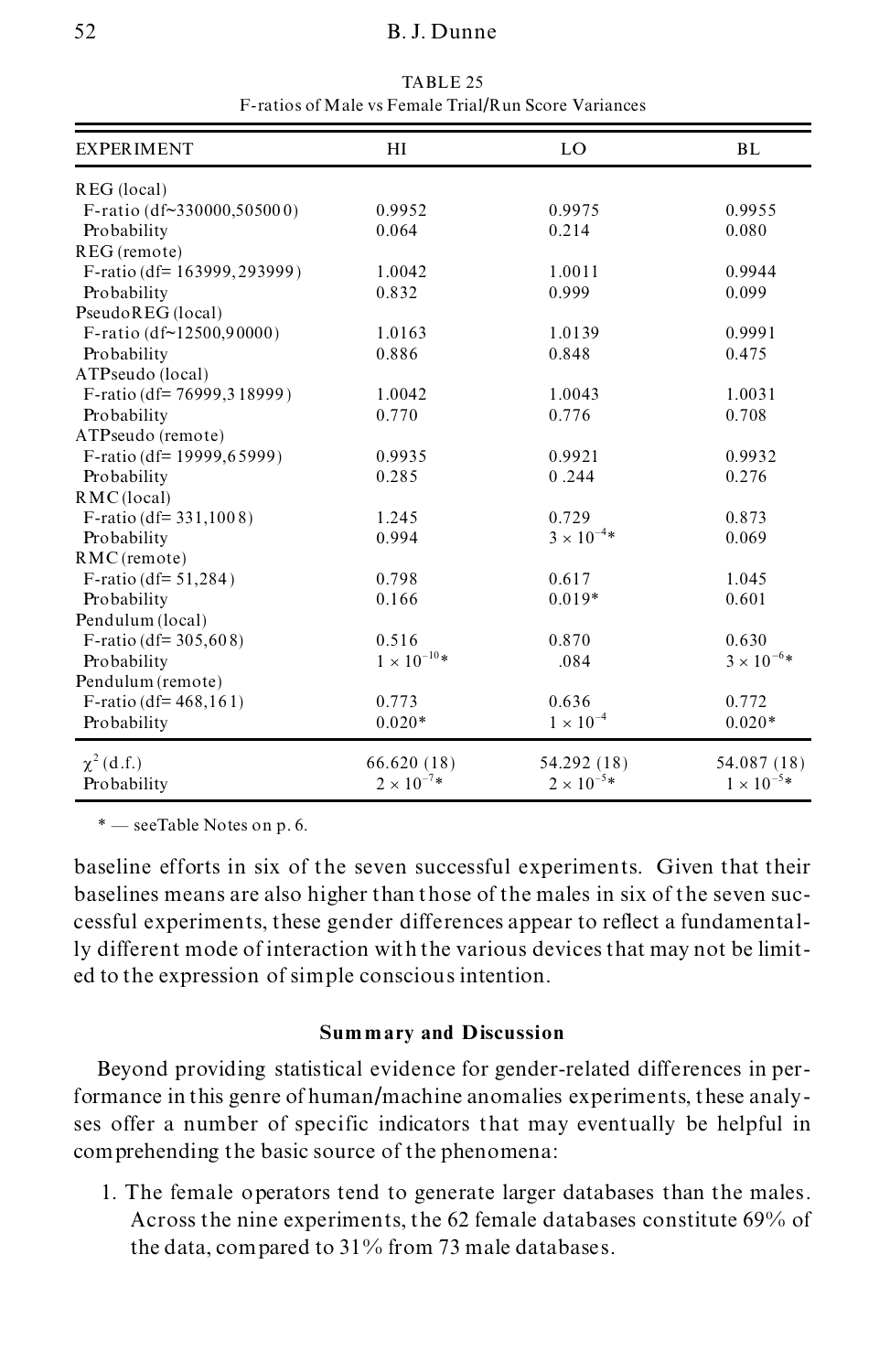TABLE 25
F-ratios of Male vs Female Trial/Run Score Variances

| EXPERIMENT | HI | LO | BL |
|---|---|---|---|
| REG (local) | | | |
| F-ratio (df~330000,505000) | 0.9952 | 0.9975 | 0.9955 |
| Probability | 0.064 | 0.214 | 0.080 |
| REG (remote) | | | |
| F-ratio (df= 163999, 293999) | 1.0042 | 1.0011 | 0.9944 |
| Probability | 0.832 | 0.999 | 0.099 |
| PseudoREG (local) | | | |
| F-ratio (df~12500,90000) | 1.0163 | 1.0139 | 0.9991 |
| Probability | 0.886 | 0.848 | 0.475 |
| ATPseudo (local) | | | |
| F-ratio (df= 76999,318999) | 1.0042 | 1.0043 | 1.0031 |
| Probability | 0.770 | 0.776 | 0.708 |
| ATPseudo (remote) | | | |
| F-ratio (df= 19999,65999) | 0.9935 | 0.9921 | 0.9932 |
| Probability | 0.285 | 0.244 | 0.276 |
| RMC (local) | | | |
| F-ratio (df= 331,1008) | 1.245 | 0.729 | 0.873 |
| Probability | 0.994 | $3 \times 10^{-4}$* | 0.069 |
| RMC (remote) | | | |
| F-ratio (df= 51,284) | 0.798 | 0.617 | 1.045 |
| Probability | 0.166 | 0.019* | 0.601 |
| Pendulum (local) | | | |
| F-ratio (df= 305,608) | 0.516 | 0.870 | 0.630 |
| Probability | $1 \times 10^{-10}$* | .084 | $3 \times 10^{-6}$* |
| Pendulum (remote) | | | |
| F-ratio (df= 468,161) | 0.773 | 0.636 | 0.772 |
| Probability | 0.020* | $1 \times 10^{-4}$ | 0.020* |
| $\chi^2$ (d.f.) | 66.620 (18) | 54.292 (18) | 54.087 (18) |
| Probability | $2 \times 10^{-7}$* | $2 \times 10^{-5}$* | $1 \times 10^{-5}$* |

* — seeTable Notes on p. 6.

baseline efforts in six of the seven successful experiments. Given that their baselines means are also higher than those of the males in six of the seven successful experiments, these gender differences appear to reflect a fundamentally different mode of interaction with the various devices that may not be limited to the expression of simple conscious intention.

## Summary and Discussion

Beyond providing statistical evidence for gender-related differences in performance in this genre of human/machine anomalies experiments, these analyses offer a number of specific indicators that may eventually be helpful in comprehending the basic source of the phenomena:

1. The female operators tend to generate larger databases than the males. Across the nine experiments, the 62 female databases constitute 69% of the data, compared to 31% from 73 male databases.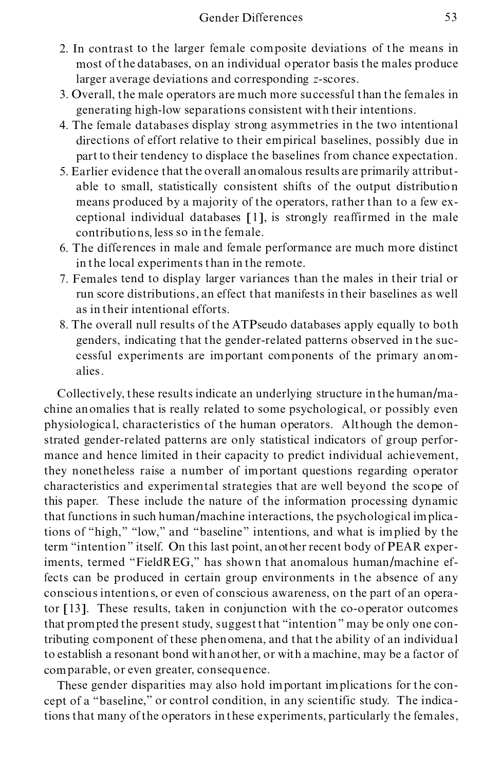2. In contrast to the larger female composite deviations of the means in most of the databases, on an individual operator basis the males produce larger average deviations and corresponding *z*-scores.
3. Overall, the male operators are much more successful than the females in generating high-low separations consistent with their intentions.
4. The female databases display strong asymmetries in the two intentional directions of effort relative to their empirical baselines, possibly due in part to their tendency to displace the baselines from chance expectation.
5. Earlier evidence that the overall anomalous results are primarily attributable to small, statistically consistent shifts of the output distribution means produced by a majority of the operators, rather than to a few exceptional individual databases [1], is strongly reaffirmed in the male contributions, less so in the female.
6. The differences in male and female performance are much more distinct in the local experiments than in the remote.
7. Females tend to display larger variances than the males in their trial or run score distributions, an effect that manifests in their baselines as well as in their intentional efforts.
8. The overall null results of the ATPseudo databases apply equally to both genders, indicating that the gender-related patterns observed in the successful experiments are important components of the primary anomalies.

Collectively, these results indicate an underlying structure in the human/machine anomalies that is really related to some psychological, or possibly even physiological, characteristics of the human operators. Although the demonstrated gender-related patterns are only statistical indicators of group performance and hence limited in their capacity to predict individual achievement, they nonetheless raise a number of important questions regarding operator characteristics and experimental strategies that are well beyond the scope of this paper. These include the nature of the information processing dynamic that functions in such human/machine interactions, the psychological implications of "high," "low," and "baseline" intentions, and what is implied by the term "intention" itself. On this last point, another recent body of PEAR experiments, termed "FieldREG," has shown that anomalous human/machine effects can be produced in certain group environments in the absence of any conscious intentions, or even of conscious awareness, on the part of an operator [13]. These results, taken in conjunction with the co-operator outcomes that prompted the present study, suggest that "intention" may be only one contributing component of these phenomena, and that the ability of an individual to establish a resonant bond with another, or with a machine, may be a factor of comparable, or even greater, consequence.

These gender disparities may also hold important implications for the concept of a "baseline," or control condition, in any scientific study. The indications that many of the operators in these experiments, particularly the females,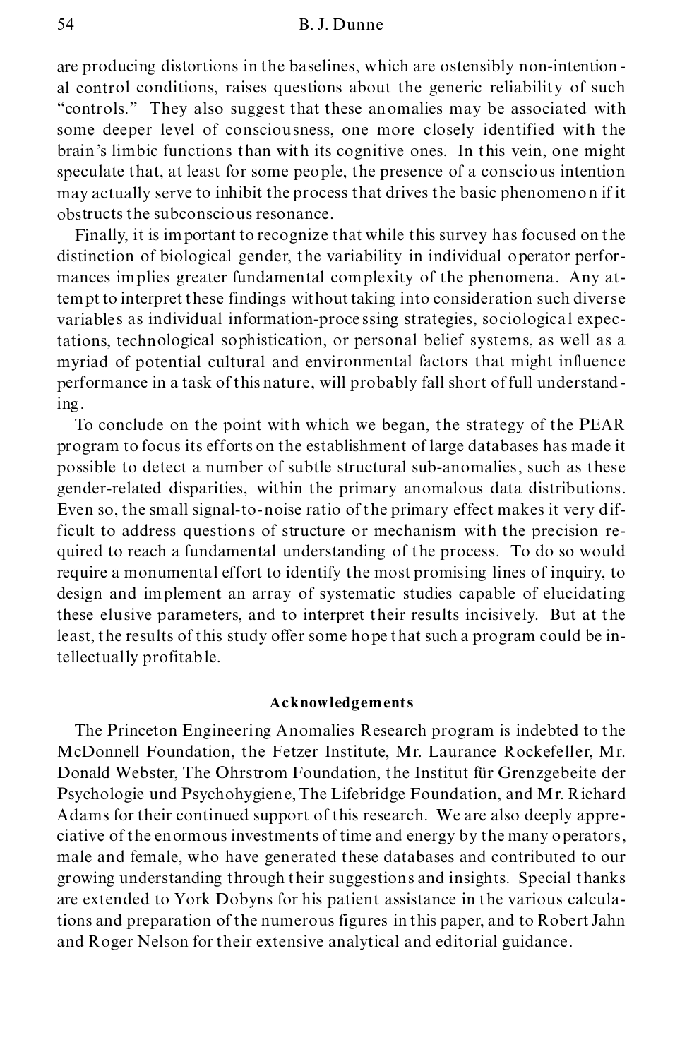are producing distortions in the baselines, which are ostensibly non-intentional control conditions, raises questions about the generic reliability of such "controls." They also suggest that these anomalies may be associated with some deeper level of consciousness, one more closely identified with the brain's limbic functions than with its cognitive ones. In this vein, one might speculate that, at least for some people, the presence of a conscious intention may actually serve to inhibit the process that drives the basic phenomenon if it obstructs the subconscious resonance.

Finally, it is important to recognize that while this survey has focused on the distinction of biological gender, the variability in individual operator performances implies greater fundamental complexity of the phenomena. Any attempt to interpret these findings without taking into consideration such diverse variables as individual information-processing strategies, sociological expectations, technological sophistication, or personal belief systems, as well as a myriad of potential cultural and environmental factors that might influence performance in a task of this nature, will probably fall short of full understanding.

To conclude on the point with which we began, the strategy of the PEAR program to focus its efforts on the establishment of large databases has made it possible to detect a number of subtle structural sub-anomalies, such as these gender-related disparities, within the primary anomalous data distributions. Even so, the small signal-to-noise ratio of the primary effect makes it very difficult to address questions of structure or mechanism with the precision required to reach a fundamental understanding of the process. To do so would require a monumental effort to identify the most promising lines of inquiry, to design and implement an array of systematic studies capable of elucidating these elusive parameters, and to interpret their results incisively. But at the least, the results of this study offer some hope that such a program could be intellectually profitable.

## Acknowledgements

The Princeton Engineering Anomalies Research program is indebted to the McDonnell Foundation, the Fetzer Institute, Mr. Laurance Rockefeller, Mr. Donald Webster, The Ohrstrom Foundation, the Institut für Grenzgebeite der Psychologie und Psychohygiene, The Lifebridge Foundation, and Mr. Richard Adams for their continued support of this research. We are also deeply appreciative of the enormous investments of time and energy by the many operators, male and female, who have generated these databases and contributed to our growing understanding through their suggestions and insights. Special thanks are extended to York Dobyns for his patient assistance in the various calculations and preparation of the numerous figures in this paper, and to Robert Jahn and Roger Nelson for their extensive analytical and editorial guidance.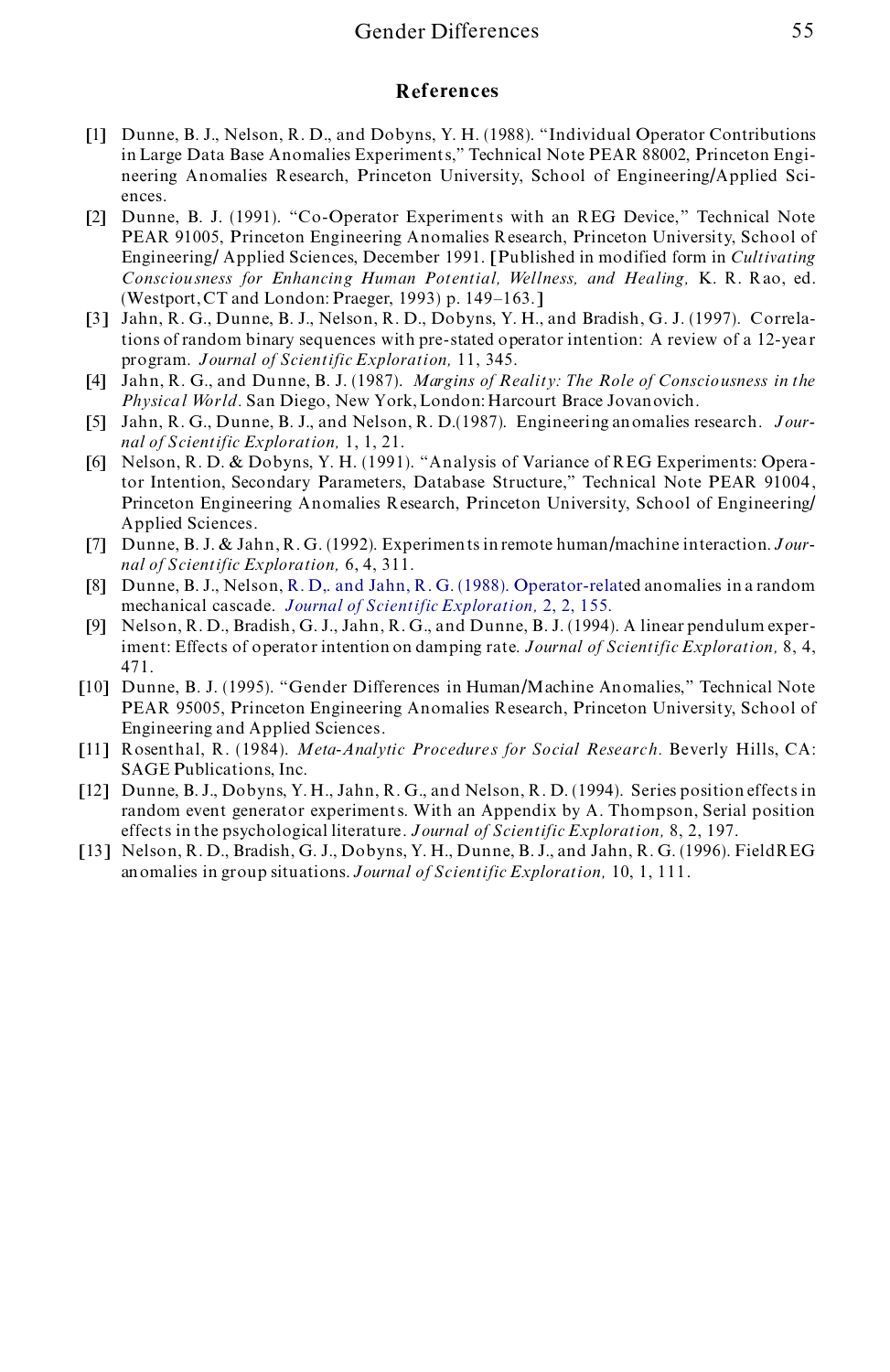## References

[1] Dunne, B. J., Nelson, R. D., and Dobyns, Y. H. (1988). "Individual Operator Contributions in Large Data Base Anomalies Experiments," Technical Note PEAR 88002, Princeton Engineering Anomalies Research, Princeton University, School of Engineering/Applied Sciences.

[2] Dunne, B. J. (1991). "Co-Operator Experiments with an REG Device," Technical Note PEAR 91005, Princeton Engineering Anomalies Research, Princeton University, School of Engineering/ Applied Sciences, December 1991. [Published in modified form in *Cultivating Consciousness for Enhancing Human Potential, Wellness, and Healing,* K. R. Rao, ed. (Westport, CT and London: Praeger, 1993) p. 149–163.]

[3] Jahn, R. G., Dunne, B. J., Nelson, R. D., Dobyns, Y. H., and Bradish, G. J. (1997). Correlations of random binary sequences with pre-stated operator intention: A review of a 12-year program. *Journal of Scientific Exploration,* 11, 345.

[4] Jahn, R. G., and Dunne, B. J. (1987). *Margins of Reality: The Role of Consciousness in the Physical World*. San Diego, New York, London: Harcourt Brace Jovanovich.

[5] Jahn, R. G., Dunne, B. J., and Nelson, R. D.(1987). Engineering anomalies research. *Journal of Scientific Exploration,* 1, 1, 21.

[6] Nelson, R. D. & Dobyns, Y. H. (1991). "Analysis of Variance of REG Experiments: Operator Intention, Secondary Parameters, Database Structure," Technical Note PEAR 91004, Princeton Engineering Anomalies Research, Princeton University, School of Engineering/ Applied Sciences.

[7] Dunne, B. J. & Jahn, R. G. (1992). Experiments in remote human/machine interaction. *Journal of Scientific Exploration,* 6, 4, 311.

[8] Dunne, B. J., Nelson, R. D,. and Jahn, R. G. (1988). Operator-related anomalies in a random mechanical cascade. *Journal of Scientific Exploration,* 2, 2, 155.

[9] Nelson, R. D., Bradish, G. J., Jahn, R. G., and Dunne, B. J. (1994). A linear pendulum experiment: Effects of operator intention on damping rate. *Journal of Scientific Exploration,* 8, 4, 471.

[10] Dunne, B. J. (1995). "Gender Differences in Human/Machine Anomalies," Technical Note PEAR 95005, Princeton Engineering Anomalies Research, Princeton University, School of Engineering and Applied Sciences.

[11] Rosenthal, R. (1984). *Meta-Analytic Procedures for Social Research.* Beverly Hills, CA: SAGE Publications, Inc.

[12] Dunne, B. J., Dobyns, Y. H., Jahn, R. G., and Nelson, R. D. (1994). Series position effects in random event generator experiments. With an Appendix by A. Thompson, Serial position effects in the psychological literature. *Journal of Scientific Exploration,* 8, 2, 197.

[13] Nelson, R. D., Bradish, G. J., Dobyns, Y. H., Dunne, B. J., and Jahn, R. G. (1996). FieldREG anomalies in group situations. *Journal of Scientific Exploration,* 10, 1, 111.